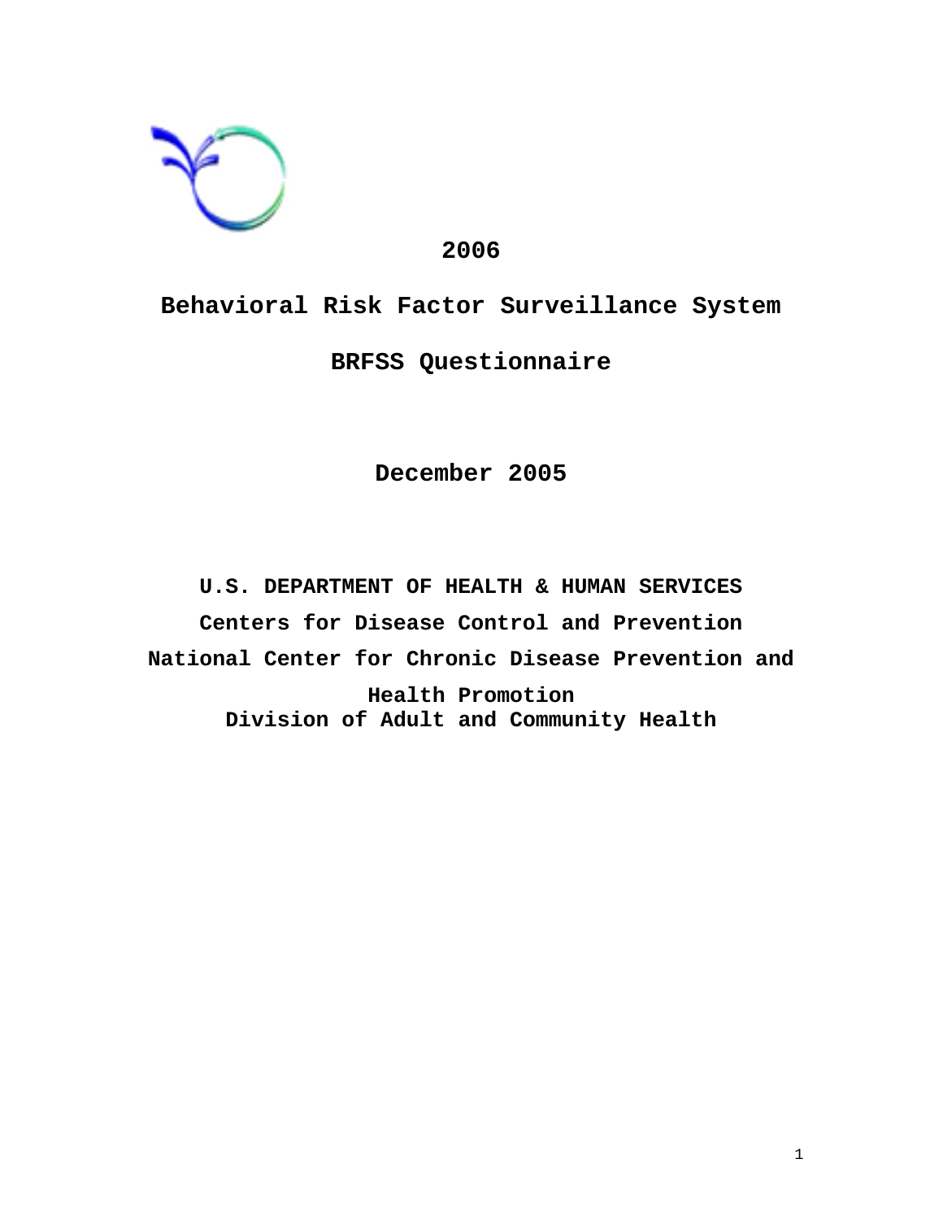# 2006

# Behavioral Risk Factor Surveillance System

# BRFSS Questionnaire

**December 2005**

**U.S. DEPARTMENT OF HEALTH & HUMAN SERVICES**

**Centers for Disease Control and Prevention**

**National Center for Chronic Disease Prevention and Health Promotion**

**Division of Adult and Community Health**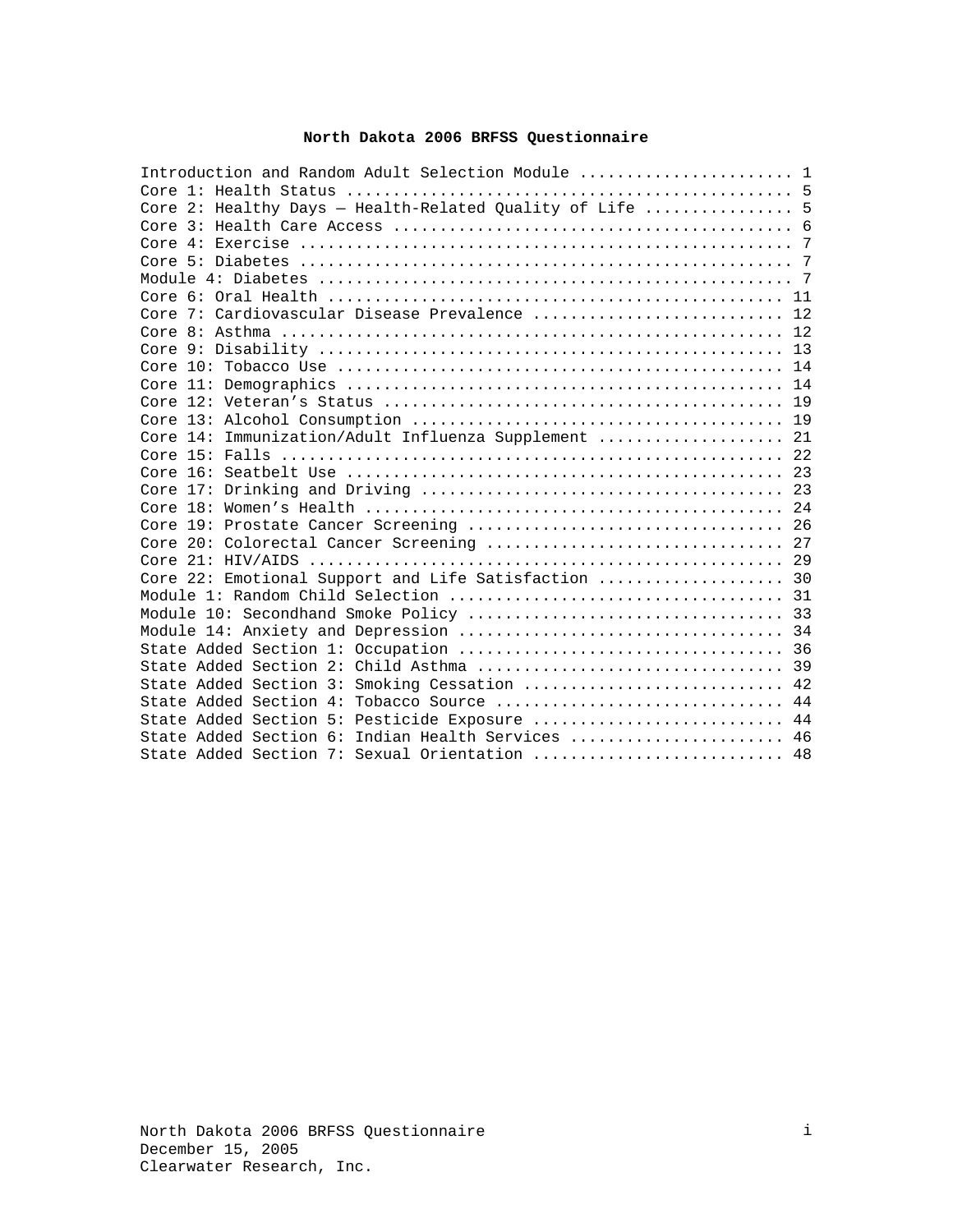# North Dakota 2006 BRFSS Questionnaire

Introduction and Random Adult Selection Module ....................... 1
Core 1: Health Status ................................................ 5
Core 2: Healthy Days — Health-Related Quality of Life ................ 5
Core 3: Health Care Access ........................................... 6
Core 4: Exercise ..................................................... 7
Core 5: Diabetes ..................................................... 7
Module 4: Diabetes ................................................... 7
Core 6: Oral Health ................................................. 11
Core 7: Cardiovascular Disease Prevalence ........................... 12
Core 8: Asthma ...................................................... 12
Core 9: Disability .................................................. 13
Core 10: Tobacco Use ................................................ 14
Core 11: Demographics ............................................... 14
Core 12: Veteran's Status ........................................... 19
Core 13: Alcohol Consumption ........................................ 19
Core 14: Immunization/Adult Influenza Supplement .................... 21
Core 15: Falls ...................................................... 22
Core 16: Seatbelt Use ............................................... 23
Core 17: Drinking and Driving ....................................... 23
Core 18: Women's Health ............................................. 24
Core 19: Prostate Cancer Screening .................................. 26
Core 20: Colorectal Cancer Screening ................................ 27
Core 21: HIV/AIDS ................................................... 29
Core 22: Emotional Support and Life Satisfaction .................... 30
Module 1: Random Child Selection .................................... 31
Module 10: Secondhand Smoke Policy .................................. 33
Module 14: Anxiety and Depression ................................... 34
State Added Section 1: Occupation ................................... 36
State Added Section 2: Child Asthma ................................. 39
State Added Section 3: Smoking Cessation ............................ 42
State Added Section 4: Tobacco Source ............................... 44
State Added Section 5: Pesticide Exposure ........................... 44
State Added Section 6: Indian Health Services ....................... 46
State Added Section 7: Sexual Orientation ........................... 48

North Dakota 2006 BRFSS Questionnaire
December 15, 2005
Clearwater Research, Inc.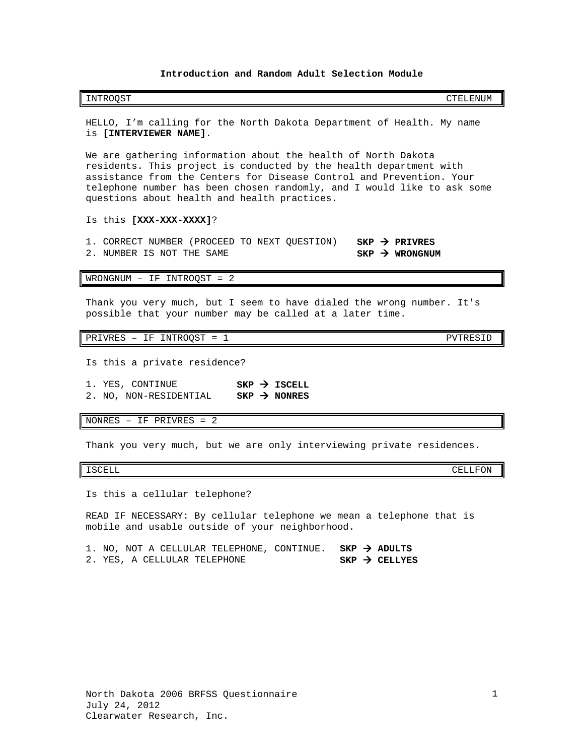## Introduction and Random Adult Selection Module

| INTROQST | CTELENUM |
|---|---|

HELLO, I'm calling for the North Dakota Department of Health. My name is **[INTERVIEWER NAME]**.

We are gathering information about the health of North Dakota residents. This project is conducted by the health department with assistance from the Centers for Disease Control and Prevention. Your telephone number has been chosen randomly, and I would like to ask some questions about health and health practices.

Is this **[XXX-XXX-XXXX]**?

1. CORRECT NUMBER (PROCEED TO NEXT QUESTION) **SKP → PRIVRES**
2. NUMBER IS NOT THE SAME **SKP → WRONGNUM**

| WRONGNUM – IF INTROQST = 2 |
|---|

Thank you very much, but I seem to have dialed the wrong number. It's possible that your number may be called at a later time.

| PRIVRES – IF INTROQST = 1 | PVTRESID |
|---|---|

Is this a private residence?

1. YES, CONTINUE **SKP → ISCELL**
2. NO, NON-RESIDENTIAL **SKP → NONRES**

| NONRES – IF PRIVRES = 2 |
|---|

Thank you very much, but we are only interviewing private residences.

| ISCELL | CELLFON |
|---|---|

Is this a cellular telephone?

READ IF NECESSARY: By cellular telephone we mean a telephone that is mobile and usable outside of your neighborhood.

1. NO, NOT A CELLULAR TELEPHONE, CONTINUE. **SKP → ADULTS**
2. YES, A CELLULAR TELEPHONE **SKP → CELLYES**

North Dakota 2006 BRFSS Questionnaire
July 24, 2012
Clearwater Research, Inc.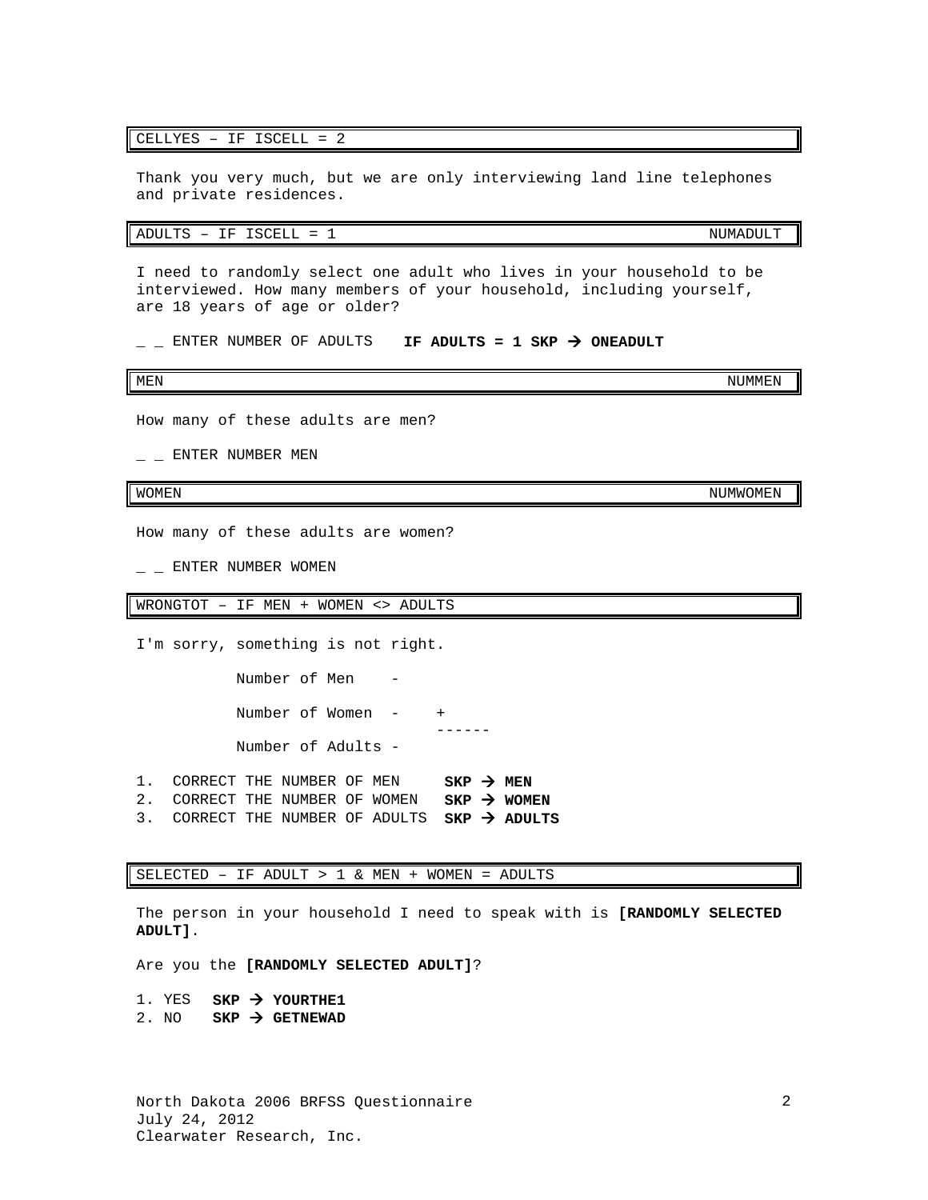**CELLYES – IF ISCELL = 2**

Thank you very much, but we are only interviewing land line telephones and private residences.

**ADULTS – IF ISCELL = 1** NUMADULT

I need to randomly select one adult who lives in your household to be interviewed. How many members of your household, including yourself, are 18 years of age or older?

_ _ ENTER NUMBER OF ADULTS **IF ADULTS = 1 SKP → ONEADULT**

**MEN** NUMMEN

How many of these adults are men?

_ _ ENTER NUMBER MEN

**WOMEN** NUMWOMEN

How many of these adults are women?

_ _ ENTER NUMBER WOMEN

**WRONGTOT – IF MEN + WOMEN <> ADULTS**

I'm sorry, something is not right.

```
          Number of Men    -
          Number of Women  -    +
                               ------
          Number of Adults -
```

1. CORRECT THE NUMBER OF MEN **SKP → MEN**
2. CORRECT THE NUMBER OF WOMEN **SKP → WOMEN**
3. CORRECT THE NUMBER OF ADULTS **SKP → ADULTS**

**SELECTED – IF ADULT > 1 & MEN + WOMEN = ADULTS**

The person in your household I need to speak with is **[RANDOMLY SELECTED ADULT]**.

Are you the **[RANDOMLY SELECTED ADULT]**?

1. YES **SKP → YOURTHE1**
2. NO **SKP → GETNEWAD**

North Dakota 2006 BRFSS Questionnaire
July 24, 2012
Clearwater Research, Inc.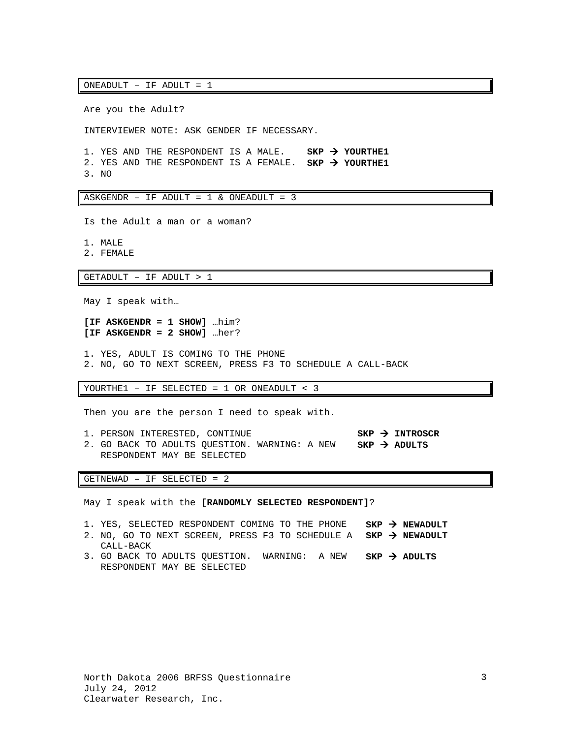### ONEADULT – IF ADULT = 1

Are you the Adult?

INTERVIEWER NOTE: ASK GENDER IF NECESSARY.

1. YES AND THE RESPONDENT IS A MALE. **SKP → YOURTHE1**
2. YES AND THE RESPONDENT IS A FEMALE. **SKP → YOURTHE1**
3. NO

### ASKGENDR – IF ADULT = 1 & ONEADULT = 3

Is the Adult a man or a woman?

1. MALE
2. FEMALE

### GETADULT – IF ADULT > 1

May I speak with…

**[IF ASKGENDR = 1 SHOW]** …him?
**[IF ASKGENDR = 2 SHOW]** …her?

1. YES, ADULT IS COMING TO THE PHONE
2. NO, GO TO NEXT SCREEN, PRESS F3 TO SCHEDULE A CALL-BACK

### YOURTHE1 – IF SELECTED = 1 OR ONEADULT < 3

Then you are the person I need to speak with.

1. PERSON INTERESTED, CONTINUE **SKP → INTROSCR**
2. GO BACK TO ADULTS QUESTION. WARNING: A NEW RESPONDENT MAY BE SELECTED **SKP → ADULTS**

### GETNEWAD – IF SELECTED = 2

May I speak with the **[RANDOMLY SELECTED RESPONDENT]**?

1. YES, SELECTED RESPONDENT COMING TO THE PHONE **SKP → NEWADULT**
2. NO, GO TO NEXT SCREEN, PRESS F3 TO SCHEDULE A CALL-BACK **SKP → NEWADULT**
3. GO BACK TO ADULTS QUESTION. WARNING: A NEW RESPONDENT MAY BE SELECTED **SKP → ADULTS**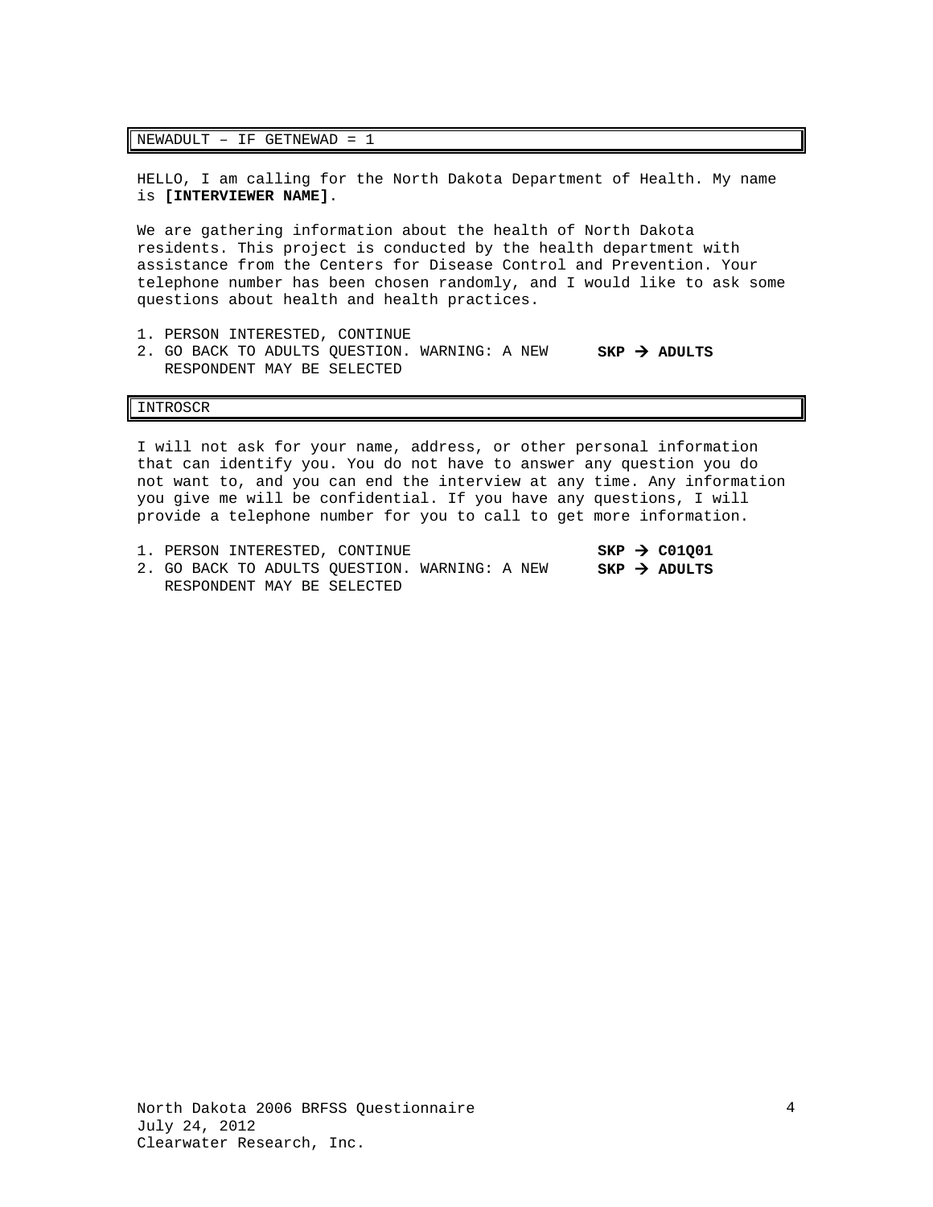NEWADULT – IF GETNEWAD = 1

HELLO, I am calling for the North Dakota Department of Health. My name is **[INTERVIEWER NAME]**.

We are gathering information about the health of North Dakota residents. This project is conducted by the health department with assistance from the Centers for Disease Control and Prevention. Your telephone number has been chosen randomly, and I would like to ask some questions about health and health practices.

1. PERSON INTERESTED, CONTINUE
2. GO BACK TO ADULTS QUESTION. WARNING: A NEW RESPONDENT MAY BE SELECTED **SKP → ADULTS**

INTROSCR

I will not ask for your name, address, or other personal information that can identify you. You do not have to answer any question you do not want to, and you can end the interview at any time. Any information you give me will be confidential. If you have any questions, I will provide a telephone number for you to call to get more information.

1. PERSON INTERESTED, CONTINUE **SKP → C01Q01**
2. GO BACK TO ADULTS QUESTION. WARNING: A NEW RESPONDENT MAY BE SELECTED **SKP → ADULTS**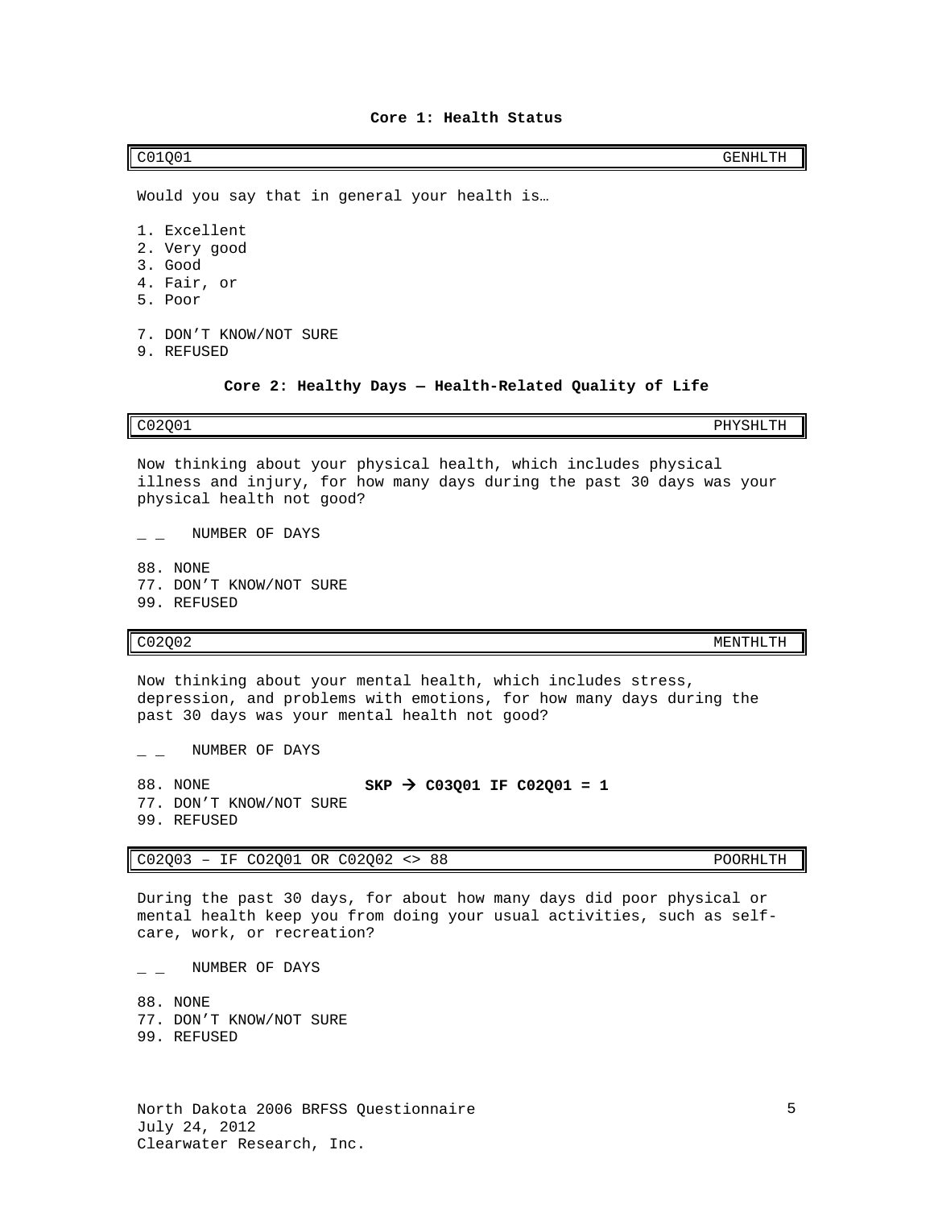## Core 1: Health Status

| C01Q01 | GENHLTH |
|---|---|

Would you say that in general your health is…

1. Excellent
2. Very good
3. Good
4. Fair, or
5. Poor

7. DON'T KNOW/NOT SURE
9. REFUSED

## Core 2: Healthy Days — Health-Related Quality of Life

| C02Q01 | PHYSHLTH |
|---|---|

Now thinking about your physical health, which includes physical illness and injury, for how many days during the past 30 days was your physical health not good?

_ _ NUMBER OF DAYS

88. NONE
77. DON'T KNOW/NOT SURE
99. REFUSED

| C02Q02 | MENTHLTH |
|---|---|

Now thinking about your mental health, which includes stress, depression, and problems with emotions, for how many days during the past 30 days was your mental health not good?

_ _ NUMBER OF DAYS

88. NONE **SKP → C03Q01 IF C02Q01 = 1**
77. DON'T KNOW/NOT SURE
99. REFUSED

| C02Q03 – IF CO2Q01 OR C02Q02 <> 88 | POORHLTH |
|---|---|

During the past 30 days, for about how many days did poor physical or mental health keep you from doing your usual activities, such as self-care, work, or recreation?

_ _ NUMBER OF DAYS

88. NONE
77. DON'T KNOW/NOT SURE
99. REFUSED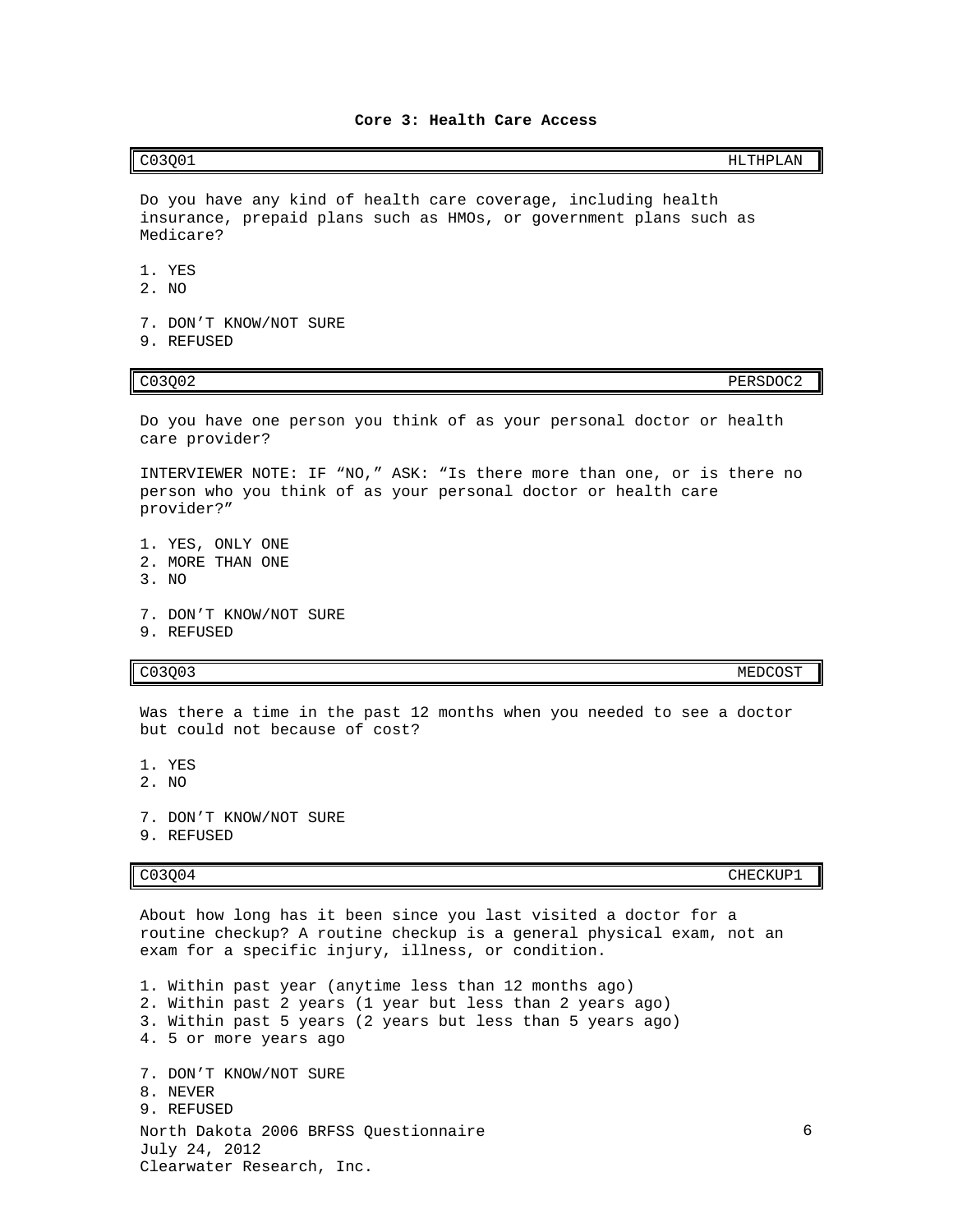# Core 3: Health Care Access

| C03Q01 | HLTHPLAN |
|---|---|

Do you have any kind of health care coverage, including health insurance, prepaid plans such as HMOs, or government plans such as Medicare?

1. YES
2. NO

7. DON'T KNOW/NOT SURE
9. REFUSED

| C03Q02 | PERSDOC2 |
|---|---|

Do you have one person you think of as your personal doctor or health care provider?

INTERVIEWER NOTE: IF "NO," ASK: "Is there more than one, or is there no person who you think of as your personal doctor or health care provider?"

1. YES, ONLY ONE
2. MORE THAN ONE
3. NO

7. DON'T KNOW/NOT SURE
9. REFUSED

| C03Q03 | MEDCOST |
|---|---|

Was there a time in the past 12 months when you needed to see a doctor but could not because of cost?

1. YES
2. NO

7. DON'T KNOW/NOT SURE
9. REFUSED

| C03Q04 | CHECKUP1 |
|---|---|

About how long has it been since you last visited a doctor for a routine checkup? A routine checkup is a general physical exam, not an exam for a specific injury, illness, or condition.

1. Within past year (anytime less than 12 months ago)
2. Within past 2 years (1 year but less than 2 years ago)
3. Within past 5 years (2 years but less than 5 years ago)
4. 5 or more years ago

7. DON'T KNOW/NOT SURE
8. NEVER
9. REFUSED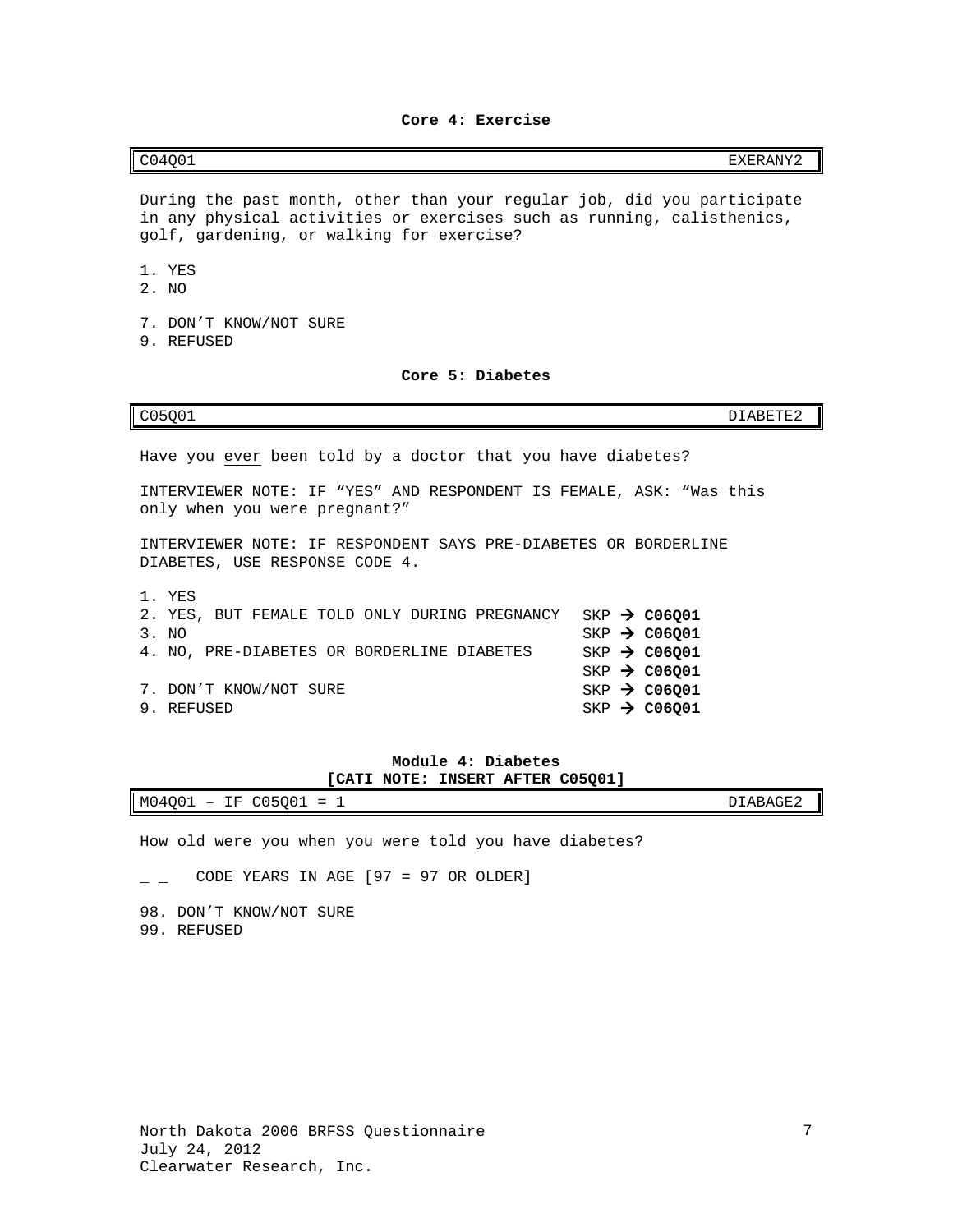### Core 4: Exercise

| C04Q01 | EXERANY2 |
|---|---|

During the past month, other than your regular job, did you participate in any physical activities or exercises such as running, calisthenics, golf, gardening, or walking for exercise?

1. YES
2. NO

7. DON'T KNOW/NOT SURE
9. REFUSED

### Core 5: Diabetes

| C05Q01 | DIABETE2 |
|---|---|

Have you ever been told by a doctor that you have diabetes?

INTERVIEWER NOTE: IF "YES" AND RESPONDENT IS FEMALE, ASK: "Was this only when you were pregnant?"

INTERVIEWER NOTE: IF RESPONDENT SAYS PRE-DIABETES OR BORDERLINE DIABETES, USE RESPONSE CODE 4.

| Response | Skip |
|---|---|
| 1. YES | |
| 2. YES, BUT FEMALE TOLD ONLY DURING PREGNANCY | SKP → **C06Q01** |
| 3. NO | SKP → **C06Q01** |
| 4. NO, PRE-DIABETES OR BORDERLINE DIABETES | SKP → **C06Q01** |
| | SKP → **C06Q01** |
| 7. DON'T KNOW/NOT SURE | SKP → **C06Q01** |
| 9. REFUSED | SKP → **C06Q01** |

### Module 4: Diabetes
**[CATI NOTE: INSERT AFTER C05Q01]**

| M04Q01 – IF C05Q01 = 1 | DIABAGE2 |
|---|---|

How old were you when you were told you have diabetes?

_ _ CODE YEARS IN AGE [97 = 97 OR OLDER]

98. DON'T KNOW/NOT SURE
99. REFUSED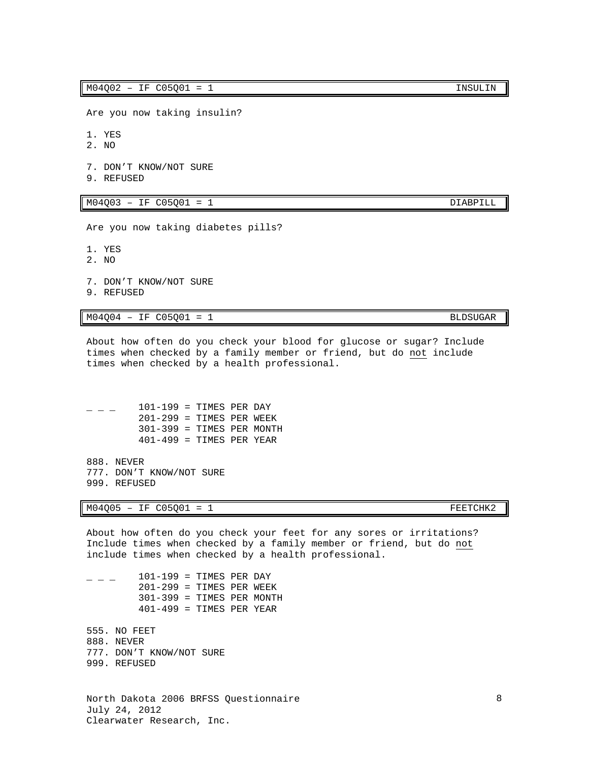| M04Q02 – IF C05Q01 = 1 | INSULIN |
| --- | --- |

Are you now taking insulin?

1. YES
2. NO

7. DON'T KNOW/NOT SURE
9. REFUSED

| M04Q03 – IF C05Q01 = 1 | DIABPILL |
| --- | --- |

Are you now taking diabetes pills?

1. YES
2. NO

7. DON'T KNOW/NOT SURE
9. REFUSED

| M04Q04 – IF C05Q01 = 1 | BLDSUGAR |
| --- | --- |

About how often do you check your blood for glucose or sugar? Include times when checked by a family member or friend, but do <u>not</u> include times when checked by a health professional.

_ _ _ 101-199 = TIMES PER DAY
201-299 = TIMES PER WEEK
301-399 = TIMES PER MONTH
401-499 = TIMES PER YEAR

888. NEVER
777. DON'T KNOW/NOT SURE
999. REFUSED

| M04Q05 – IF C05Q01 = 1 | FEETCHK2 |
| --- | --- |

About how often do you check your feet for any sores or irritations? Include times when checked by a family member or friend, but do <u>not</u> include times when checked by a health professional.

_ _ _ 101-199 = TIMES PER DAY
201-299 = TIMES PER WEEK
301-399 = TIMES PER MONTH
401-499 = TIMES PER YEAR

555. NO FEET
888. NEVER
777. DON'T KNOW/NOT SURE
999. REFUSED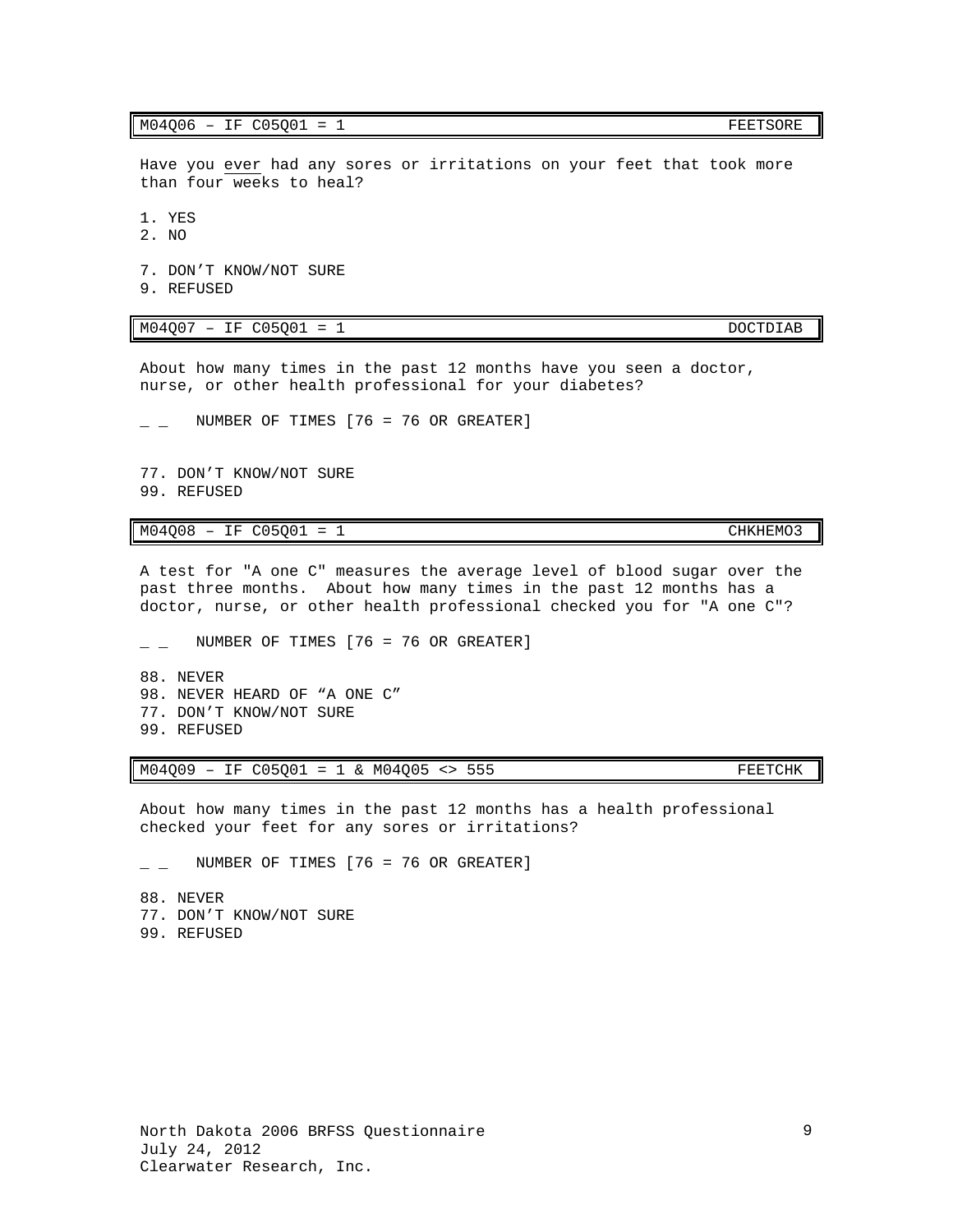| M04Q06 – IF C05Q01 = 1 | FEETSORE |
|---|---|

Have you <u>ever</u> had any sores or irritations on your feet that took more than four weeks to heal?

1. YES
2. NO

7. DON'T KNOW/NOT SURE
9. REFUSED

| M04Q07 – IF C05Q01 = 1 | DOCTDIAB |
|---|---|

About how many times in the past 12 months have you seen a doctor, nurse, or other health professional for your diabetes?

_ _ NUMBER OF TIMES [76 = 76 OR GREATER]

77. DON'T KNOW/NOT SURE
99. REFUSED

| M04Q08 – IF C05Q01 = 1 | CHKHEMO3 |
|---|---|

A test for "A one C" measures the average level of blood sugar over the past three months. About how many times in the past 12 months has a doctor, nurse, or other health professional checked you for "A one C"?

_ _ NUMBER OF TIMES [76 = 76 OR GREATER]

88. NEVER
98. NEVER HEARD OF "A ONE C"
77. DON'T KNOW/NOT SURE
99. REFUSED

| M04Q09 – IF C05Q01 = 1 & M04Q05 <> 555 | FEETCHK |
|---|---|

About how many times in the past 12 months has a health professional checked your feet for any sores or irritations?

_ _ NUMBER OF TIMES [76 = 76 OR GREATER]

88. NEVER
77. DON'T KNOW/NOT SURE
99. REFUSED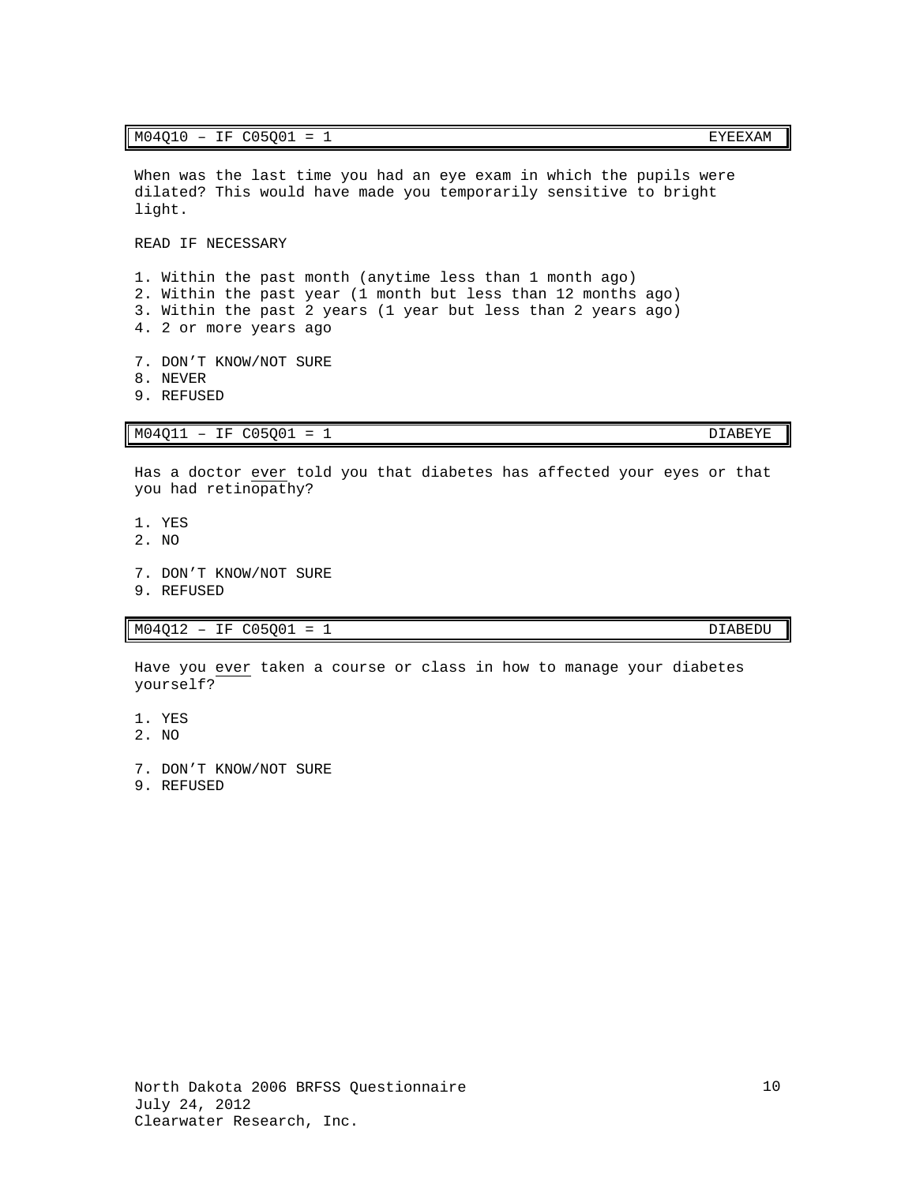| M04Q10 – IF C05Q01 = 1 | EYEEXAM |
|---|---|

When was the last time you had an eye exam in which the pupils were dilated? This would have made you temporarily sensitive to bright light.

READ IF NECESSARY

1. Within the past month (anytime less than 1 month ago)
2. Within the past year (1 month but less than 12 months ago)
3. Within the past 2 years (1 year but less than 2 years ago)
4. 2 or more years ago

7. DON'T KNOW/NOT SURE
8. NEVER
9. REFUSED

| M04Q11 – IF C05Q01 = 1 | DIABEYE |
|---|---|

Has a doctor ever told you that diabetes has affected your eyes or that you had retinopathy?

1. YES
2. NO

7. DON'T KNOW/NOT SURE
9. REFUSED

| M04Q12 – IF C05Q01 = 1 | DIABEDU |
|---|---|

Have you ever taken a course or class in how to manage your diabetes yourself?

1. YES
2. NO

7. DON'T KNOW/NOT SURE
9. REFUSED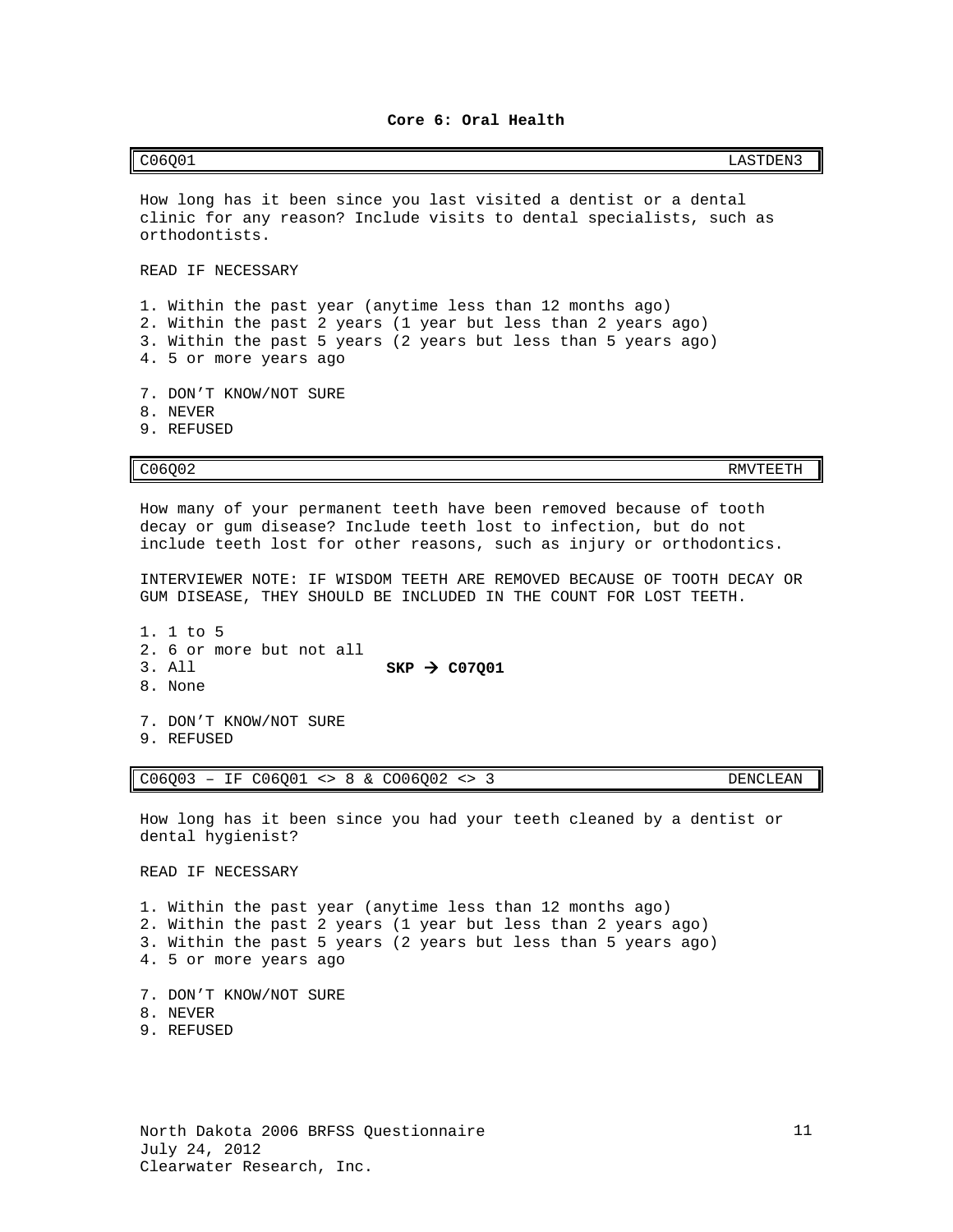## Core 6: Oral Health

| C06Q01 | LASTDEN3 |
| --- | --- |

How long has it been since you last visited a dentist or a dental clinic for any reason? Include visits to dental specialists, such as orthodontists.

READ IF NECESSARY

1. Within the past year (anytime less than 12 months ago)
2. Within the past 2 years (1 year but less than 2 years ago)
3. Within the past 5 years (2 years but less than 5 years ago)
4. 5 or more years ago

7. DON'T KNOW/NOT SURE
8. NEVER
9. REFUSED

| C06Q02 | RMVTEETH |
| --- | --- |

How many of your permanent teeth have been removed because of tooth decay or gum disease? Include teeth lost to infection, but do not include teeth lost for other reasons, such as injury or orthodontics.

INTERVIEWER NOTE: IF WISDOM TEETH ARE REMOVED BECAUSE OF TOOTH DECAY OR GUM DISEASE, THEY SHOULD BE INCLUDED IN THE COUNT FOR LOST TEETH.

1. 1 to 5
2. 6 or more but not all
3. All **SKP → C07Q01**
8. None

7. DON'T KNOW/NOT SURE
9. REFUSED

| C06Q03 – IF C06Q01 <> 8 & CO06Q02 <> 3 | DENCLEAN |
| --- | --- |

How long has it been since you had your teeth cleaned by a dentist or dental hygienist?

READ IF NECESSARY

1. Within the past year (anytime less than 12 months ago)
2. Within the past 2 years (1 year but less than 2 years ago)
3. Within the past 5 years (2 years but less than 5 years ago)
4. 5 or more years ago

7. DON'T KNOW/NOT SURE
8. NEVER
9. REFUSED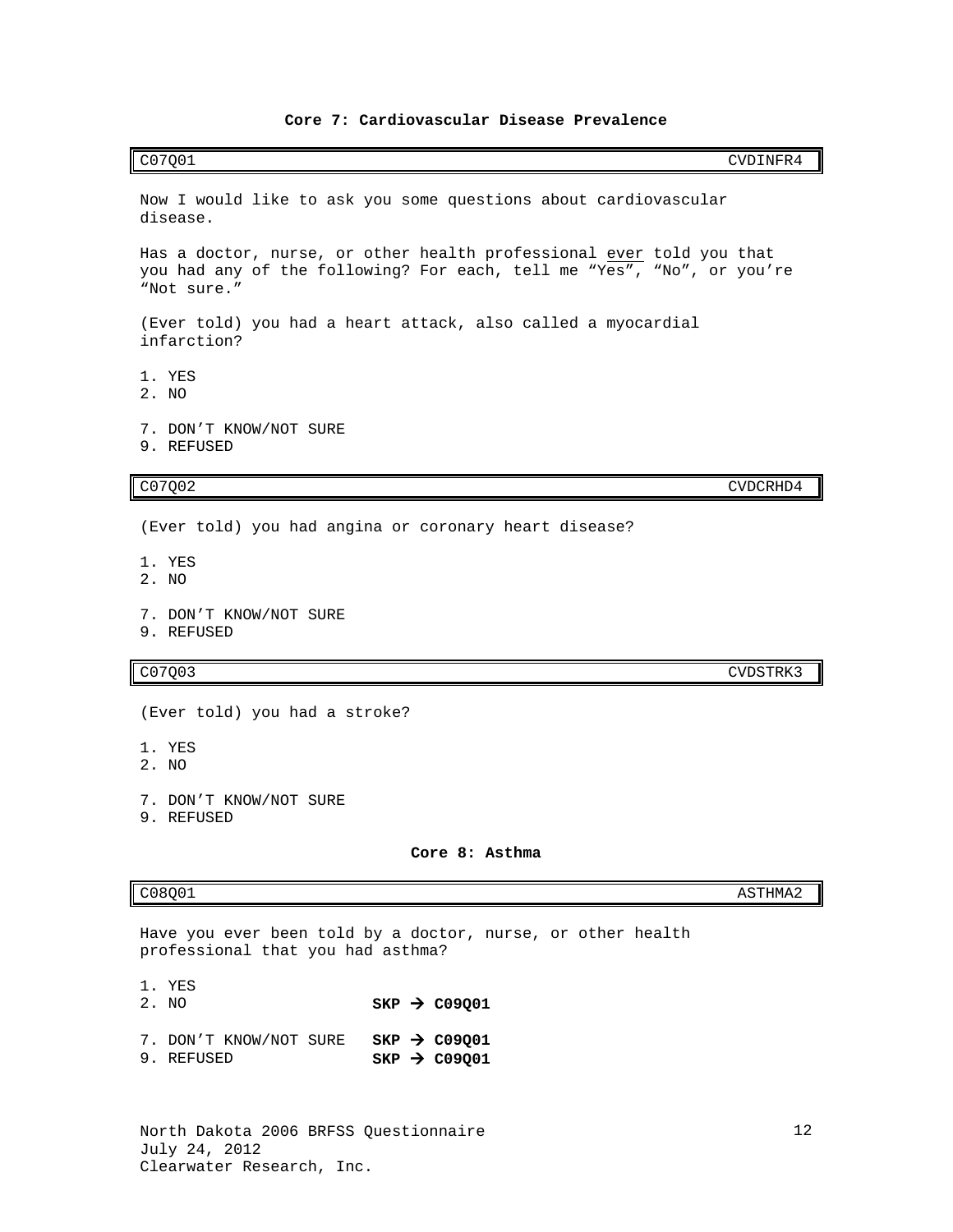## Core 7: Cardiovascular Disease Prevalence

| C07Q01 | CVDINFR4 |
|---|---|

Now I would like to ask you some questions about cardiovascular disease.

Has a doctor, nurse, or other health professional ever told you that you had any of the following? For each, tell me "Yes", "No", or you're "Not sure."

(Ever told) you had a heart attack, also called a myocardial infarction?

1. YES
2. NO

7. DON'T KNOW/NOT SURE
9. REFUSED

| C07Q02 | CVDCRHD4 |
|---|---|

(Ever told) you had angina or coronary heart disease?

1. YES
2. NO

7. DON'T KNOW/NOT SURE
9. REFUSED

| C07Q03 | CVDSTRK3 |
|---|---|

(Ever told) you had a stroke?

1. YES
2. NO

7. DON'T KNOW/NOT SURE
9. REFUSED

## Core 8: Asthma

| C08Q01 | ASTHMA2 |
|---|---|

Have you ever been told by a doctor, nurse, or other health professional that you had asthma?

1. YES
2. NO **SKP → C09Q01**

7. DON'T KNOW/NOT SURE **SKP → C09Q01**
9. REFUSED **SKP → C09Q01**

North Dakota 2006 BRFSS Questionnaire
July 24, 2012
Clearwater Research, Inc.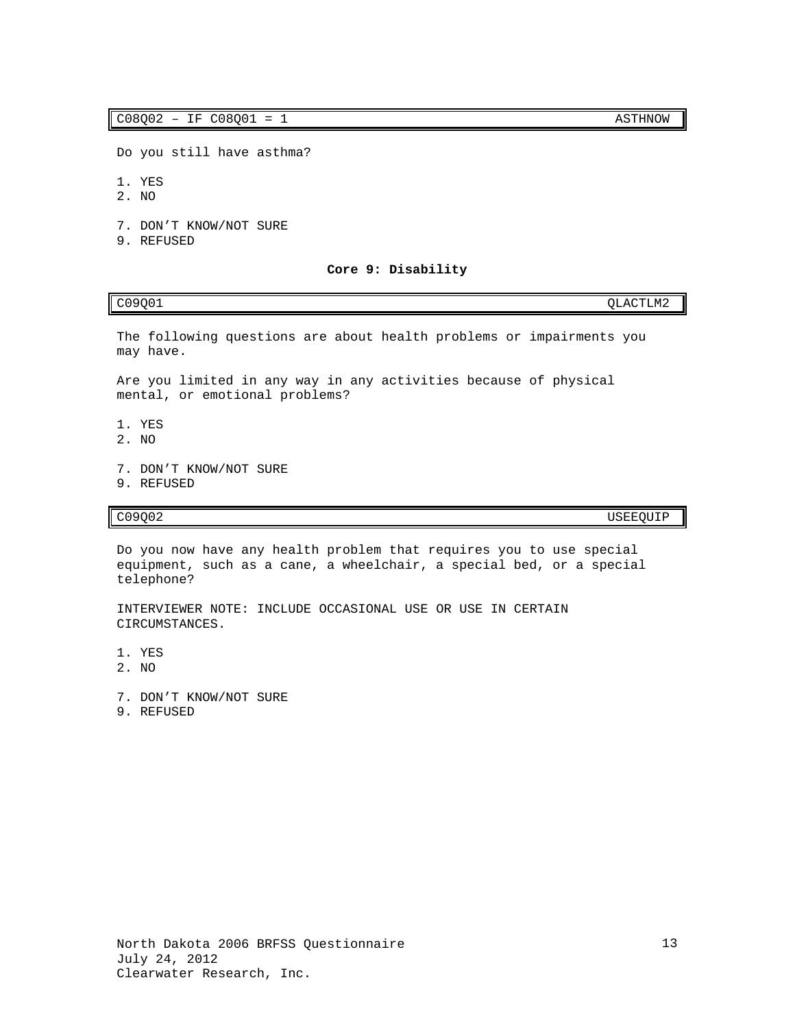| C08Q02 – IF C08Q01 = 1 | ASTHNOW |
|---|---|

Do you still have asthma?

1. YES
2. NO

7. DON'T KNOW/NOT SURE
9. REFUSED

### Core 9: Disability

| C09Q01 | QLACTLM2 |
|---|---|

The following questions are about health problems or impairments you may have.

Are you limited in any way in any activities because of physical mental, or emotional problems?

1. YES
2. NO

7. DON'T KNOW/NOT SURE
9. REFUSED

| C09Q02 | USEEQUIP |
|---|---|

Do you now have any health problem that requires you to use special equipment, such as a cane, a wheelchair, a special bed, or a special telephone?

INTERVIEWER NOTE: INCLUDE OCCASIONAL USE OR USE IN CERTAIN CIRCUMSTANCES.

1. YES
2. NO

7. DON'T KNOW/NOT SURE
9. REFUSED

North Dakota 2006 BRFSS Questionnaire
July 24, 2012
Clearwater Research, Inc.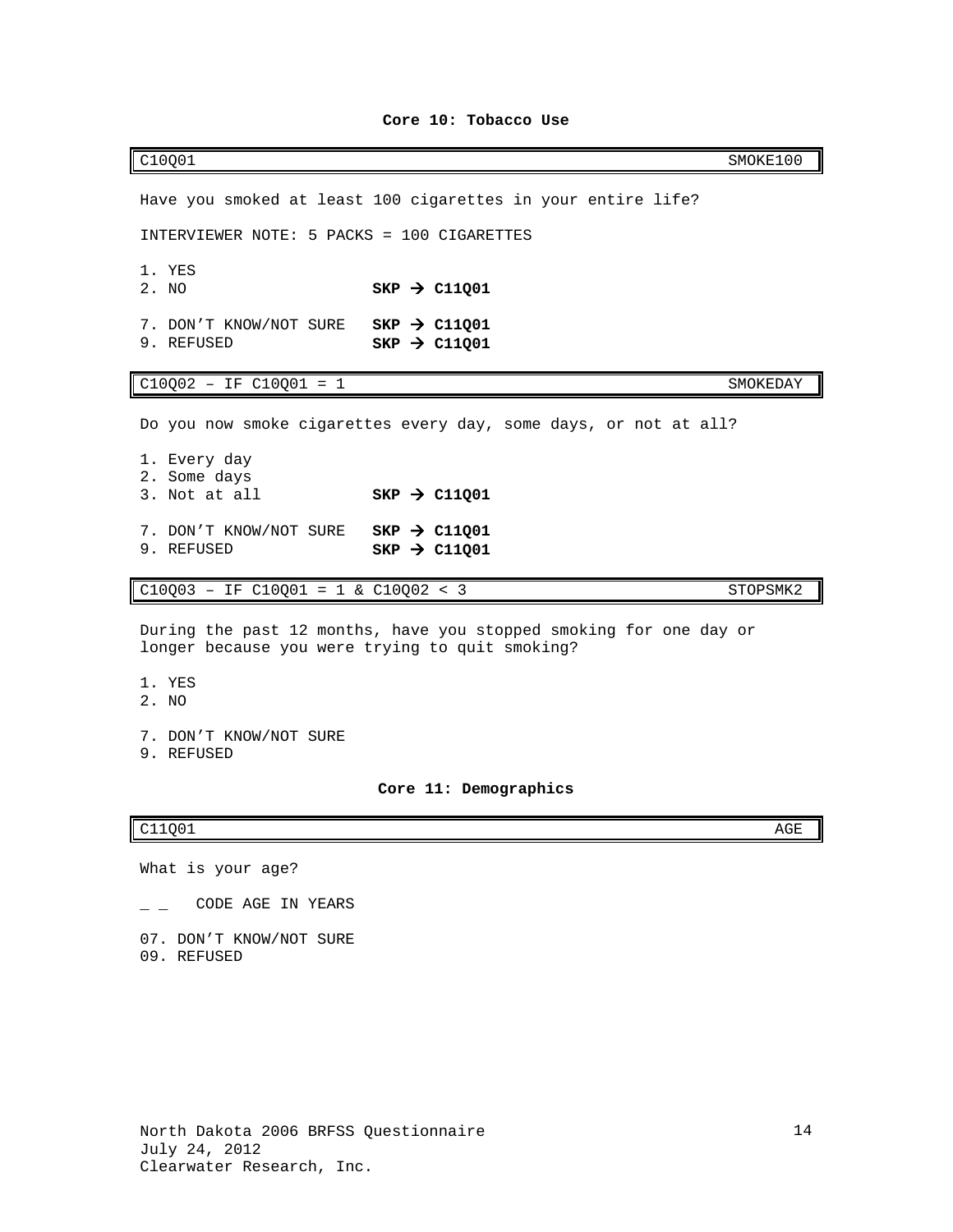## Core 10: Tobacco Use

| C10Q01 | SMOKE100 |
|---|---|

Have you smoked at least 100 cigarettes in your entire life?

INTERVIEWER NOTE: 5 PACKS = 100 CIGARETTES

1. YES
2. NO **SKP → C11Q01**

7. DON'T KNOW/NOT SURE **SKP → C11Q01**
9. REFUSED **SKP → C11Q01**

| C10Q02 – IF C10Q01 = 1 | SMOKEDAY |
|---|---|

Do you now smoke cigarettes every day, some days, or not at all?

1. Every day
2. Some days
3. Not at all **SKP → C11Q01**

7. DON'T KNOW/NOT SURE **SKP → C11Q01**
9. REFUSED **SKP → C11Q01**

| C10Q03 – IF C10Q01 = 1 & C10Q02 < 3 | STOPSMK2 |
|---|---|

During the past 12 months, have you stopped smoking for one day or longer because you were trying to quit smoking?

1. YES
2. NO

7. DON'T KNOW/NOT SURE
9. REFUSED

## Core 11: Demographics

| C11Q01 | AGE |
|---|---|

What is your age?

_ _ CODE AGE IN YEARS

07. DON'T KNOW/NOT SURE
09. REFUSED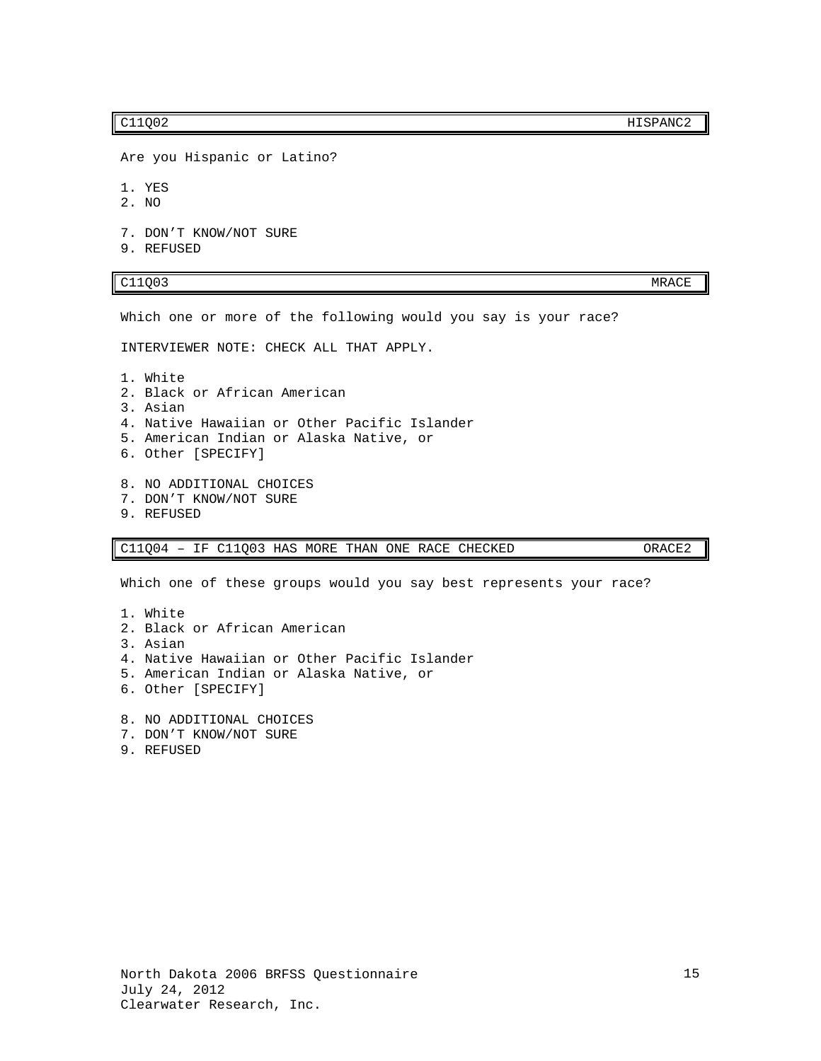| C11Q02 | HISPANC2 |
|---|---|

Are you Hispanic or Latino?

1. YES
2. NO

7. DON'T KNOW/NOT SURE
9. REFUSED

| C11Q03 | MRACE |
|---|---|

Which one or more of the following would you say is your race?

INTERVIEWER NOTE: CHECK ALL THAT APPLY.

1. White
2. Black or African American
3. Asian
4. Native Hawaiian or Other Pacific Islander
5. American Indian or Alaska Native, or
6. Other [SPECIFY]

8. NO ADDITIONAL CHOICES
7. DON'T KNOW/NOT SURE
9. REFUSED

| C11Q04 – IF C11Q03 HAS MORE THAN ONE RACE CHECKED | ORACE2 |
|---|---|

Which one of these groups would you say best represents your race?

1. White
2. Black or African American
3. Asian
4. Native Hawaiian or Other Pacific Islander
5. American Indian or Alaska Native, or
6. Other [SPECIFY]

8. NO ADDITIONAL CHOICES
7. DON'T KNOW/NOT SURE
9. REFUSED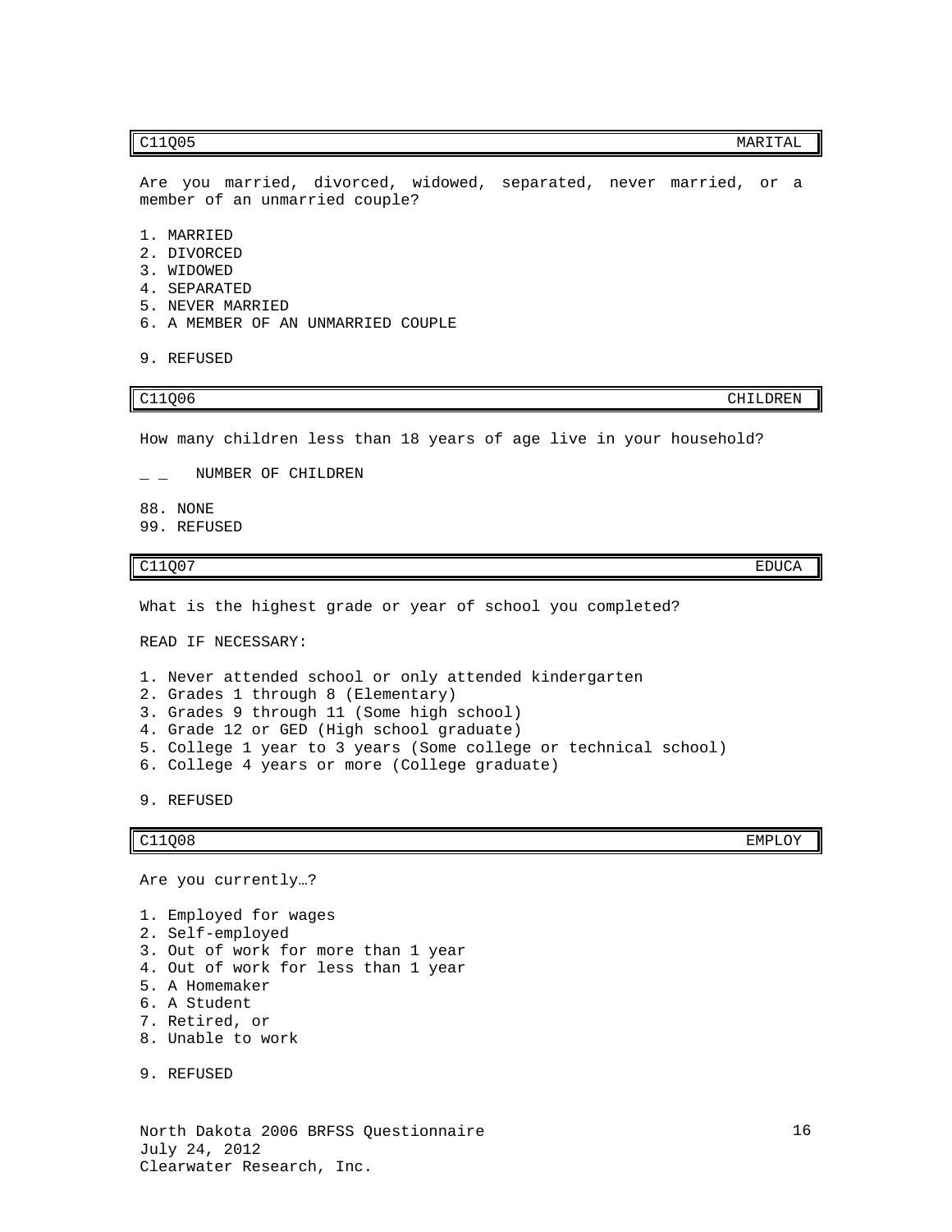| C11Q05 | MARITAL |
|---|---|

Are you married, divorced, widowed, separated, never married, or a member of an unmarried couple?

1. MARRIED
2. DIVORCED
3. WIDOWED
4. SEPARATED
5. NEVER MARRIED
6. A MEMBER OF AN UNMARRIED COUPLE

9. REFUSED

| C11Q06 | CHILDREN |
|---|---|

How many children less than 18 years of age live in your household?

_ _ NUMBER OF CHILDREN

88. NONE
99. REFUSED

| C11Q07 | EDUCA |
|---|---|

What is the highest grade or year of school you completed?

READ IF NECESSARY:

1. Never attended school or only attended kindergarten
2. Grades 1 through 8 (Elementary)
3. Grades 9 through 11 (Some high school)
4. Grade 12 or GED (High school graduate)
5. College 1 year to 3 years (Some college or technical school)
6. College 4 years or more (College graduate)

9. REFUSED

| C11Q08 | EMPLOY |
|---|---|

Are you currently…?

1. Employed for wages
2. Self-employed
3. Out of work for more than 1 year
4. Out of work for less than 1 year
5. A Homemaker
6. A Student
7. Retired, or
8. Unable to work

9. REFUSED

North Dakota 2006 BRFSS Questionnaire
July 24, 2012
Clearwater Research, Inc.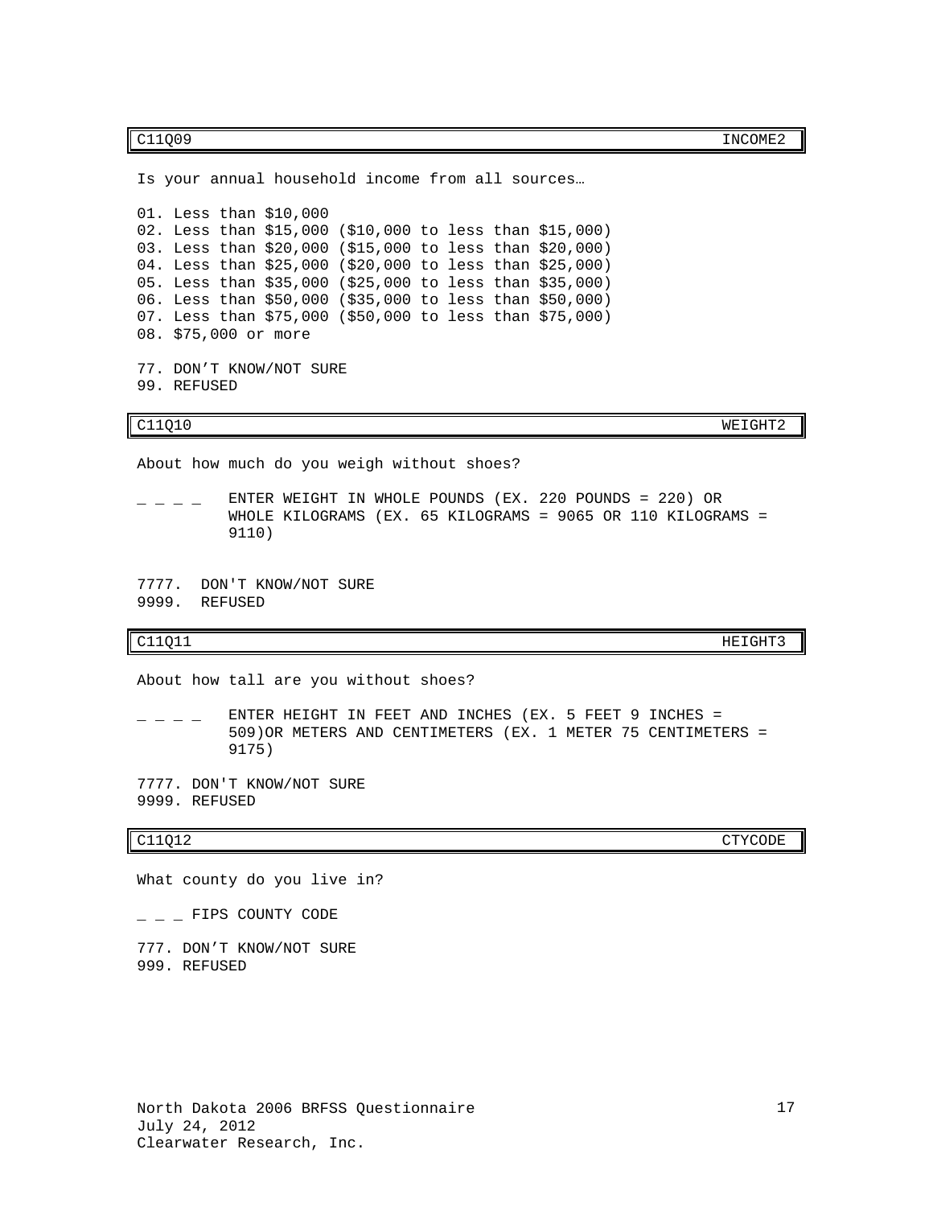| C11Q09 | INCOME2 |
|---|---|

Is your annual household income from all sources…

01. Less than $10,000
02. Less than $15,000 ($10,000 to less than $15,000)
03. Less than $20,000 ($15,000 to less than $20,000)
04. Less than $25,000 ($20,000 to less than $25,000)
05. Less than $35,000 ($25,000 to less than $35,000)
06. Less than $50,000 ($35,000 to less than $50,000)
07. Less than $75,000 ($50,000 to less than $75,000)
08. $75,000 or more

77. DON'T KNOW/NOT SURE
99. REFUSED

| C11Q10 | WEIGHT2 |
|---|---|

About how much do you weigh without shoes?

_ _ _ _ ENTER WEIGHT IN WHOLE POUNDS (EX. 220 POUNDS = 220) OR WHOLE KILOGRAMS (EX. 65 KILOGRAMS = 9065 OR 110 KILOGRAMS = 9110)

7777. DON'T KNOW/NOT SURE
9999. REFUSED

| C11Q11 | HEIGHT3 |
|---|---|

About how tall are you without shoes?

_ _ _ _ ENTER HEIGHT IN FEET AND INCHES (EX. 5 FEET 9 INCHES = 509)OR METERS AND CENTIMETERS (EX. 1 METER 75 CENTIMETERS = 9175)

7777. DON'T KNOW/NOT SURE
9999. REFUSED

| C11Q12 | CTYCODE |
|---|---|

What county do you live in?

_ _ _ FIPS COUNTY CODE

777. DON'T KNOW/NOT SURE
999. REFUSED

North Dakota 2006 BRFSS Questionnaire
July 24, 2012
Clearwater Research, Inc.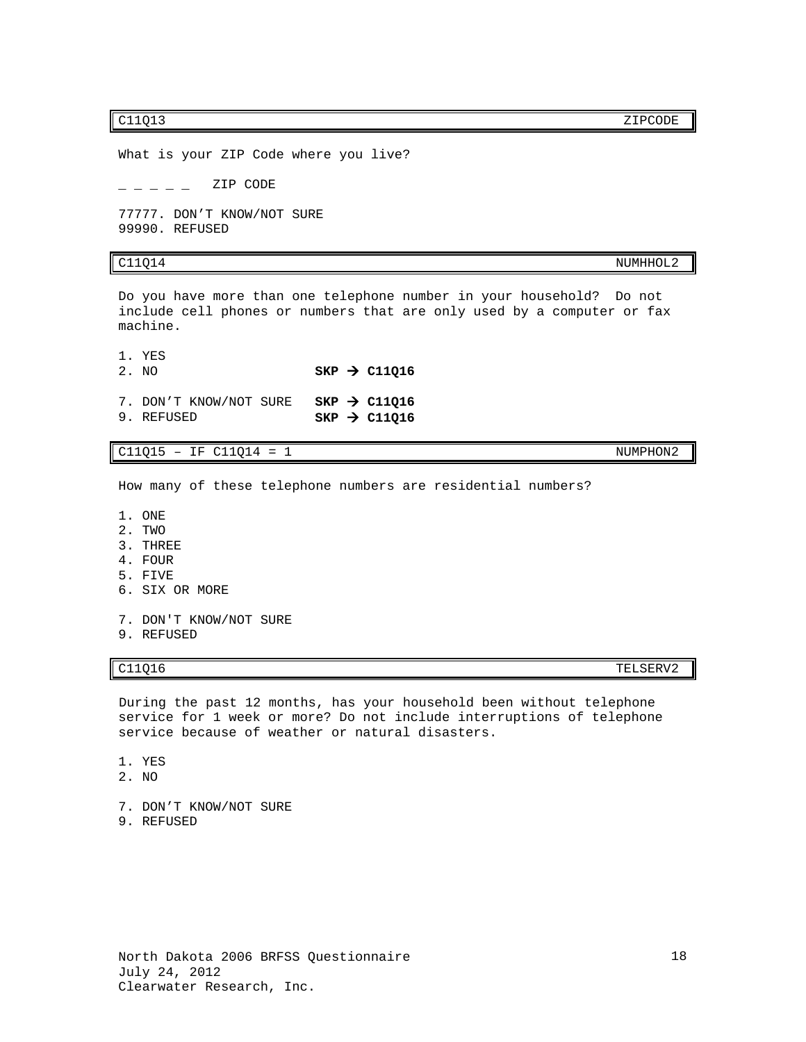| C11Q13 | ZIPCODE |
|---|---|

What is your ZIP Code where you live?

_ _ _ _ _ ZIP CODE

77777. DON'T KNOW/NOT SURE
99990. REFUSED

| C11Q14 | NUMHHOL2 |
|---|---|

Do you have more than one telephone number in your household? Do not include cell phones or numbers that are only used by a computer or fax machine.

1. YES
2. NO **SKP → C11Q16**

7. DON'T KNOW/NOT SURE **SKP → C11Q16**
9. REFUSED **SKP → C11Q16**

| C11Q15 – IF C11Q14 = 1 | NUMPHON2 |
|---|---|

How many of these telephone numbers are residential numbers?

1. ONE
2. TWO
3. THREE
4. FOUR
5. FIVE
6. SIX OR MORE

7. DON'T KNOW/NOT SURE
9. REFUSED

| C11Q16 | TELSERV2 |
|---|---|

During the past 12 months, has your household been without telephone service for 1 week or more? Do not include interruptions of telephone service because of weather or natural disasters.

1. YES
2. NO

7. DON'T KNOW/NOT SURE
9. REFUSED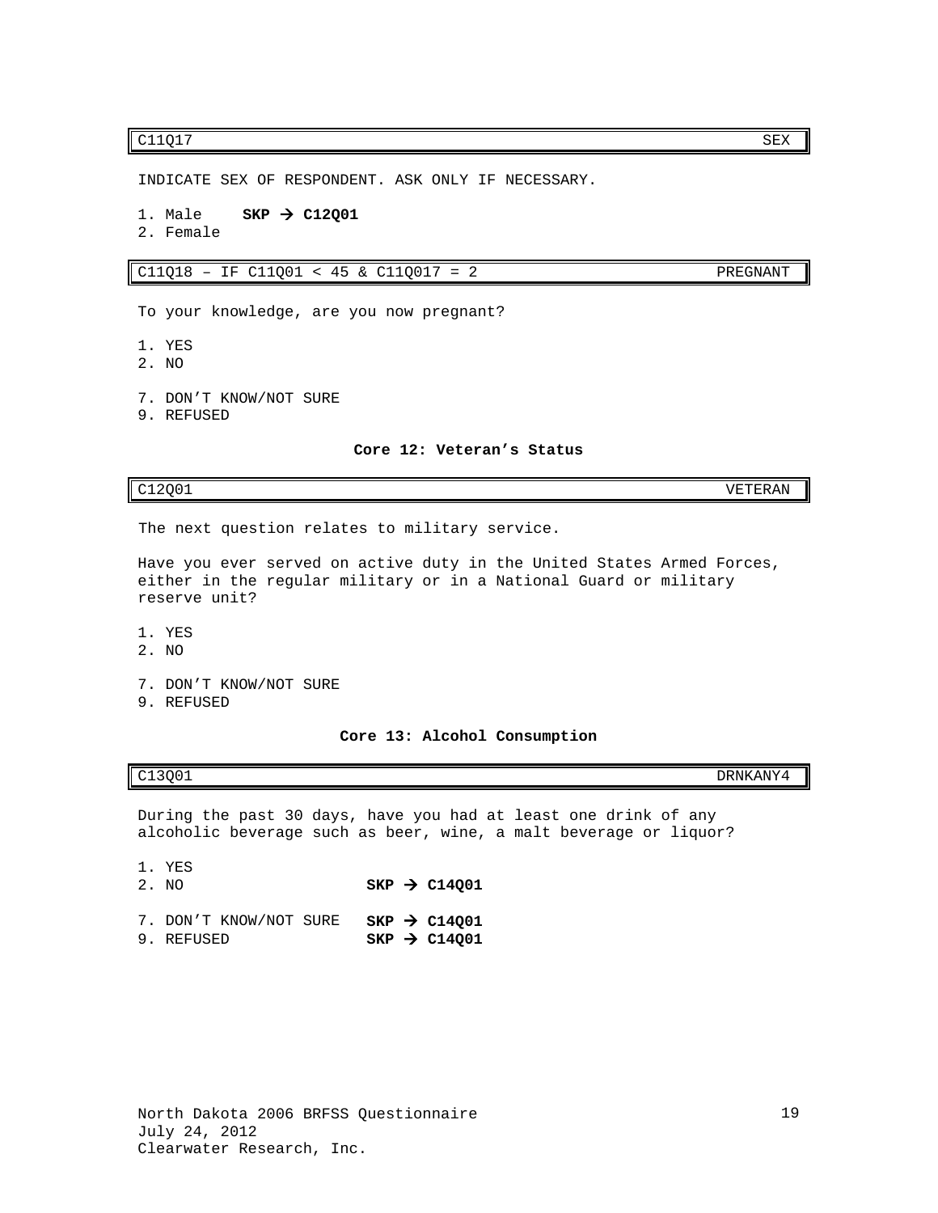| C11Q17 | SEX |
|---|---|

INDICATE SEX OF RESPONDENT. ASK ONLY IF NECESSARY.

1. Male **SKP → C12Q01**
2. Female

| C11Q18 – IF C11Q01 < 45 & C11Q017 = 2 | PREGNANT |
|---|---|

To your knowledge, are you now pregnant?

1. YES
2. NO

7. DON'T KNOW/NOT SURE
9. REFUSED

### Core 12: Veteran's Status

| C12Q01 | VETERAN |
|---|---|

The next question relates to military service.

Have you ever served on active duty in the United States Armed Forces, either in the regular military or in a National Guard or military reserve unit?

1. YES
2. NO

7. DON'T KNOW/NOT SURE
9. REFUSED

### Core 13: Alcohol Consumption

| C13Q01 | DRNKANY4 |
|---|---|

During the past 30 days, have you had at least one drink of any alcoholic beverage such as beer, wine, a malt beverage or liquor?

1. YES
2. NO **SKP → C14Q01**

7. DON'T KNOW/NOT SURE **SKP → C14Q01**
9. REFUSED **SKP → C14Q01**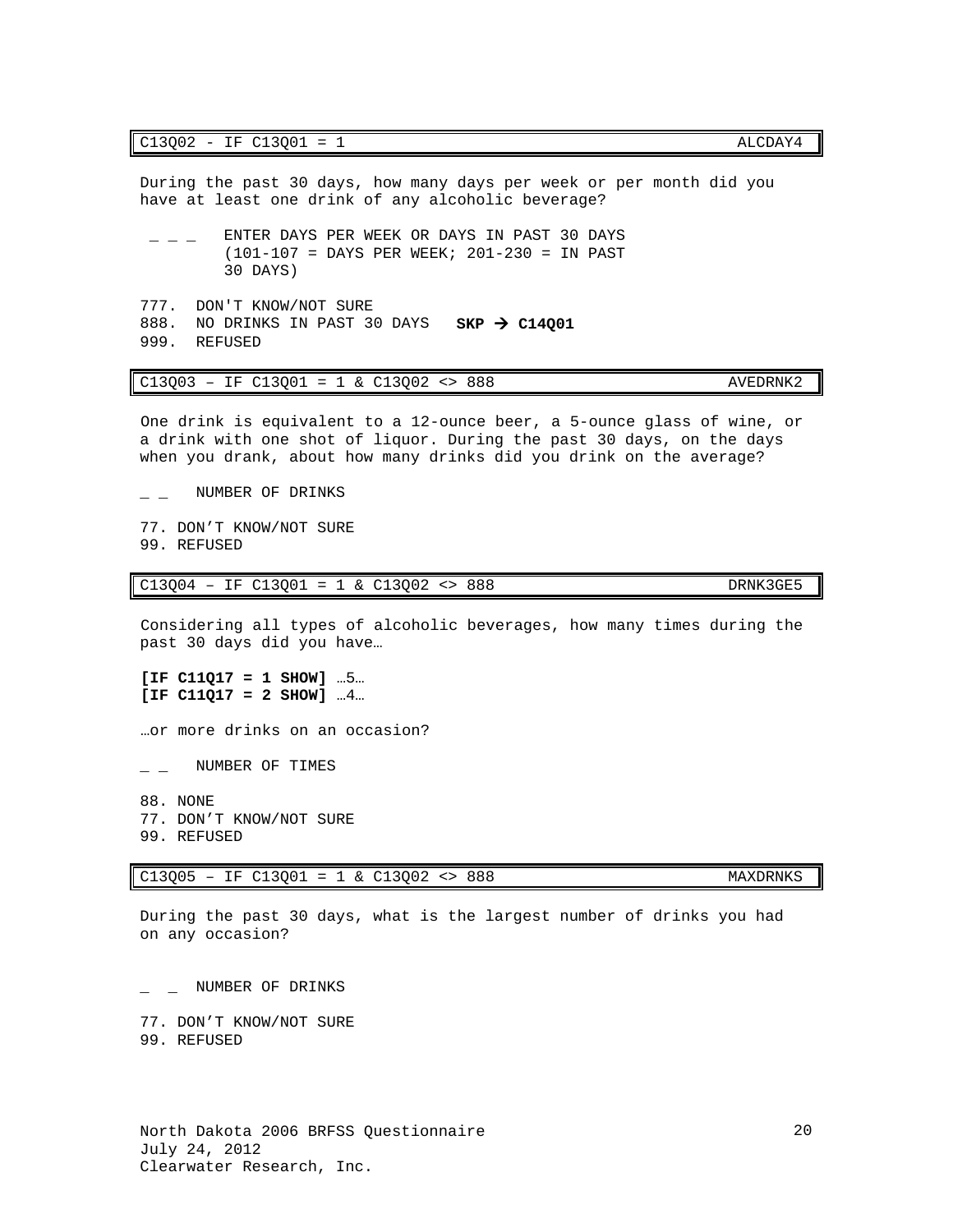C13Q02 - IF C13Q01 = 1 ALCDAY4

During the past 30 days, how many days per week or per month did you have at least one drink of any alcoholic beverage?

_ _ _ ENTER DAYS PER WEEK OR DAYS IN PAST 30 DAYS (101-107 = DAYS PER WEEK; 201-230 = IN PAST 30 DAYS)

777. DON'T KNOW/NOT SURE
888. NO DRINKS IN PAST 30 DAYS **SKP → C14Q01**
999. REFUSED

C13Q03 – IF C13Q01 = 1 & C13Q02 <> 888 AVEDRNK2

One drink is equivalent to a 12-ounce beer, a 5-ounce glass of wine, or a drink with one shot of liquor. During the past 30 days, on the days when you drank, about how many drinks did you drink on the average?

_ _ NUMBER OF DRINKS

77. DON'T KNOW/NOT SURE
99. REFUSED

C13Q04 – IF C13Q01 = 1 & C13Q02 <> 888 DRNK3GE5

Considering all types of alcoholic beverages, how many times during the past 30 days did you have…

**[IF C11Q17 = 1 SHOW]** …5…
**[IF C11Q17 = 2 SHOW]** …4…

…or more drinks on an occasion?

_ _ NUMBER OF TIMES

88. NONE
77. DON'T KNOW/NOT SURE
99. REFUSED

C13Q05 – IF C13Q01 = 1 & C13Q02 <> 888 MAXDRNKS

During the past 30 days, what is the largest number of drinks you had on any occasion?

_ _ NUMBER OF DRINKS

77. DON'T KNOW/NOT SURE
99. REFUSED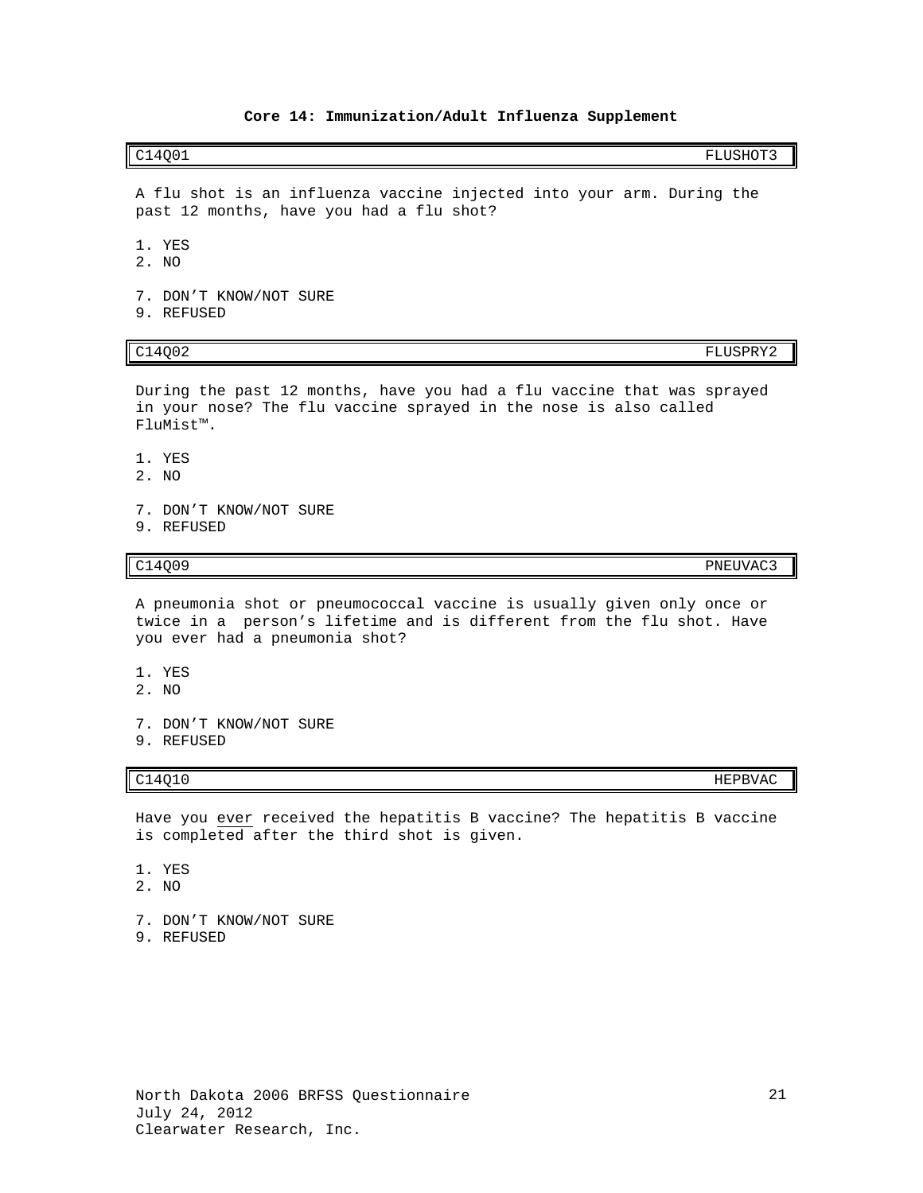**Core 14: Immunization/Adult Influenza Supplement**

| C14Q01 | FLUSHOT3 |
|---|---|

A flu shot is an influenza vaccine injected into your arm. During the past 12 months, have you had a flu shot?

1. YES
2. NO

7. DON'T KNOW/NOT SURE
9. REFUSED

| C14Q02 | FLUSPRY2 |
|---|---|

During the past 12 months, have you had a flu vaccine that was sprayed in your nose? The flu vaccine sprayed in the nose is also called FluMist™.

1. YES
2. NO

7. DON'T KNOW/NOT SURE
9. REFUSED

| C14Q09 | PNEUVAC3 |
|---|---|

A pneumonia shot or pneumococcal vaccine is usually given only once or twice in a person's lifetime and is different from the flu shot. Have you ever had a pneumonia shot?

1. YES
2. NO

7. DON'T KNOW/NOT SURE
9. REFUSED

| C14Q10 | HEPBVAC |
|---|---|

Have you <u>ever</u> received the hepatitis B vaccine? The hepatitis B vaccine is completed after the third shot is given.

1. YES
2. NO

7. DON'T KNOW/NOT SURE
9. REFUSED

North Dakota 2006 BRFSS Questionnaire
July 24, 2012
Clearwater Research, Inc.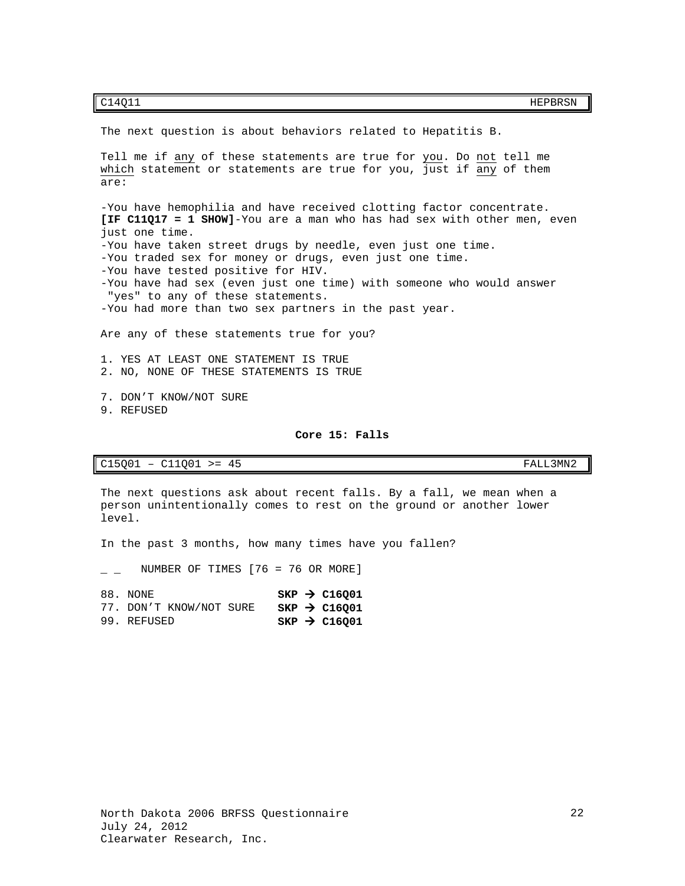| C14Q11 | HEPBRSN |
|---|---|

The next question is about behaviors related to Hepatitis B.

Tell me if any of these statements are true for you. Do not tell me which statement or statements are true for you, just if any of them are:

-You have hemophilia and have received clotting factor concentrate.
**[IF C11Q17 = 1 SHOW]**-You are a man who has had sex with other men, even just one time.
-You have taken street drugs by needle, even just one time.
-You traded sex for money or drugs, even just one time.
-You have tested positive for HIV.
-You have had sex (even just one time) with someone who would answer "yes" to any of these statements.
-You had more than two sex partners in the past year.

Are any of these statements true for you?

1. YES AT LEAST ONE STATEMENT IS TRUE
2. NO, NONE OF THESE STATEMENTS IS TRUE

7. DON'T KNOW/NOT SURE
9. REFUSED

## Core 15: Falls

| C15Q01 – C11Q01 >= 45 | FALL3MN2 |
|---|---|

The next questions ask about recent falls. By a fall, we mean when a person unintentionally comes to rest on the ground or another lower level.

In the past 3 months, how many times have you fallen?

_ _ NUMBER OF TIMES [76 = 76 OR MORE]

88. NONE **SKP → C16Q01**
77. DON'T KNOW/NOT SURE **SKP → C16Q01**
99. REFUSED **SKP → C16Q01**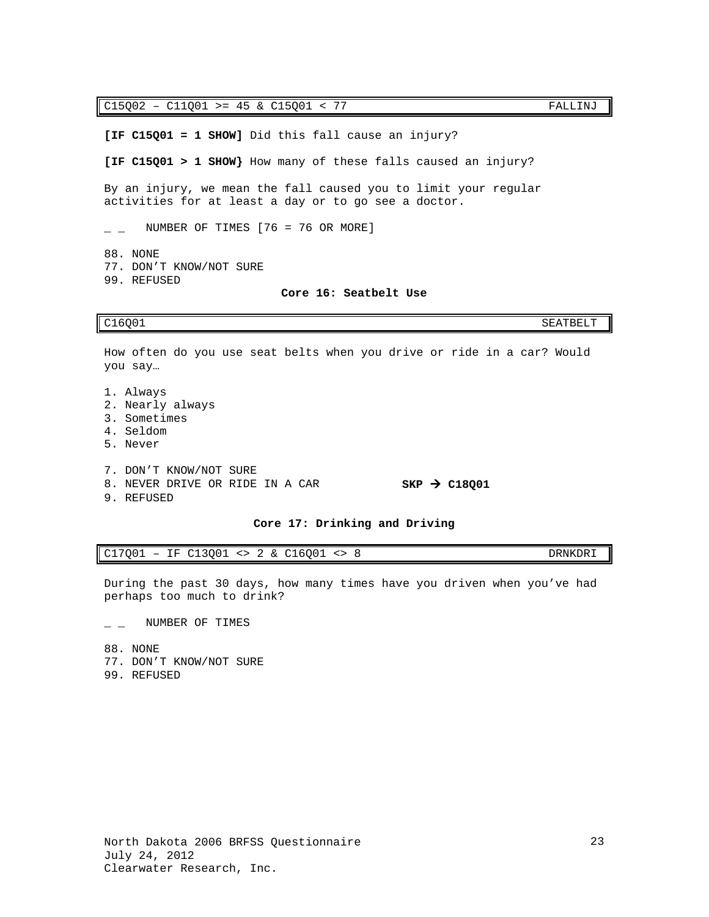| C15Q02 – C11Q01 >= 45 & C15Q01 < 77 | FALLINJ |
|---|---|

**[IF C15Q01 = 1 SHOW]** Did this fall cause an injury?

**[IF C15Q01 > 1 SHOW}** How many of these falls caused an injury?

By an injury, we mean the fall caused you to limit your regular activities for at least a day or to go see a doctor.

_ _ NUMBER OF TIMES [76 = 76 OR MORE]

88. NONE
77. DON'T KNOW/NOT SURE
99. REFUSED

## Core 16: Seatbelt Use

| C16Q01 | SEATBELT |
|---|---|

How often do you use seat belts when you drive or ride in a car? Would you say…

1. Always
2. Nearly always
3. Sometimes
4. Seldom
5. Never

7. DON'T KNOW/NOT SURE
8. NEVER DRIVE OR RIDE IN A CAR **SKP → C18Q01**
9. REFUSED

## Core 17: Drinking and Driving

| C17Q01 – IF C13Q01 <> 2 & C16Q01 <> 8 | DRNKDRI |
|---|---|

During the past 30 days, how many times have you driven when you've had perhaps too much to drink?

_ _ NUMBER OF TIMES

88. NONE
77. DON'T KNOW/NOT SURE
99. REFUSED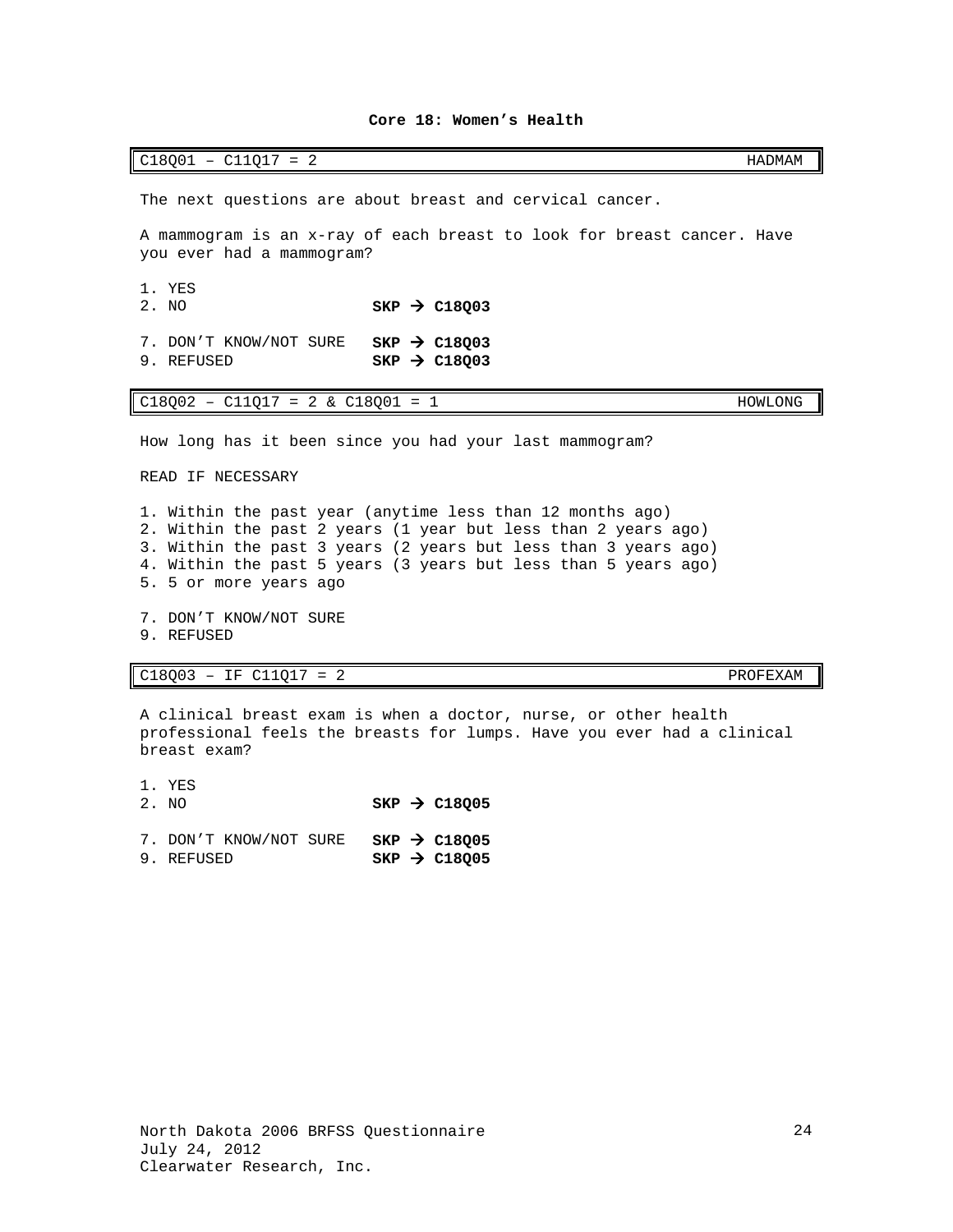**Core 18: Women’s Health**

| C18Q01 – C11Q17 = 2 | HADMAM |
|---|---|

The next questions are about breast and cervical cancer.

A mammogram is an x-ray of each breast to look for breast cancer. Have you ever had a mammogram?

1. YES
2. NO  **SKP → C18Q03**

7. DON’T KNOW/NOT SURE  **SKP → C18Q03**
9. REFUSED  **SKP → C18Q03**

| C18Q02 – C11Q17 = 2 & C18Q01 = 1 | HOWLONG |
|---|---|

How long has it been since you had your last mammogram?

READ IF NECESSARY

1. Within the past year (anytime less than 12 months ago)
2. Within the past 2 years (1 year but less than 2 years ago)
3. Within the past 3 years (2 years but less than 3 years ago)
4. Within the past 5 years (3 years but less than 5 years ago)
5. 5 or more years ago

7. DON’T KNOW/NOT SURE
9. REFUSED

| C18Q03 – IF C11Q17 = 2 | PROFEXAM |
|---|---|

A clinical breast exam is when a doctor, nurse, or other health professional feels the breasts for lumps. Have you ever had a clinical breast exam?

1. YES
2. NO  **SKP → C18Q05**

7. DON’T KNOW/NOT SURE  **SKP → C18Q05**
9. REFUSED  **SKP → C18Q05**

North Dakota 2006 BRFSS Questionnaire
July 24, 2012
Clearwater Research, Inc.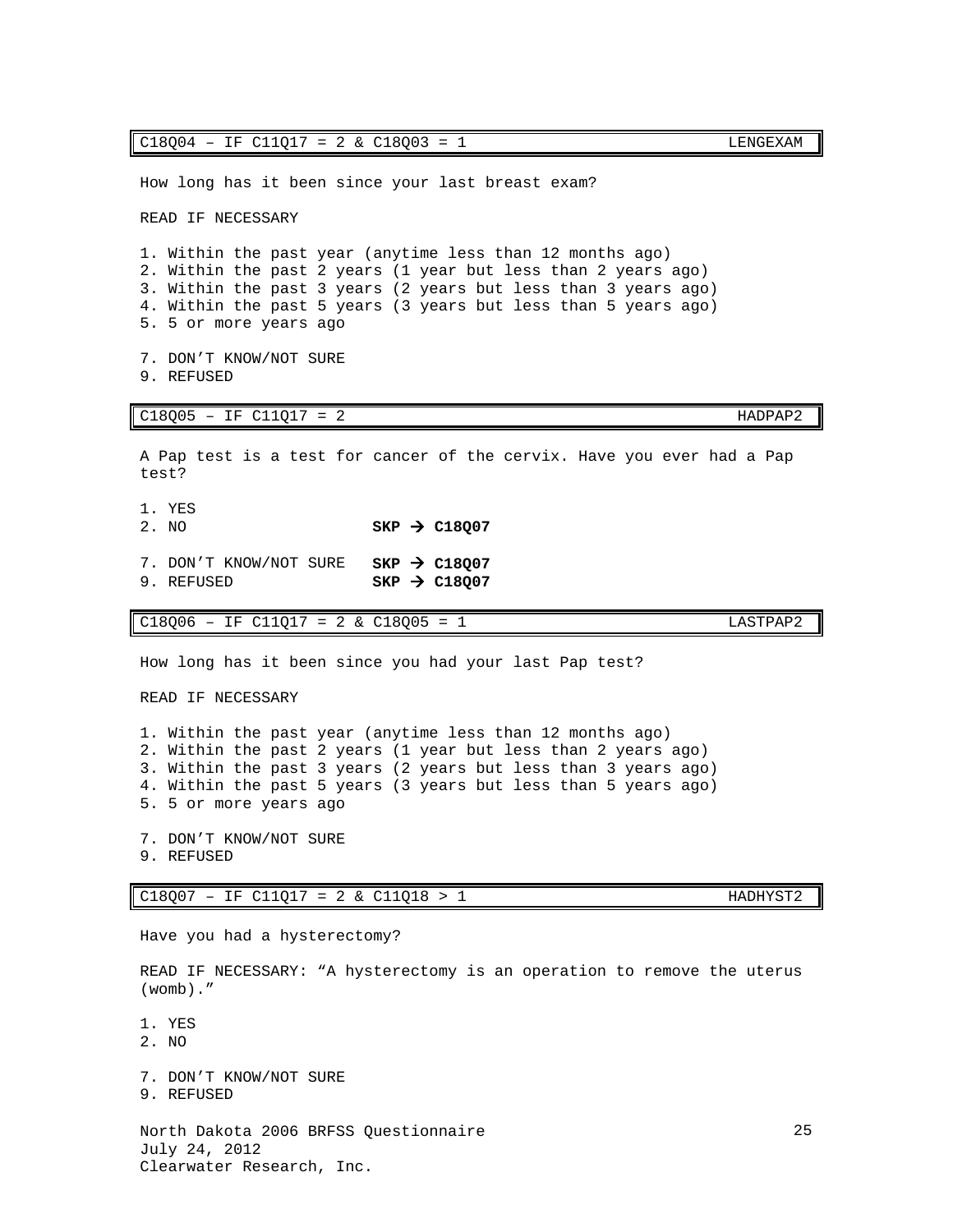| C18Q04 – IF C11Q17 = 2 & C18Q03 = 1 | LENGEXAM |
|---|---|

How long has it been since your last breast exam?

READ IF NECESSARY

1. Within the past year (anytime less than 12 months ago)
2. Within the past 2 years (1 year but less than 2 years ago)
3. Within the past 3 years (2 years but less than 3 years ago)
4. Within the past 5 years (3 years but less than 5 years ago)
5. 5 or more years ago

7. DON'T KNOW/NOT SURE
9. REFUSED

| C18Q05 – IF C11Q17 = 2 | HADPAP2 |
|---|---|

A Pap test is a test for cancer of the cervix. Have you ever had a Pap test?

1. YES
2. NO **SKP → C18Q07**

7. DON'T KNOW/NOT SURE **SKP → C18Q07**
9. REFUSED **SKP → C18Q07**

| C18Q06 – IF C11Q17 = 2 & C18Q05 = 1 | LASTPAP2 |
|---|---|

How long has it been since you had your last Pap test?

READ IF NECESSARY

1. Within the past year (anytime less than 12 months ago)
2. Within the past 2 years (1 year but less than 2 years ago)
3. Within the past 3 years (2 years but less than 3 years ago)
4. Within the past 5 years (3 years but less than 5 years ago)
5. 5 or more years ago

7. DON'T KNOW/NOT SURE
9. REFUSED

| C18Q07 – IF C11Q17 = 2 & C11Q18 > 1 | HADHYST2 |
|---|---|

Have you had a hysterectomy?

READ IF NECESSARY: "A hysterectomy is an operation to remove the uterus (womb)."

1. YES
2. NO

7. DON'T KNOW/NOT SURE
9. REFUSED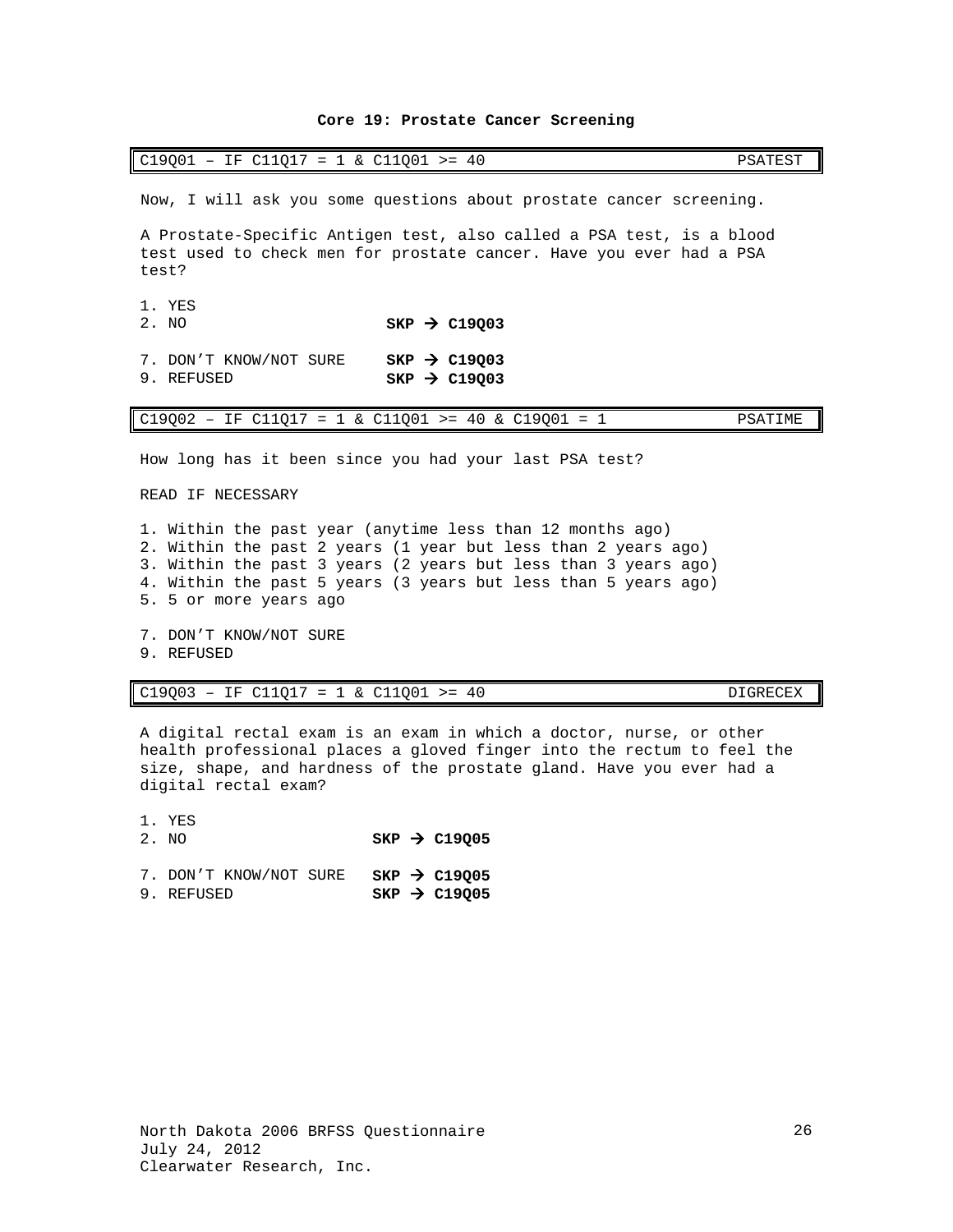**Core 19: Prostate Cancer Screening**

| C19Q01 – IF C11Q17 = 1 & C11Q01 >= 40 | PSATEST |
|---|---|

Now, I will ask you some questions about prostate cancer screening.

A Prostate-Specific Antigen test, also called a PSA test, is a blood test used to check men for prostate cancer. Have you ever had a PSA test?

1. YES
2. NO **SKP → C19Q03**

7. DON'T KNOW/NOT SURE **SKP → C19Q03**
9. REFUSED **SKP → C19Q03**

| C19Q02 – IF C11Q17 = 1 & C11Q01 >= 40 & C19Q01 = 1 | PSATIME |
|---|---|

How long has it been since you had your last PSA test?

READ IF NECESSARY

1. Within the past year (anytime less than 12 months ago)
2. Within the past 2 years (1 year but less than 2 years ago)
3. Within the past 3 years (2 years but less than 3 years ago)
4. Within the past 5 years (3 years but less than 5 years ago)
5. 5 or more years ago

7. DON'T KNOW/NOT SURE
9. REFUSED

| C19Q03 – IF C11Q17 = 1 & C11Q01 >= 40 | DIGRECEX |
|---|---|

A digital rectal exam is an exam in which a doctor, nurse, or other health professional places a gloved finger into the rectum to feel the size, shape, and hardness of the prostate gland. Have you ever had a digital rectal exam?

1. YES
2. NO **SKP → C19Q05**

7. DON'T KNOW/NOT SURE **SKP → C19Q05**
9. REFUSED **SKP → C19Q05**

North Dakota 2006 BRFSS Questionnaire
July 24, 2012
Clearwater Research, Inc.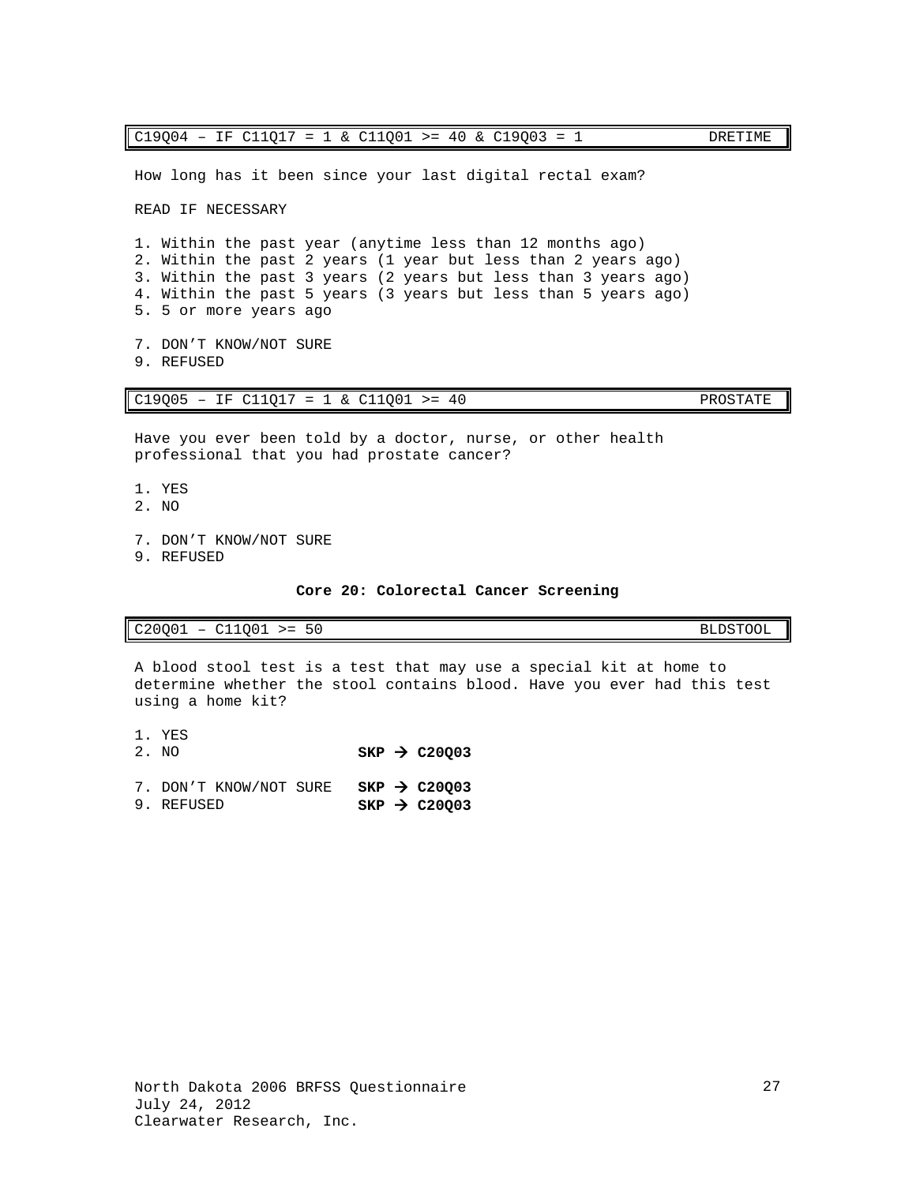| C19Q04 – IF C11Q17 = 1 & C11Q01 >= 40 & C19Q03 = 1 | DRETIME |
|---|---|

How long has it been since your last digital rectal exam?

READ IF NECESSARY

1. Within the past year (anytime less than 12 months ago)
2. Within the past 2 years (1 year but less than 2 years ago)
3. Within the past 3 years (2 years but less than 3 years ago)
4. Within the past 5 years (3 years but less than 5 years ago)
5. 5 or more years ago

7. DON'T KNOW/NOT SURE
9. REFUSED

| C19Q05 – IF C11Q17 = 1 & C11Q01 >= 40 | PROSTATE |
|---|---|

Have you ever been told by a doctor, nurse, or other health professional that you had prostate cancer?

1. YES
2. NO

7. DON'T KNOW/NOT SURE
9. REFUSED

### Core 20: Colorectal Cancer Screening

| C20Q01 – C11Q01 >= 50 | BLDSTOOL |
|---|---|

A blood stool test is a test that may use a special kit at home to determine whether the stool contains blood. Have you ever had this test using a home kit?

1. YES
2. NO **SKP → C20Q03**

7. DON'T KNOW/NOT SURE **SKP → C20Q03**
9. REFUSED **SKP → C20Q03**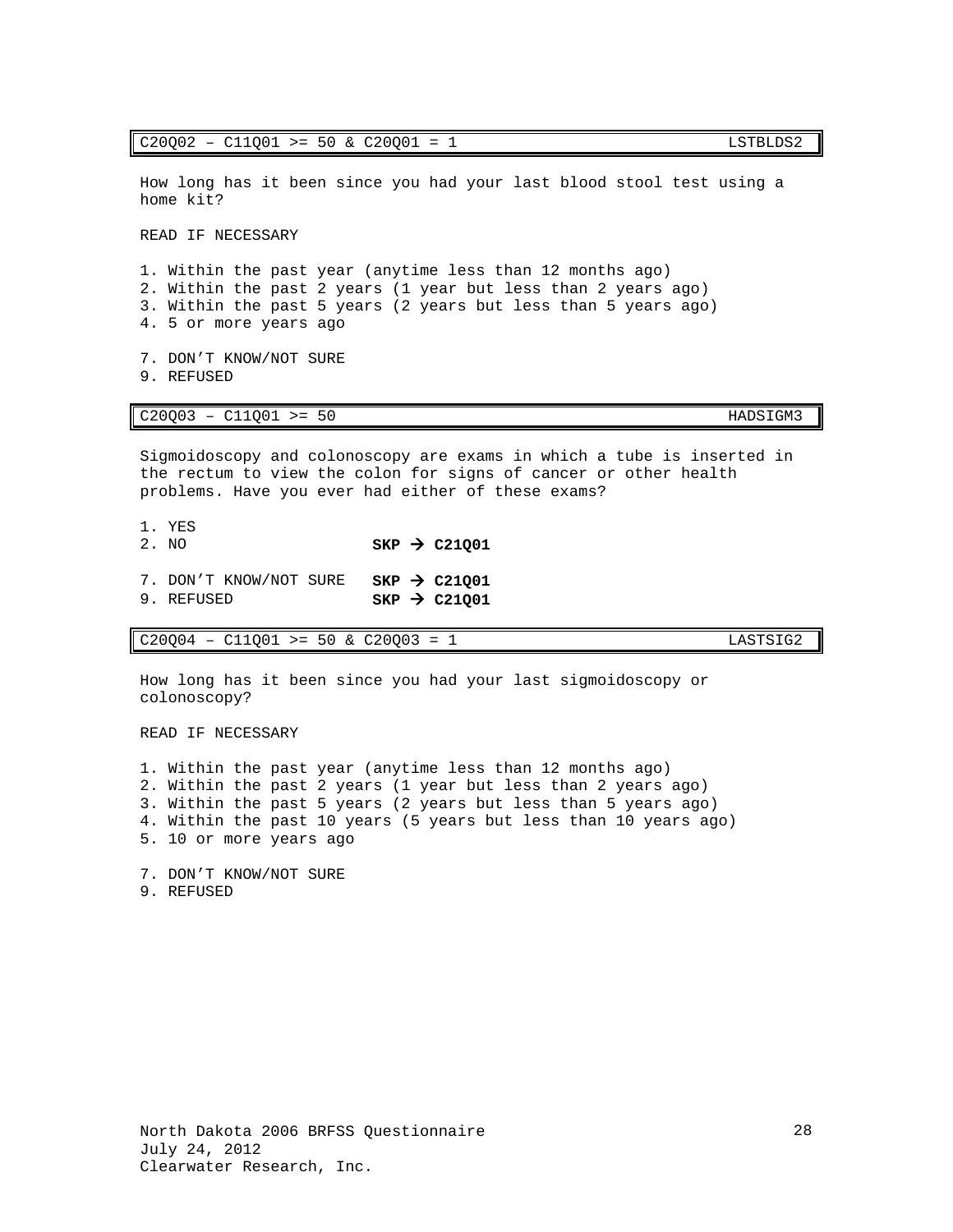| C20Q02 – C11Q01 >= 50 & C20Q01 = 1 | LSTBLDS2 |
|---|---|

How long has it been since you had your last blood stool test using a home kit?

READ IF NECESSARY

1. Within the past year (anytime less than 12 months ago)
2. Within the past 2 years (1 year but less than 2 years ago)
3. Within the past 5 years (2 years but less than 5 years ago)
4. 5 or more years ago

7. DON'T KNOW/NOT SURE
9. REFUSED

| C20Q03 – C11Q01 >= 50 | HADSIGM3 |
|---|---|

Sigmoidoscopy and colonoscopy are exams in which a tube is inserted in the rectum to view the colon for signs of cancer or other health problems. Have you ever had either of these exams?

1. YES
2. NO **SKP → C21Q01**

7. DON'T KNOW/NOT SURE **SKP → C21Q01**
9. REFUSED **SKP → C21Q01**

| C20Q04 – C11Q01 >= 50 & C20Q03 = 1 | LASTSIG2 |
|---|---|

How long has it been since you had your last sigmoidoscopy or colonoscopy?

READ IF NECESSARY

1. Within the past year (anytime less than 12 months ago)
2. Within the past 2 years (1 year but less than 2 years ago)
3. Within the past 5 years (2 years but less than 5 years ago)
4. Within the past 10 years (5 years but less than 10 years ago)
5. 10 or more years ago

7. DON'T KNOW/NOT SURE
9. REFUSED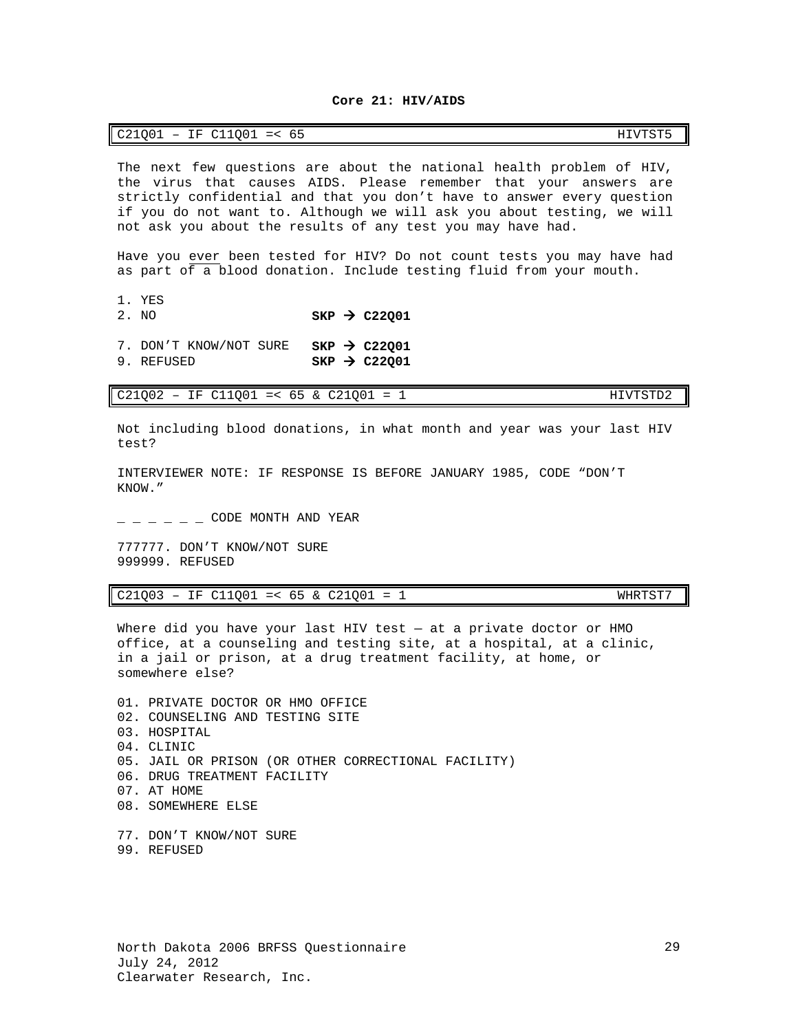## Core 21: HIV/AIDS

| C21Q01 – IF C11Q01 =< 65 | HIVTST5 |
|---|---|

The next few questions are about the national health problem of HIV, the virus that causes AIDS. Please remember that your answers are strictly confidential and that you don't have to answer every question if you do not want to. Although we will ask you about testing, we will not ask you about the results of any test you may have had.

Have you ever been tested for HIV? Do not count tests you may have had as part of a blood donation. Include testing fluid from your mouth.

1. YES
2. NO **SKP → C22Q01**

7. DON'T KNOW/NOT SURE **SKP → C22Q01**
9. REFUSED **SKP → C22Q01**

| C21Q02 – IF C11Q01 =< 65 & C21Q01 = 1 | HIVTSTD2 |
|---|---|

Not including blood donations, in what month and year was your last HIV test?

INTERVIEWER NOTE: IF RESPONSE IS BEFORE JANUARY 1985, CODE "DON'T KNOW."

_ _ _ _ _ _ CODE MONTH AND YEAR

777777. DON'T KNOW/NOT SURE
999999. REFUSED

| C21Q03 – IF C11Q01 =< 65 & C21Q01 = 1 | WHRTST7 |
|---|---|

Where did you have your last HIV test — at a private doctor or HMO office, at a counseling and testing site, at a hospital, at a clinic, in a jail or prison, at a drug treatment facility, at home, or somewhere else?

01. PRIVATE DOCTOR OR HMO OFFICE
02. COUNSELING AND TESTING SITE
03. HOSPITAL
04. CLINIC
05. JAIL OR PRISON (OR OTHER CORRECTIONAL FACILITY)
06. DRUG TREATMENT FACILITY
07. AT HOME
08. SOMEWHERE ELSE

77. DON'T KNOW/NOT SURE
99. REFUSED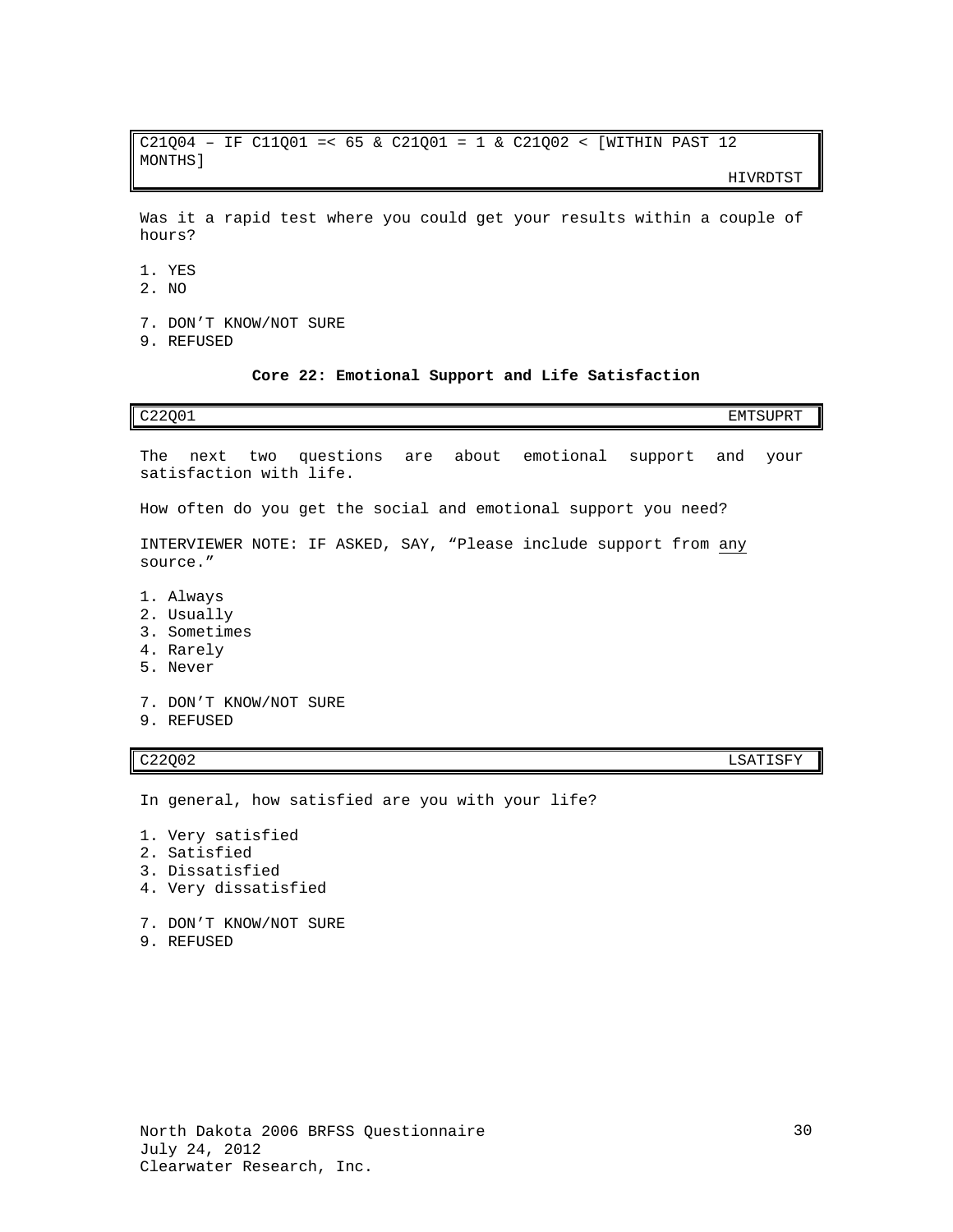| C21Q04 – IF C11Q01 =< 65 & C21Q01 = 1 & C21Q02 < [WITHIN PAST 12 MONTHS] | HIVRDTST |
|---|---|

Was it a rapid test where you could get your results within a couple of hours?

1. YES
2. NO

7. DON'T KNOW/NOT SURE
9. REFUSED

### Core 22: Emotional Support and Life Satisfaction

| C22Q01 | EMTSUPRT |
|---|---|

The next two questions are about emotional support and your satisfaction with life.

How often do you get the social and emotional support you need?

INTERVIEWER NOTE: IF ASKED, SAY, "Please include support from any source."

1. Always
2. Usually
3. Sometimes
4. Rarely
5. Never

7. DON'T KNOW/NOT SURE
9. REFUSED

| C22Q02 | LSATISFY |
|---|---|

In general, how satisfied are you with your life?

1. Very satisfied
2. Satisfied
3. Dissatisfied
4. Very dissatisfied

7. DON'T KNOW/NOT SURE
9. REFUSED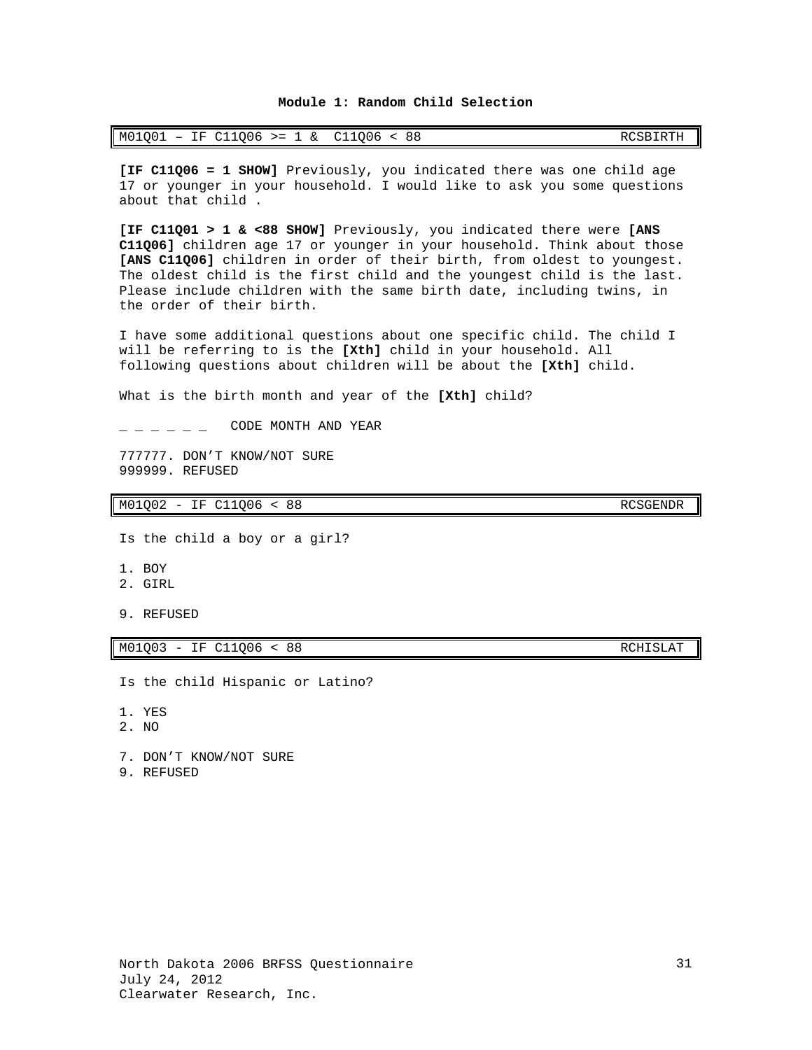## Module 1: Random Child Selection

| M01Q01 – IF C11Q06 >= 1 & C11Q06 < 88 | RCSBIRTH |
|---|---|

**[IF C11Q06 = 1 SHOW]** Previously, you indicated there was one child age 17 or younger in your household. I would like to ask you some questions about that child .

**[IF C11Q01 > 1 & <88 SHOW]** Previously, you indicated there were **[ANS C11Q06]** children age 17 or younger in your household. Think about those **[ANS C11Q06]** children in order of their birth, from oldest to youngest. The oldest child is the first child and the youngest child is the last. Please include children with the same birth date, including twins, in the order of their birth.

I have some additional questions about one specific child. The child I will be referring to is the **[Xth]** child in your household. All following questions about children will be about the **[Xth]** child.

What is the birth month and year of the **[Xth]** child?

_ _ _ _ _ _ CODE MONTH AND YEAR

777777. DON'T KNOW/NOT SURE
999999. REFUSED

| M01Q02 - IF C11Q06 < 88 | RCSGENDR |
|---|---|

Is the child a boy or a girl?

1. BOY
2. GIRL

9. REFUSED

| M01Q03 - IF C11Q06 < 88 | RCHISLAT |
|---|---|

Is the child Hispanic or Latino?

1. YES
2. NO

7. DON'T KNOW/NOT SURE
9. REFUSED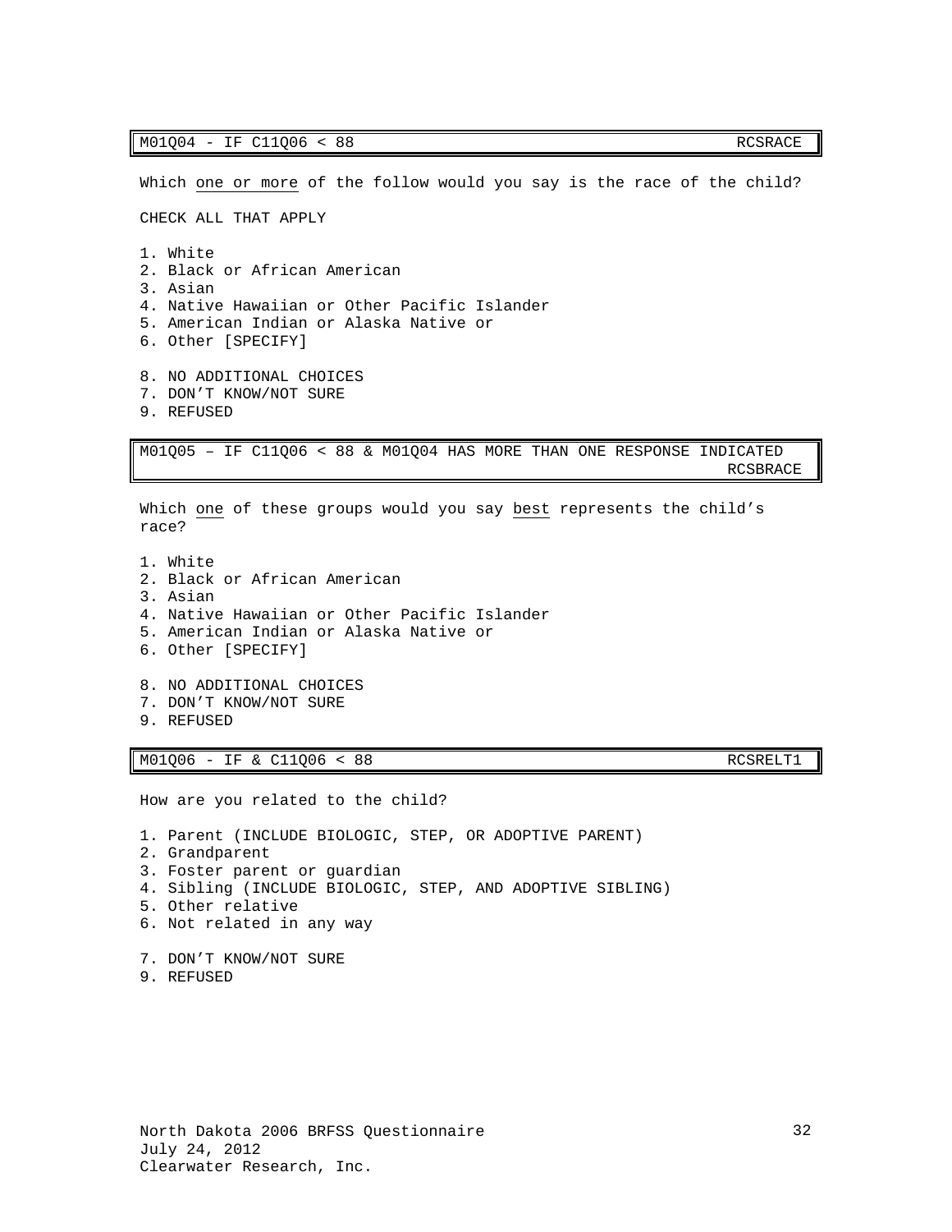| M01Q04 - IF C11Q06 < 88 | RCSRACE |
| --- | --- |

Which <u>one or more</u> of the follow would you say is the race of the child?

CHECK ALL THAT APPLY

1. White
2. Black or African American
3. Asian
4. Native Hawaiian or Other Pacific Islander
5. American Indian or Alaska Native or
6. Other [SPECIFY]

8. NO ADDITIONAL CHOICES
7. DON'T KNOW/NOT SURE
9. REFUSED

| M01Q05 – IF C11Q06 < 88 & M01Q04 HAS MORE THAN ONE RESPONSE INDICATED | RCSBRACE |
| --- | --- |

Which <u>one</u> of these groups would you say <u>best</u> represents the child's race?

1. White
2. Black or African American
3. Asian
4. Native Hawaiian or Other Pacific Islander
5. American Indian or Alaska Native or
6. Other [SPECIFY]

8. NO ADDITIONAL CHOICES
7. DON'T KNOW/NOT SURE
9. REFUSED

| M01Q06 - IF & C11Q06 < 88 | RCSRELT1 |
| --- | --- |

How are you related to the child?

1. Parent (INCLUDE BIOLOGIC, STEP, OR ADOPTIVE PARENT)
2. Grandparent
3. Foster parent or guardian
4. Sibling (INCLUDE BIOLOGIC, STEP, AND ADOPTIVE SIBLING)
5. Other relative
6. Not related in any way

7. DON'T KNOW/NOT SURE
9. REFUSED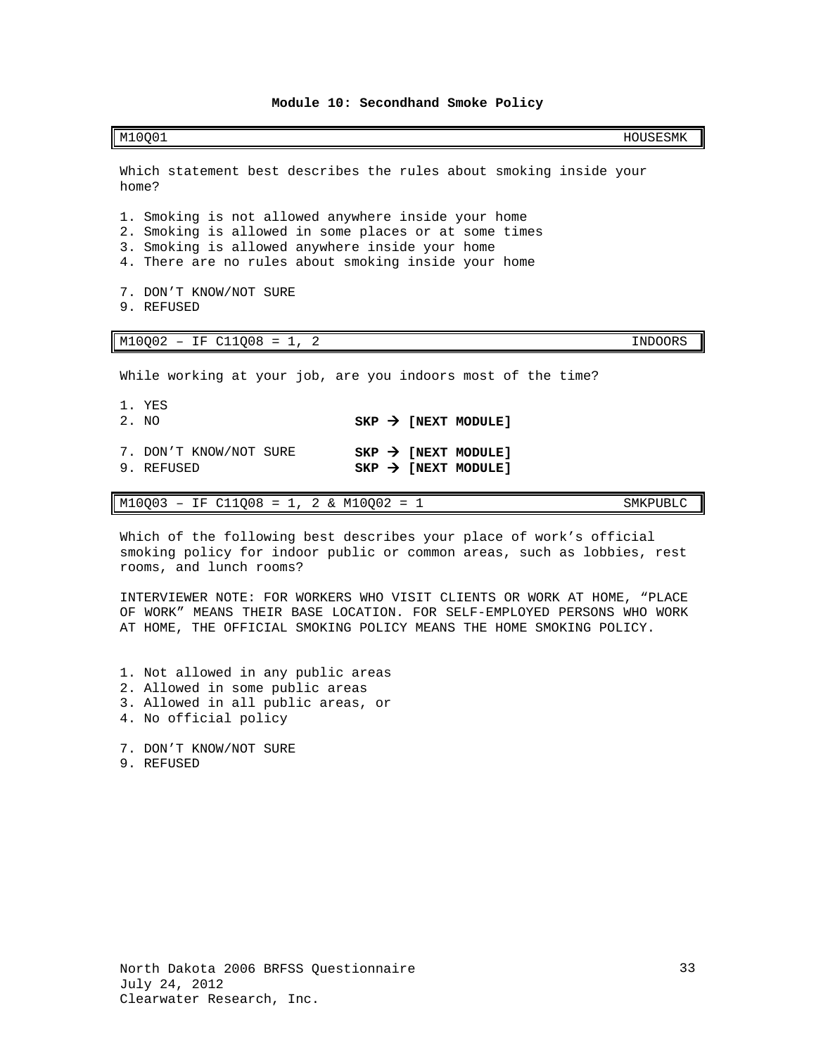## Module 10: Secondhand Smoke Policy

| M10Q01 | HOUSESMK |
|---|---|

Which statement best describes the rules about smoking inside your home?

1. Smoking is not allowed anywhere inside your home
2. Smoking is allowed in some places or at some times
3. Smoking is allowed anywhere inside your home
4. There are no rules about smoking inside your home

7. DON'T KNOW/NOT SURE
9. REFUSED

| M10Q02 – IF C11Q08 = 1, 2 | INDOORS |
|---|---|

While working at your job, are you indoors most of the time?

1. YES
2. NO **SKP → [NEXT MODULE]**

7. DON'T KNOW/NOT SURE **SKP → [NEXT MODULE]**
9. REFUSED **SKP → [NEXT MODULE]**

| M10Q03 – IF C11Q08 = 1, 2 & M10Q02 = 1 | SMKPUBLC |
|---|---|

Which of the following best describes your place of work's official smoking policy for indoor public or common areas, such as lobbies, rest rooms, and lunch rooms?

INTERVIEWER NOTE: FOR WORKERS WHO VISIT CLIENTS OR WORK AT HOME, "PLACE OF WORK" MEANS THEIR BASE LOCATION. FOR SELF-EMPLOYED PERSONS WHO WORK AT HOME, THE OFFICIAL SMOKING POLICY MEANS THE HOME SMOKING POLICY.

1. Not allowed in any public areas
2. Allowed in some public areas
3. Allowed in all public areas, or
4. No official policy

7. DON'T KNOW/NOT SURE
9. REFUSED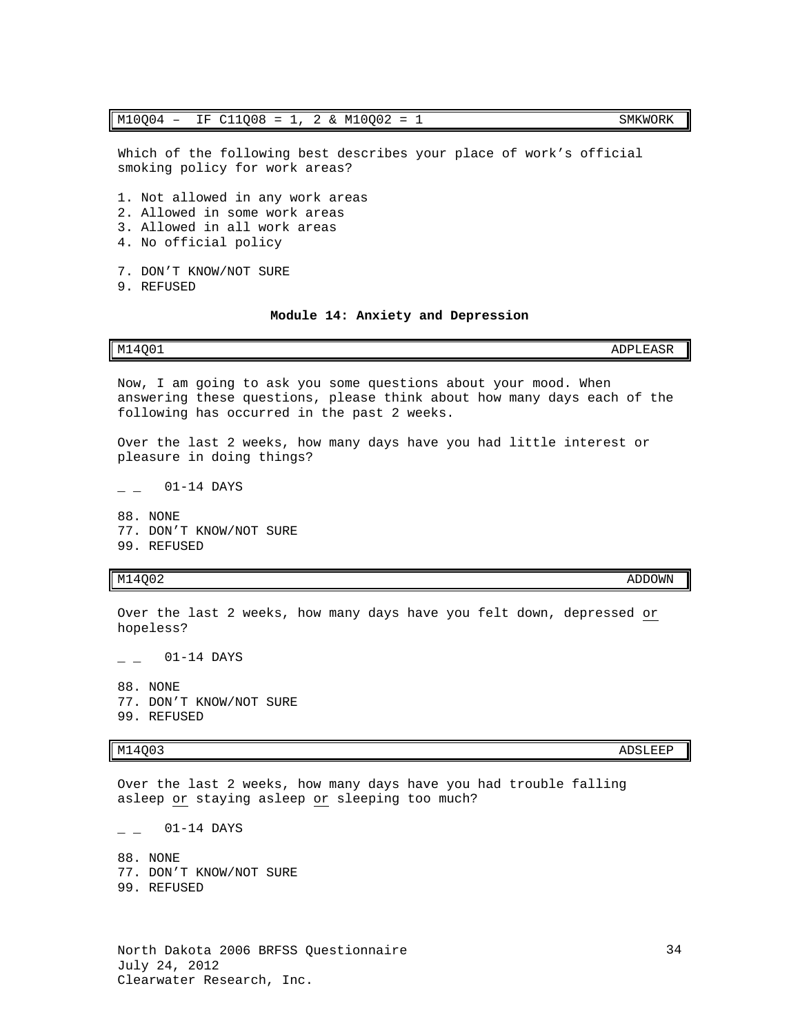| M10Q04 – IF C11Q08 = 1, 2 & M10Q02 = 1 | SMKWORK |
|---|---|

Which of the following best describes your place of work's official smoking policy for work areas?

1. Not allowed in any work areas
2. Allowed in some work areas
3. Allowed in all work areas
4. No official policy

7. DON'T KNOW/NOT SURE
9. REFUSED

### Module 14: Anxiety and Depression

| M14Q01 | ADPLEASR |
|---|---|

Now, I am going to ask you some questions about your mood. When answering these questions, please think about how many days each of the following has occurred in the past 2 weeks.

Over the last 2 weeks, how many days have you had little interest or pleasure in doing things?

_ _ 01-14 DAYS

88. NONE
77. DON'T KNOW/NOT SURE
99. REFUSED

| M14Q02 | ADDOWN |
|---|---|

Over the last 2 weeks, how many days have you felt down, depressed <u>or</u> hopeless?

_ _ 01-14 DAYS

88. NONE
77. DON'T KNOW/NOT SURE
99. REFUSED

| M14Q03 | ADSLEEP |
|---|---|

Over the last 2 weeks, how many days have you had trouble falling asleep <u>or</u> staying asleep <u>or</u> sleeping too much?

_ _ 01-14 DAYS

88. NONE
77. DON'T KNOW/NOT SURE
99. REFUSED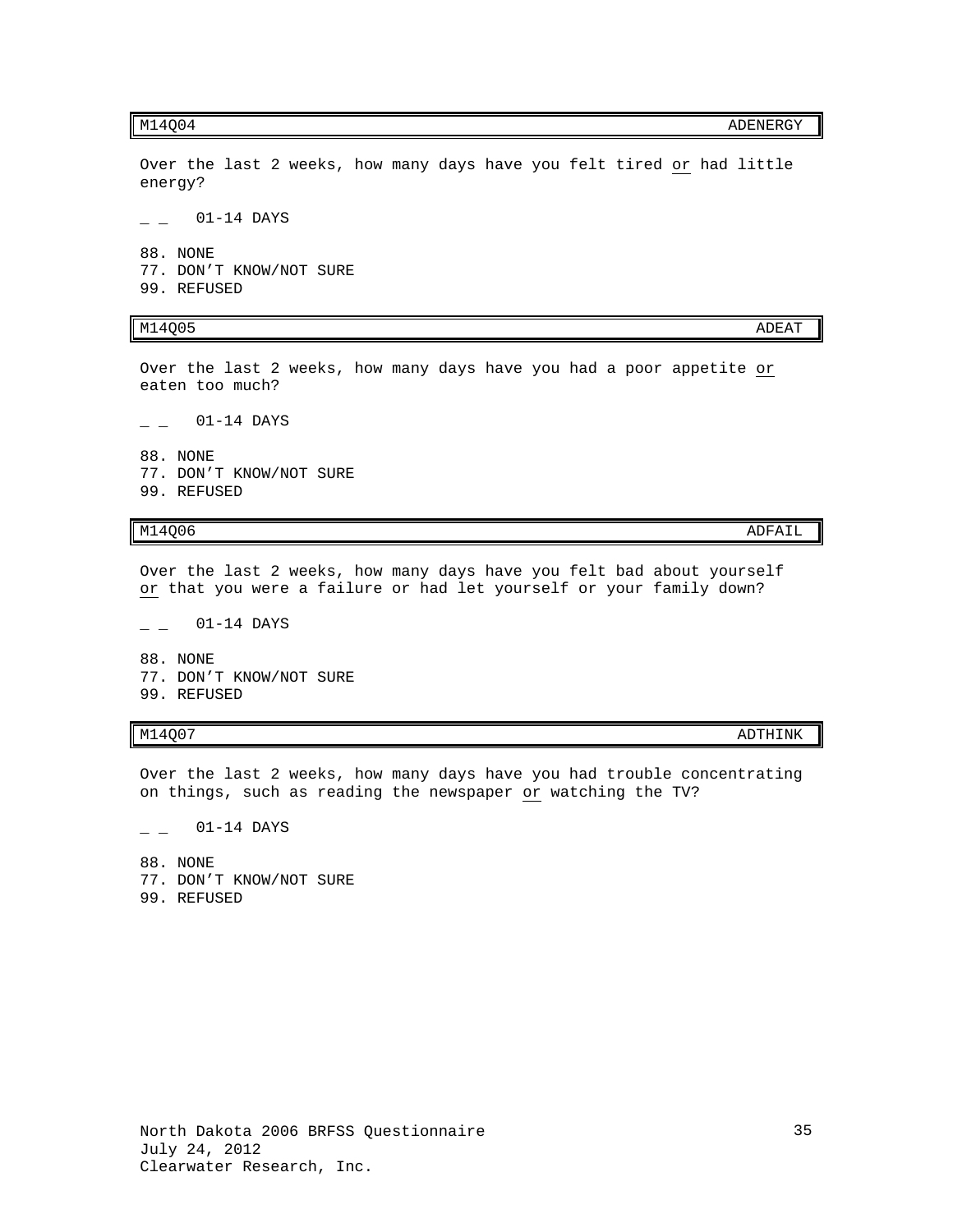| M14Q04 | ADENERGY |
|---|---|

Over the last 2 weeks, how many days have you felt tired <u>or</u> had little energy?

_ _ 01-14 DAYS

88. NONE
77. DON'T KNOW/NOT SURE
99. REFUSED

| M14Q05 | ADEAT |
|---|---|

Over the last 2 weeks, how many days have you had a poor appetite <u>or</u> eaten too much?

_ _ 01-14 DAYS

88. NONE
77. DON'T KNOW/NOT SURE
99. REFUSED

| M14Q06 | ADFAIL |
|---|---|

Over the last 2 weeks, how many days have you felt bad about yourself <u>or</u> that you were a failure or had let yourself or your family down?

_ _ 01-14 DAYS

88. NONE
77. DON'T KNOW/NOT SURE
99. REFUSED

| M14Q07 | ADTHINK |
|---|---|

Over the last 2 weeks, how many days have you had trouble concentrating on things, such as reading the newspaper <u>or</u> watching the TV?

_ _ 01-14 DAYS

88. NONE
77. DON'T KNOW/NOT SURE
99. REFUSED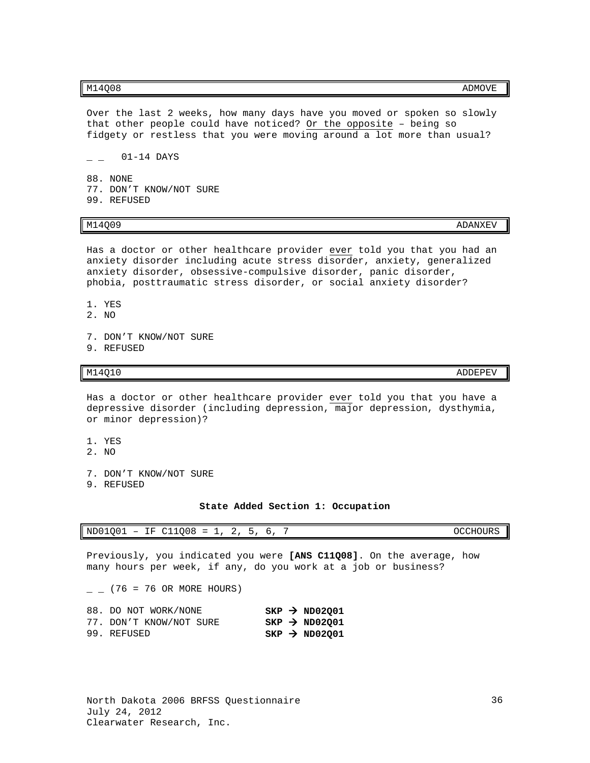| M14Q08 | ADMOVE |
|---|---|

Over the last 2 weeks, how many days have you moved or spoken so slowly that other people could have noticed? Or the opposite – being so fidgety or restless that you were moving around a lot more than usual?

_ _ 01-14 DAYS

88. NONE
77. DON'T KNOW/NOT SURE
99. REFUSED

| M14Q09 | ADANXEV |
|---|---|

Has a doctor or other healthcare provider ever told you that you had an anxiety disorder including acute stress disorder, anxiety, generalized anxiety disorder, obsessive-compulsive disorder, panic disorder, phobia, posttraumatic stress disorder, or social anxiety disorder?

1. YES
2. NO

7. DON'T KNOW/NOT SURE
9. REFUSED

| M14Q10 | ADDEPEV |
|---|---|

Has a doctor or other healthcare provider ever told you that you have a depressive disorder (including depression, major depression, dysthymia, or minor depression)?

1. YES
2. NO

7. DON'T KNOW/NOT SURE
9. REFUSED

**State Added Section 1: Occupation**

| ND01Q01 – IF C11Q08 = 1, 2, 5, 6, 7 | OCCHOURS |
|---|---|

Previously, you indicated you were **[ANS C11Q08]**. On the average, how many hours per week, if any, do you work at a job or business?

_ _ (76 = 76 OR MORE HOURS)

88. DO NOT WORK/NONE **SKP → ND02Q01**
77. DON'T KNOW/NOT SURE **SKP → ND02Q01**
99. REFUSED **SKP → ND02Q01**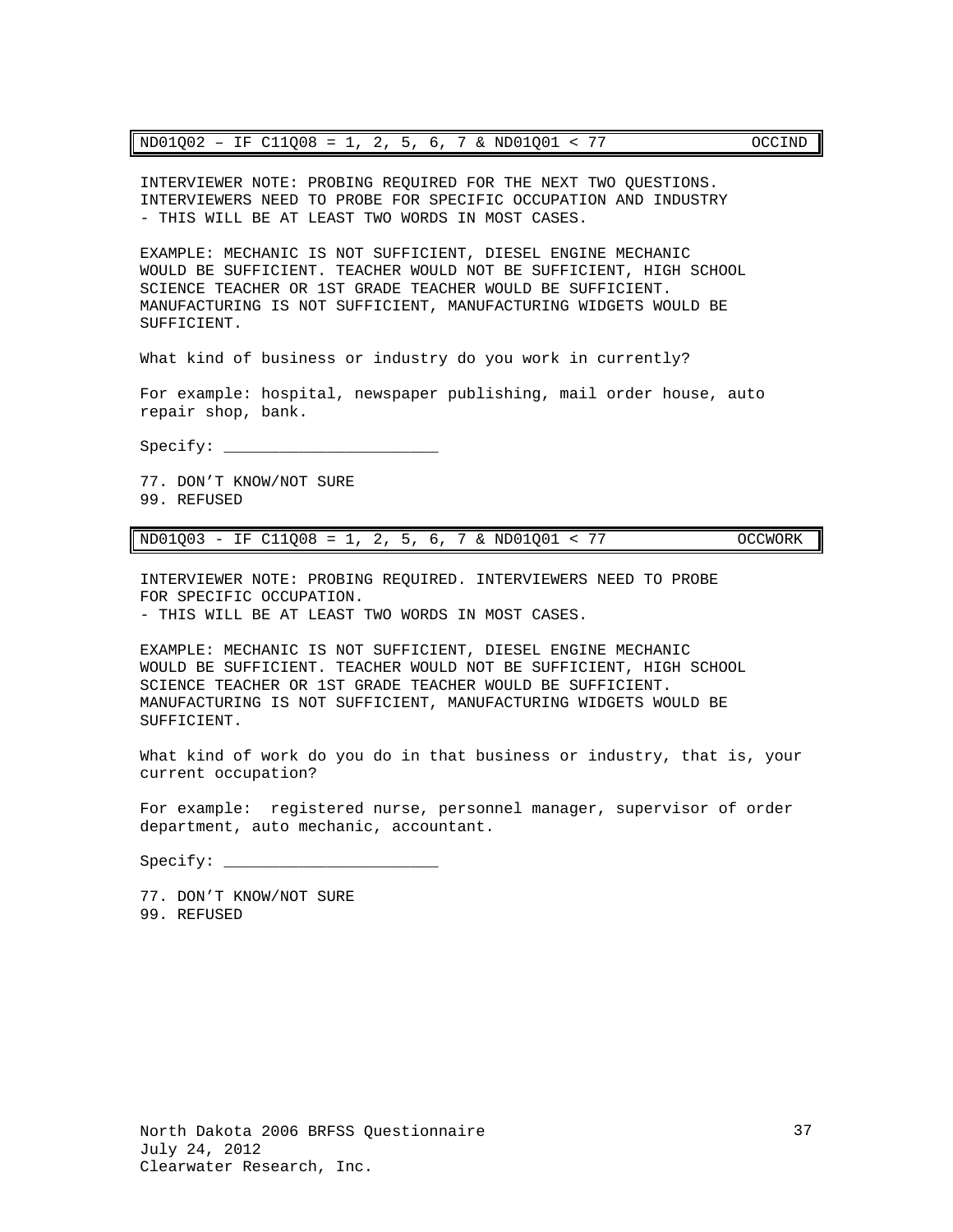| ND01Q02 – IF C11Q08 = 1, 2, 5, 6, 7 & ND01Q01 < 77 | OCCIND |
|---|---|

INTERVIEWER NOTE: PROBING REQUIRED FOR THE NEXT TWO QUESTIONS. INTERVIEWERS NEED TO PROBE FOR SPECIFIC OCCUPATION AND INDUSTRY - THIS WILL BE AT LEAST TWO WORDS IN MOST CASES.

EXAMPLE: MECHANIC IS NOT SUFFICIENT, DIESEL ENGINE MECHANIC WOULD BE SUFFICIENT. TEACHER WOULD NOT BE SUFFICIENT, HIGH SCHOOL SCIENCE TEACHER OR 1ST GRADE TEACHER WOULD BE SUFFICIENT. MANUFACTURING IS NOT SUFFICIENT, MANUFACTURING WIDGETS WOULD BE SUFFICIENT.

What kind of business or industry do you work in currently?

For example: hospital, newspaper publishing, mail order house, auto repair shop, bank.

Specify: _______________________

77. DON'T KNOW/NOT SURE
99. REFUSED

| ND01Q03 - IF C11Q08 = 1, 2, 5, 6, 7 & ND01Q01 < 77 | OCCWORK |
|---|---|

INTERVIEWER NOTE: PROBING REQUIRED. INTERVIEWERS NEED TO PROBE FOR SPECIFIC OCCUPATION.
- THIS WILL BE AT LEAST TWO WORDS IN MOST CASES.

EXAMPLE: MECHANIC IS NOT SUFFICIENT, DIESEL ENGINE MECHANIC WOULD BE SUFFICIENT. TEACHER WOULD NOT BE SUFFICIENT, HIGH SCHOOL SCIENCE TEACHER OR 1ST GRADE TEACHER WOULD BE SUFFICIENT. MANUFACTURING IS NOT SUFFICIENT, MANUFACTURING WIDGETS WOULD BE SUFFICIENT.

What kind of work do you do in that business or industry, that is, your current occupation?

For example: registered nurse, personnel manager, supervisor of order department, auto mechanic, accountant.

Specify: _______________________

77. DON'T KNOW/NOT SURE
99. REFUSED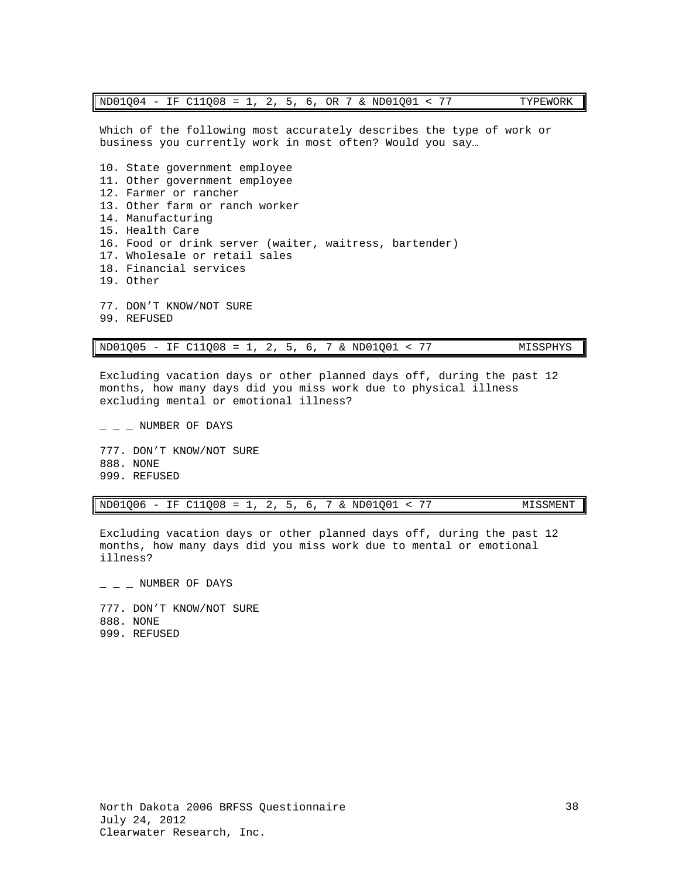| ND01Q04 - IF C11Q08 = 1, 2, 5, 6, OR 7 & ND01Q01 < 77 | TYPEWORK |
|---|---|

Which of the following most accurately describes the type of work or business you currently work in most often? Would you say…

10. State government employee
11. Other government employee
12. Farmer or rancher
13. Other farm or ranch worker
14. Manufacturing
15. Health Care
16. Food or drink server (waiter, waitress, bartender)
17. Wholesale or retail sales
18. Financial services
19. Other

77. DON’T KNOW/NOT SURE
99. REFUSED

| ND01Q05 - IF C11Q08 = 1, 2, 5, 6, 7 & ND01Q01 < 77 | MISSPHYS |
|---|---|

Excluding vacation days or other planned days off, during the past 12 months, how many days did you miss work due to physical illness excluding mental or emotional illness?

_ _ _ NUMBER OF DAYS

777. DON’T KNOW/NOT SURE
888. NONE
999. REFUSED

| ND01Q06 - IF C11Q08 = 1, 2, 5, 6, 7 & ND01Q01 < 77 | MISSMENT |
|---|---|

Excluding vacation days or other planned days off, during the past 12 months, how many days did you miss work due to mental or emotional illness?

_ _ _ NUMBER OF DAYS

777. DON’T KNOW/NOT SURE
888. NONE
999. REFUSED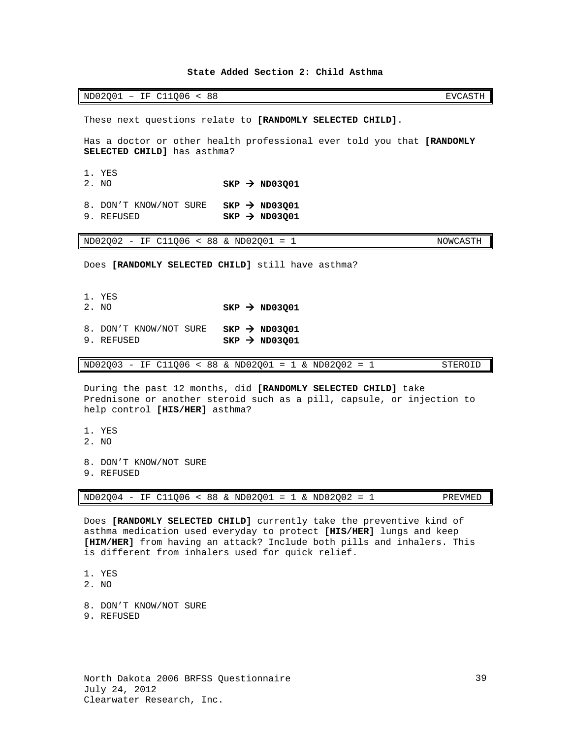## State Added Section 2: Child Asthma

| ND02Q01 – IF C11Q06 < 88 | EVCASTH |
|---|---|

These next questions relate to **[RANDOMLY SELECTED CHILD]**.

Has a doctor or other health professional ever told you that **[RANDOMLY SELECTED CHILD]** has asthma?

1. YES
2. NO **SKP → ND03Q01**

8. DON'T KNOW/NOT SURE **SKP → ND03Q01**
9. REFUSED **SKP → ND03Q01**

| ND02Q02 - IF C11Q06 < 88 & ND02Q01 = 1 | NOWCASTH |
|---|---|

Does **[RANDOMLY SELECTED CHILD]** still have asthma?

1. YES
2. NO **SKP → ND03Q01**

8. DON'T KNOW/NOT SURE **SKP → ND03Q01**
9. REFUSED **SKP → ND03Q01**

| ND02Q03 - IF C11Q06 < 88 & ND02Q01 = 1 & ND02Q02 = 1 | STEROID |
|---|---|

During the past 12 months, did **[RANDOMLY SELECTED CHILD]** take Prednisone or another steroid such as a pill, capsule, or injection to help control **[HIS/HER]** asthma?

1. YES
2. NO

8. DON'T KNOW/NOT SURE
9. REFUSED

| ND02Q04 - IF C11Q06 < 88 & ND02Q01 = 1 & ND02Q02 = 1 | PREVMED |
|---|---|

Does **[RANDOMLY SELECTED CHILD]** currently take the preventive kind of asthma medication used everyday to protect **[HIS/HER]** lungs and keep **[HIM/HER]** from having an attack? Include both pills and inhalers. This is different from inhalers used for quick relief.

1. YES
2. NO

8. DON'T KNOW/NOT SURE
9. REFUSED

North Dakota 2006 BRFSS Questionnaire
July 24, 2012
Clearwater Research, Inc.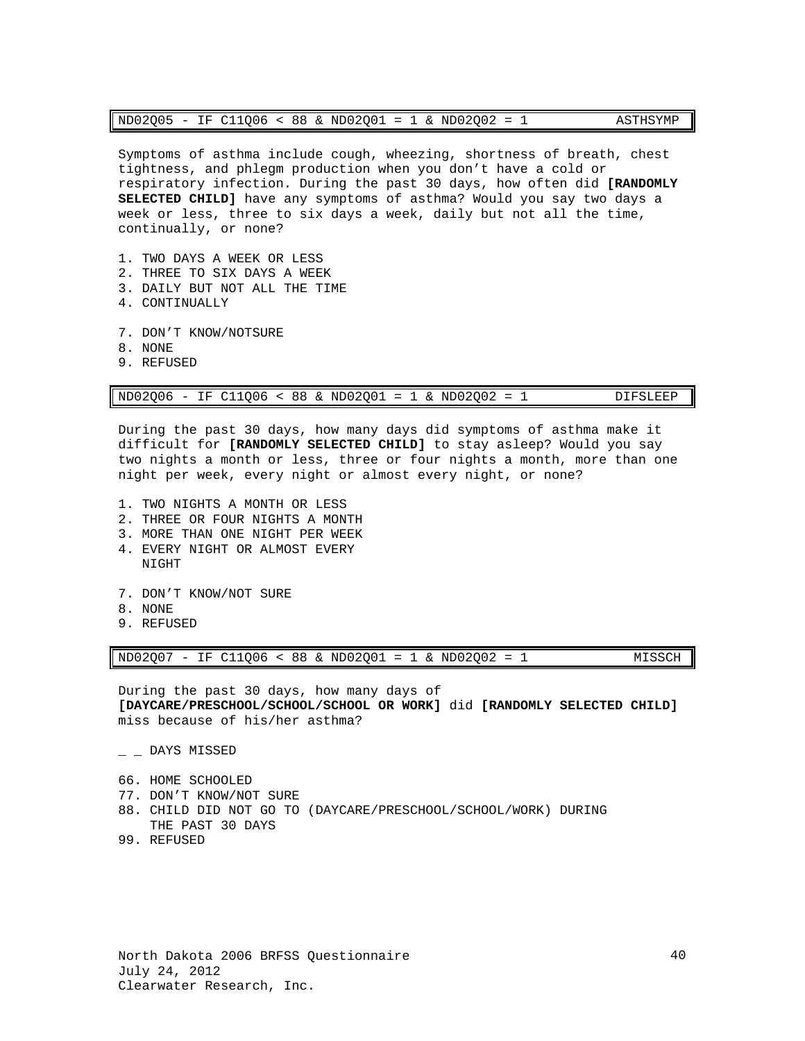ND02Q05 - IF C11Q06 < 88 & ND02Q01 = 1 & ND02Q02 = 1 ASTHSYMP

Symptoms of asthma include cough, wheezing, shortness of breath, chest tightness, and phlegm production when you don't have a cold or respiratory infection. During the past 30 days, how often did **[RANDOMLY SELECTED CHILD]** have any symptoms of asthma? Would you say two days a week or less, three to six days a week, daily but not all the time, continually, or none?

1. TWO DAYS A WEEK OR LESS
2. THREE TO SIX DAYS A WEEK
3. DAILY BUT NOT ALL THE TIME
4. CONTINUALLY

7. DON'T KNOW/NOTSURE
8. NONE
9. REFUSED

ND02Q06 - IF C11Q06 < 88 & ND02Q01 = 1 & ND02Q02 = 1 DIFSLEEP

During the past 30 days, how many days did symptoms of asthma make it difficult for **[RANDOMLY SELECTED CHILD]** to stay asleep? Would you say two nights a month or less, three or four nights a month, more than one night per week, every night or almost every night, or none?

1. TWO NIGHTS A MONTH OR LESS
2. THREE OR FOUR NIGHTS A MONTH
3. MORE THAN ONE NIGHT PER WEEK
4. EVERY NIGHT OR ALMOST EVERY NIGHT

7. DON'T KNOW/NOT SURE
8. NONE
9. REFUSED

ND02Q07 - IF C11Q06 < 88 & ND02Q01 = 1 & ND02Q02 = 1 MISSCH

During the past 30 days, how many days of **[DAYCARE/PRESCHOOL/SCHOOL/SCHOOL OR WORK]** did **[RANDOMLY SELECTED CHILD]** miss because of his/her asthma?

_ _ DAYS MISSED

66. HOME SCHOOLED
77. DON'T KNOW/NOT SURE
88. CHILD DID NOT GO TO (DAYCARE/PRESCHOOL/SCHOOL/WORK) DURING THE PAST 30 DAYS
99. REFUSED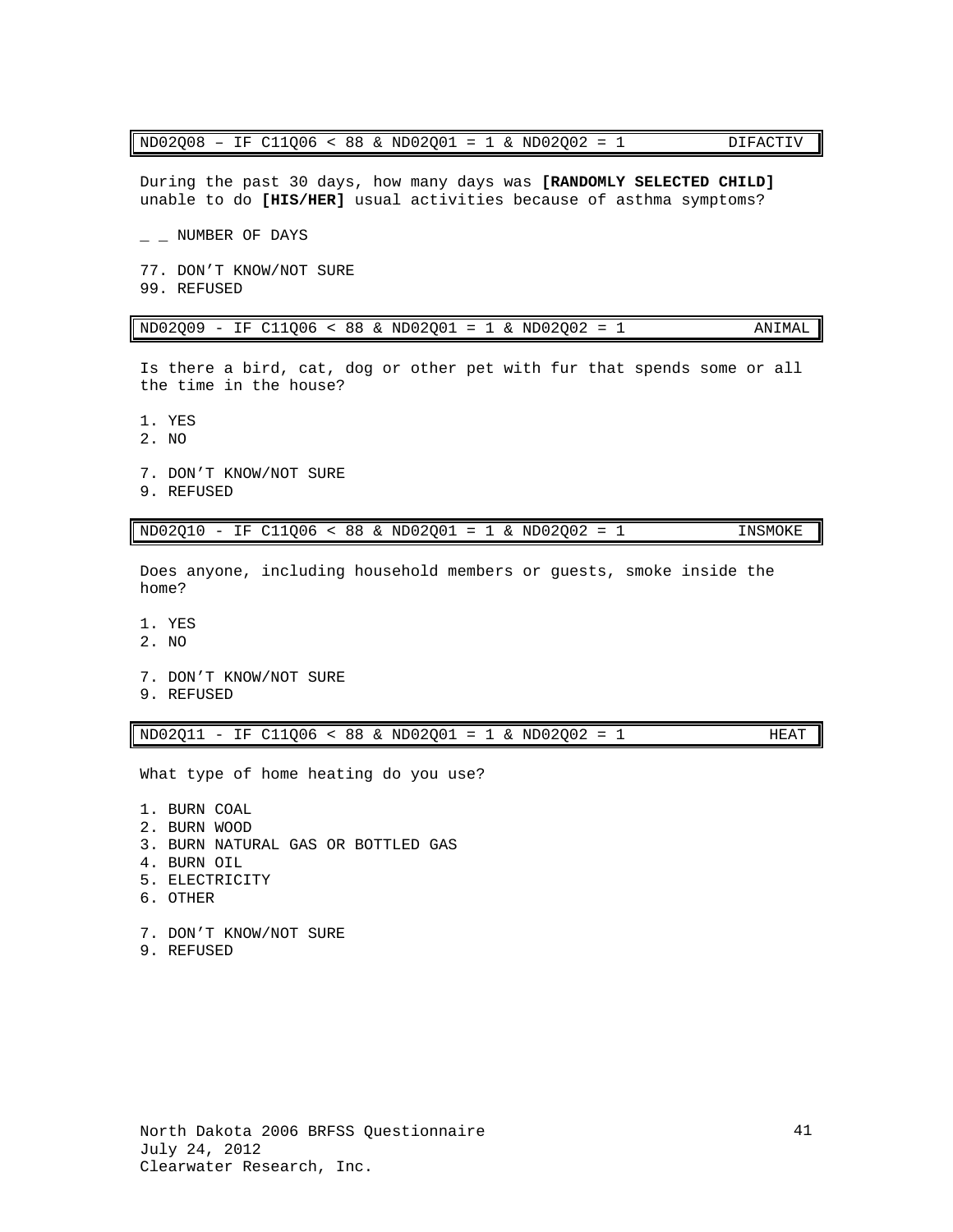ND02Q08 – IF C11Q06 < 88 & ND02Q01 = 1 & ND02Q02 = 1 DIFACTIV

During the past 30 days, how many days was **[RANDOMLY SELECTED CHILD]** unable to do **[HIS/HER]** usual activities because of asthma symptoms?

_ _ NUMBER OF DAYS

77. DON'T KNOW/NOT SURE
99. REFUSED

ND02Q09 - IF C11Q06 < 88 & ND02Q01 = 1 & ND02Q02 = 1 ANIMAL

Is there a bird, cat, dog or other pet with fur that spends some or all the time in the house?

1. YES
2. NO

7. DON'T KNOW/NOT SURE
9. REFUSED

ND02Q10 - IF C11Q06 < 88 & ND02Q01 = 1 & ND02Q02 = 1 INSMOKE

Does anyone, including household members or guests, smoke inside the home?

1. YES
2. NO

7. DON'T KNOW/NOT SURE
9. REFUSED

ND02Q11 - IF C11Q06 < 88 & ND02Q01 = 1 & ND02Q02 = 1 HEAT

What type of home heating do you use?

1. BURN COAL
2. BURN WOOD
3. BURN NATURAL GAS OR BOTTLED GAS
4. BURN OIL
5. ELECTRICITY
6. OTHER

7. DON'T KNOW/NOT SURE
9. REFUSED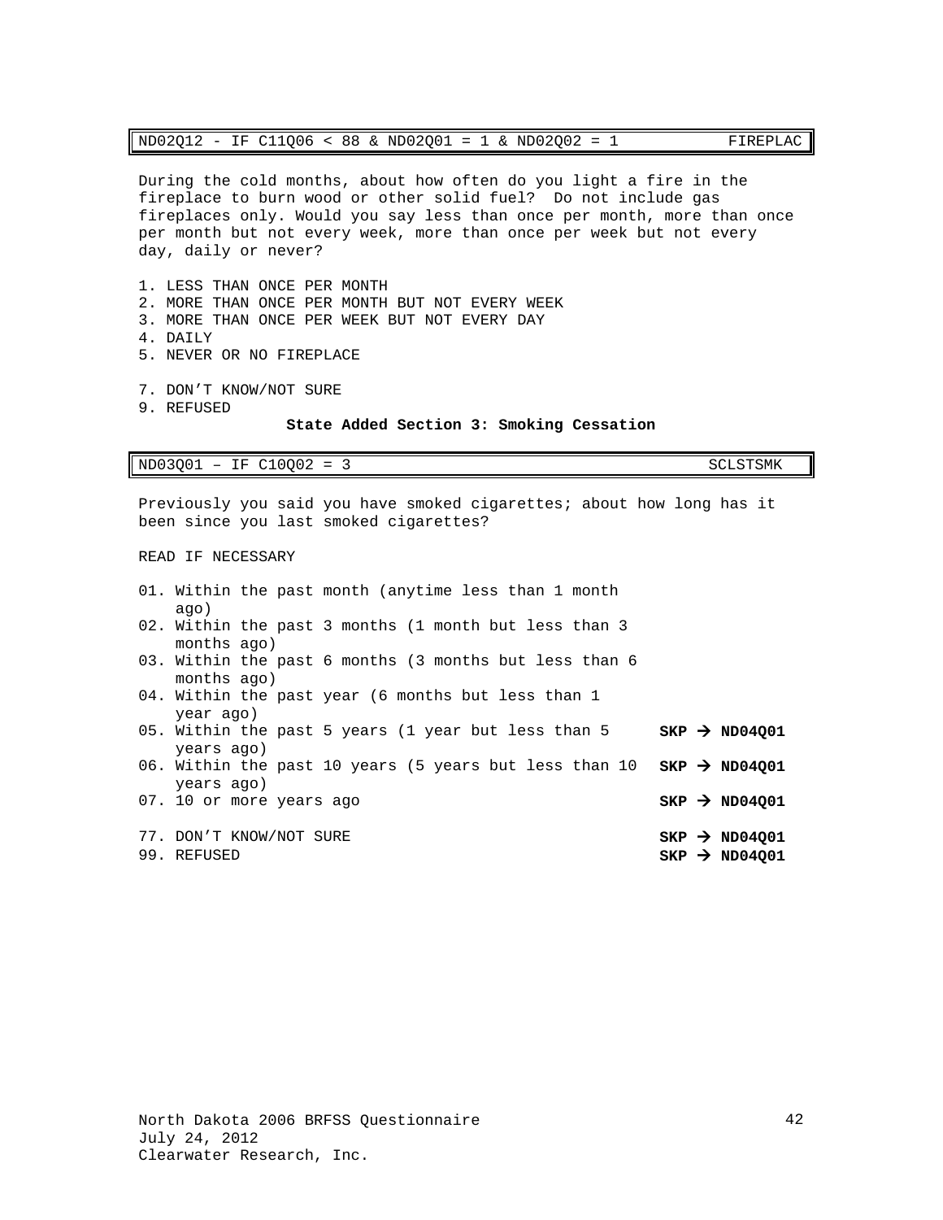| ND02Q12 - IF C11Q06 < 88 & ND02Q01 = 1 & ND02Q02 = 1 | FIREPLAC |
|---|---|

During the cold months, about how often do you light a fire in the fireplace to burn wood or other solid fuel? Do not include gas fireplaces only. Would you say less than once per month, more than once per month but not every week, more than once per week but not every day, daily or never?

1. LESS THAN ONCE PER MONTH
2. MORE THAN ONCE PER MONTH BUT NOT EVERY WEEK
3. MORE THAN ONCE PER WEEK BUT NOT EVERY DAY
4. DAILY
5. NEVER OR NO FIREPLACE

7. DON'T KNOW/NOT SURE
9. REFUSED

## State Added Section 3: Smoking Cessation

| ND03Q01 – IF C10Q02 = 3 | SCLSTSMK |
|---|---|

Previously you said you have smoked cigarettes; about how long has it been since you last smoked cigarettes?

READ IF NECESSARY

| Response | Skip |
|---|---|
| 01. Within the past month (anytime less than 1 month ago) | |
| 02. Within the past 3 months (1 month but less than 3 months ago) | |
| 03. Within the past 6 months (3 months but less than 6 months ago) | |
| 04. Within the past year (6 months but less than 1 year ago) | |
| 05. Within the past 5 years (1 year but less than 5 years ago) | **SKP → ND04Q01** |
| 06. Within the past 10 years (5 years but less than 10 years ago) | **SKP → ND04Q01** |
| 07. 10 or more years ago | **SKP → ND04Q01** |
| 77. DON'T KNOW/NOT SURE | **SKP → ND04Q01** |
| 99. REFUSED | **SKP → ND04Q01** |

North Dakota 2006 BRFSS Questionnaire
July 24, 2012
Clearwater Research, Inc.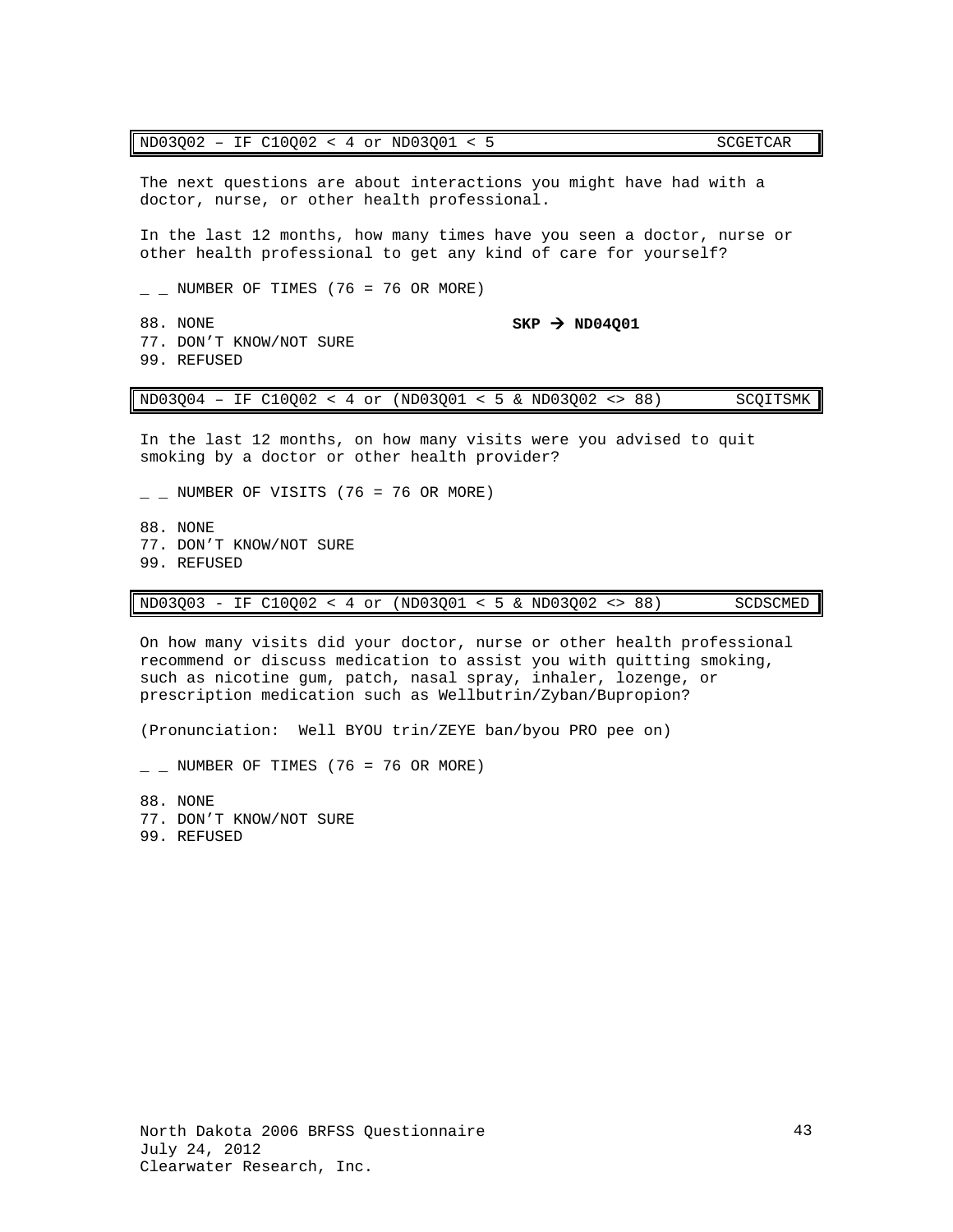| ND03Q02 – IF C10Q02 < 4 or ND03Q01 < 5 | SCGETCAR |
|---|---|

The next questions are about interactions you might have had with a doctor, nurse, or other health professional.

In the last 12 months, how many times have you seen a doctor, nurse or other health professional to get any kind of care for yourself?

_ _ NUMBER OF TIMES (76 = 76 OR MORE)

88. NONE **SKP → ND04Q01**
77. DON'T KNOW/NOT SURE
99. REFUSED

| ND03Q04 – IF C10Q02 < 4 or (ND03Q01 < 5 & ND03Q02 <> 88) | SCQITSMK |
|---|---|

In the last 12 months, on how many visits were you advised to quit smoking by a doctor or other health provider?

_ _ NUMBER OF VISITS (76 = 76 OR MORE)

88. NONE
77. DON'T KNOW/NOT SURE
99. REFUSED

| ND03Q03 - IF C10Q02 < 4 or (ND03Q01 < 5 & ND03Q02 <> 88) | SCDSCMED |
|---|---|

On how many visits did your doctor, nurse or other health professional recommend or discuss medication to assist you with quitting smoking, such as nicotine gum, patch, nasal spray, inhaler, lozenge, or prescription medication such as Wellbutrin/Zyban/Bupropion?

(Pronunciation: Well BYOU trin/ZEYE ban/byou PRO pee on)

_ _ NUMBER OF TIMES (76 = 76 OR MORE)

88. NONE
77. DON'T KNOW/NOT SURE
99. REFUSED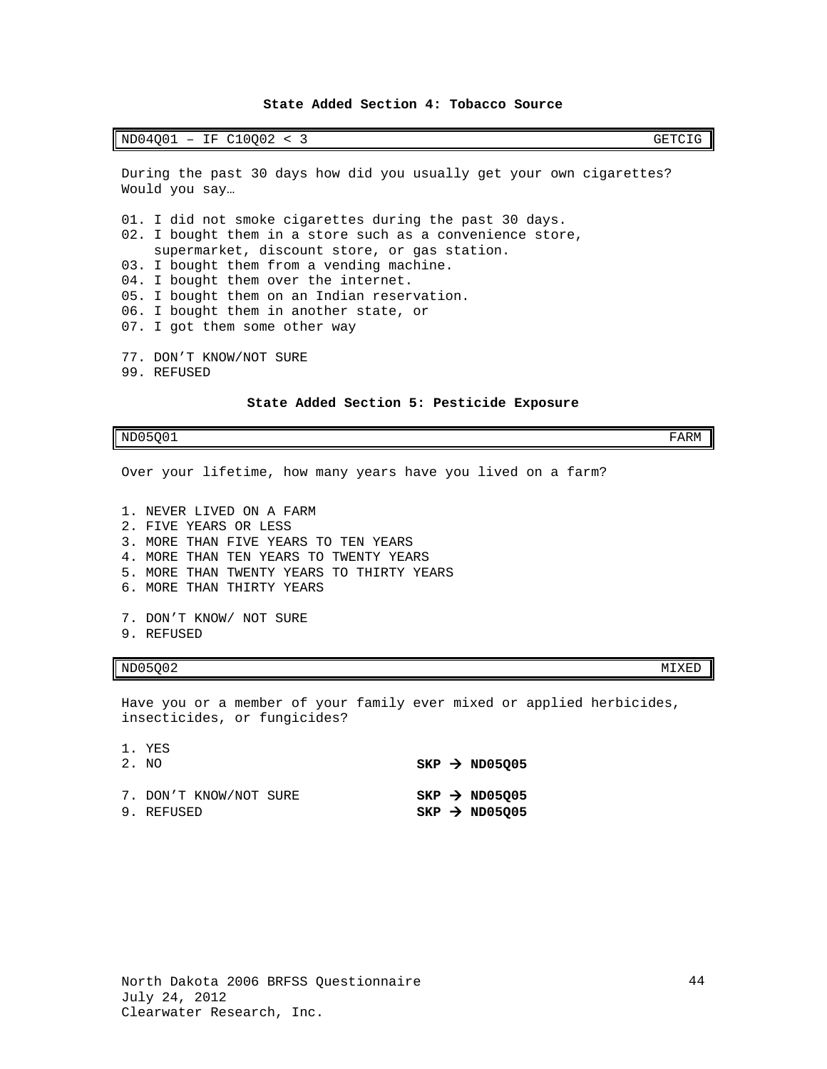### State Added Section 4: Tobacco Source

| ND04Q01 – IF C10Q02 < 3 | GETCIG |
|---|---|

During the past 30 days how did you usually get your own cigarettes? Would you say…

01. I did not smoke cigarettes during the past 30 days.
02. I bought them in a store such as a convenience store, supermarket, discount store, or gas station.
03. I bought them from a vending machine.
04. I bought them over the internet.
05. I bought them on an Indian reservation.
06. I bought them in another state, or
07. I got them some other way

77. DON'T KNOW/NOT SURE
99. REFUSED

### State Added Section 5: Pesticide Exposure

| ND05Q01 | FARM |
|---|---|

Over your lifetime, how many years have you lived on a farm?

1. NEVER LIVED ON A FARM
2. FIVE YEARS OR LESS
3. MORE THAN FIVE YEARS TO TEN YEARS
4. MORE THAN TEN YEARS TO TWENTY YEARS
5. MORE THAN TWENTY YEARS TO THIRTY YEARS
6. MORE THAN THIRTY YEARS

7. DON'T KNOW/ NOT SURE
9. REFUSED

| ND05Q02 | MIXED |
|---|---|

Have you or a member of your family ever mixed or applied herbicides, insecticides, or fungicides?

1. YES
2. NO **SKP → ND05Q05**

7. DON'T KNOW/NOT SURE **SKP → ND05Q05**
9. REFUSED **SKP → ND05Q05**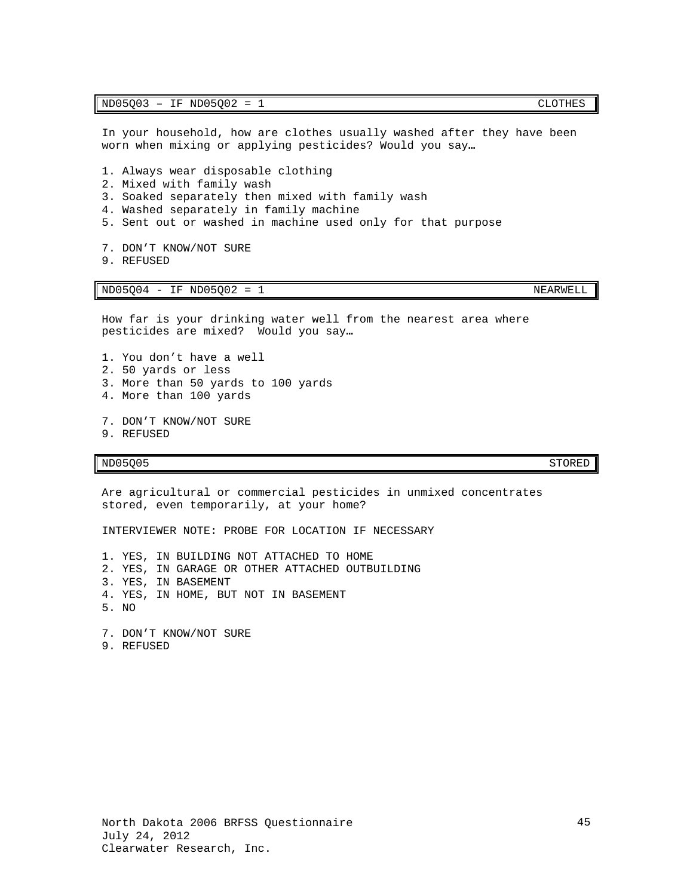| ND05Q03 – IF ND05Q02 = 1 | CLOTHES |
|---|---|

In your household, how are clothes usually washed after they have been worn when mixing or applying pesticides? Would you say…

1. Always wear disposable clothing
2. Mixed with family wash
3. Soaked separately then mixed with family wash
4. Washed separately in family machine
5. Sent out or washed in machine used only for that purpose

7. DON'T KNOW/NOT SURE
9. REFUSED

| ND05Q04 - IF ND05Q02 = 1 | NEARWELL |
|---|---|

How far is your drinking water well from the nearest area where pesticides are mixed? Would you say…

1. You don't have a well
2. 50 yards or less
3. More than 50 yards to 100 yards
4. More than 100 yards

7. DON'T KNOW/NOT SURE
9. REFUSED

| ND05Q05 | STORED |
|---|---|

Are agricultural or commercial pesticides in unmixed concentrates stored, even temporarily, at your home?

INTERVIEWER NOTE: PROBE FOR LOCATION IF NECESSARY

1. YES, IN BUILDING NOT ATTACHED TO HOME
2. YES, IN GARAGE OR OTHER ATTACHED OUTBUILDING
3. YES, IN BASEMENT
4. YES, IN HOME, BUT NOT IN BASEMENT
5. NO

7. DON'T KNOW/NOT SURE
9. REFUSED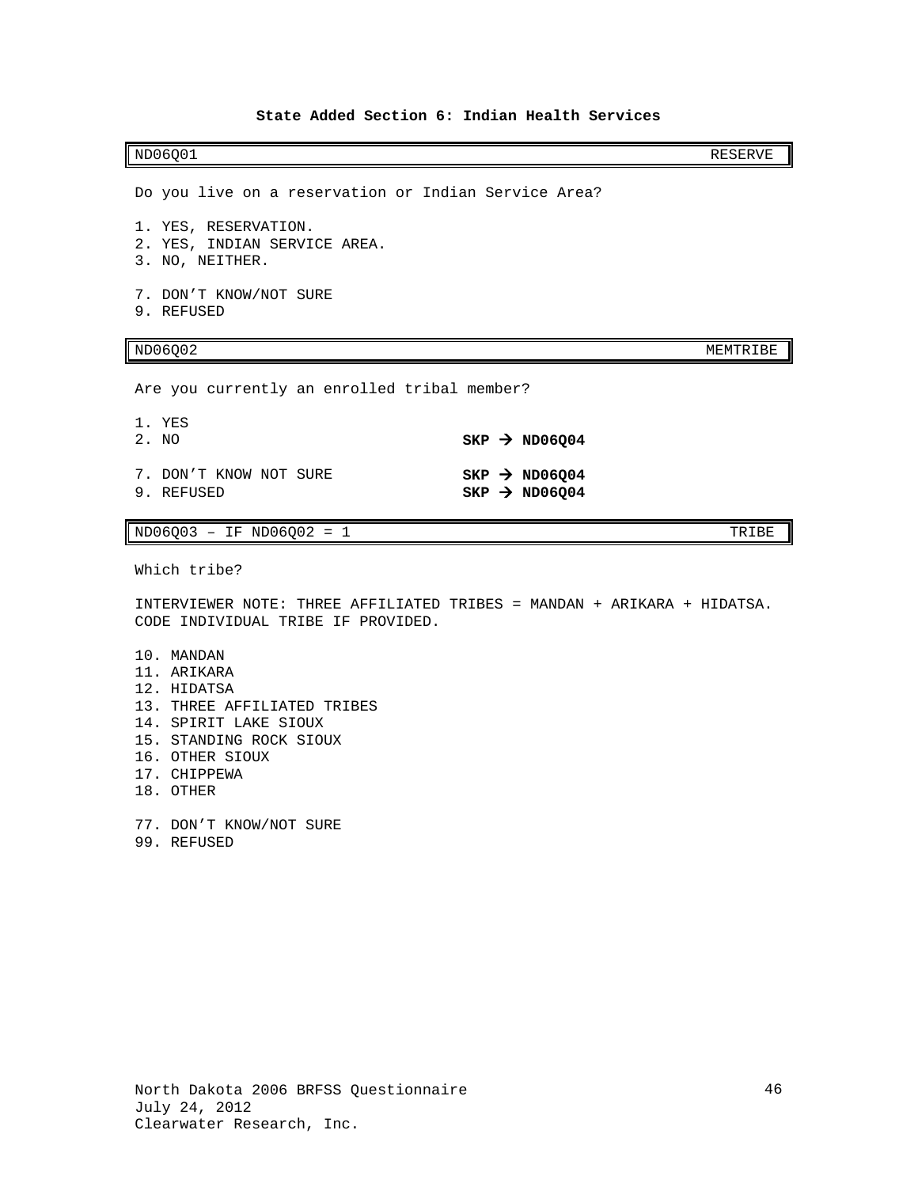### State Added Section 6: Indian Health Services

| ND06Q01 | RESERVE |
|---|---|

Do you live on a reservation or Indian Service Area?

1. YES, RESERVATION.
2. YES, INDIAN SERVICE AREA.
3. NO, NEITHER.

7. DON'T KNOW/NOT SURE
9. REFUSED

| ND06Q02 | MEMTRIBE |
|---|---|

Are you currently an enrolled tribal member?

1. YES
2. NO **SKP → ND06Q04**

7. DON'T KNOW NOT SURE **SKP → ND06Q04**
9. REFUSED **SKP → ND06Q04**

| ND06Q03 – IF ND06Q02 = 1 | TRIBE |
|---|---|

Which tribe?

INTERVIEWER NOTE: THREE AFFILIATED TRIBES = MANDAN + ARIKARA + HIDATSA. CODE INDIVIDUAL TRIBE IF PROVIDED.

10. MANDAN
11. ARIKARA
12. HIDATSA
13. THREE AFFILIATED TRIBES
14. SPIRIT LAKE SIOUX
15. STANDING ROCK SIOUX
16. OTHER SIOUX
17. CHIPPEWA
18. OTHER

77. DON'T KNOW/NOT SURE
99. REFUSED

North Dakota 2006 BRFSS Questionnaire
July 24, 2012
Clearwater Research, Inc.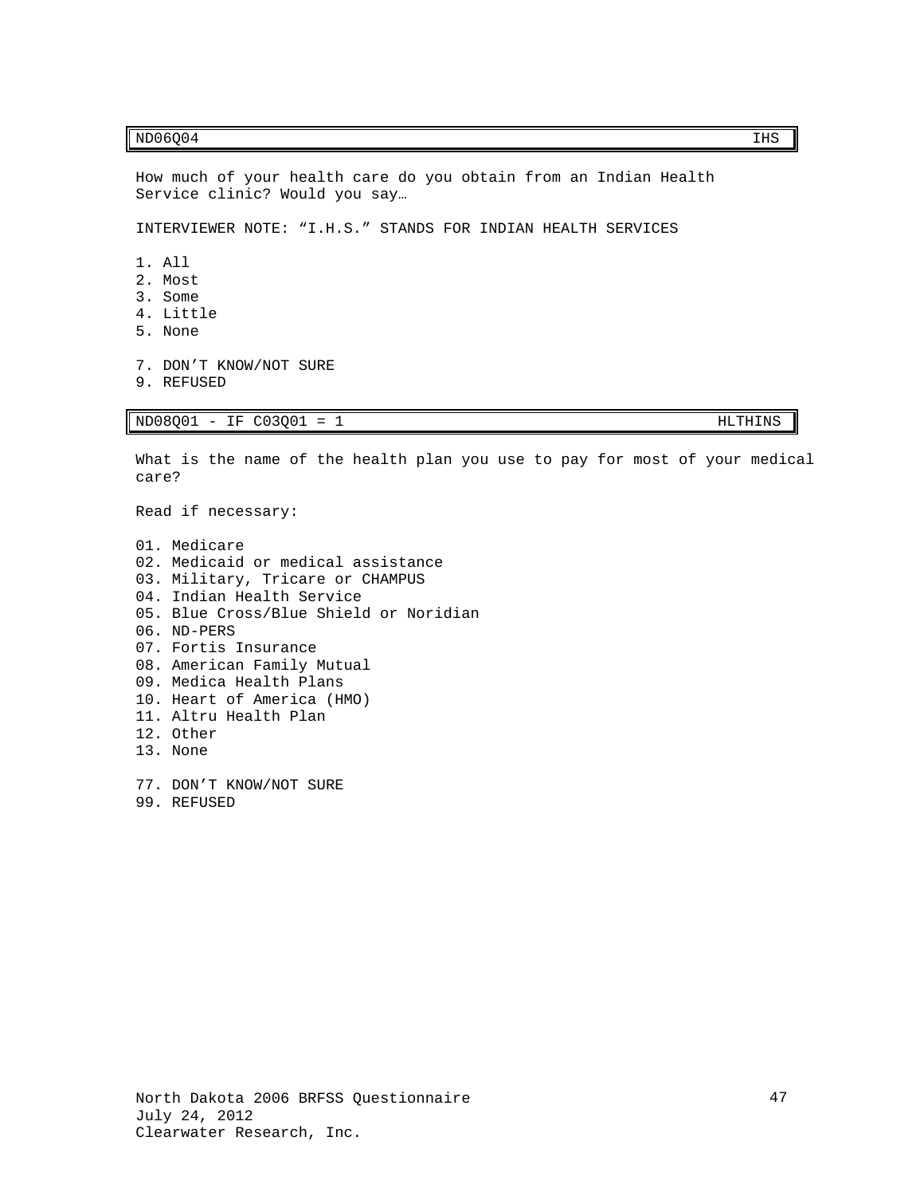| ND06Q04 | IHS |
|---|---|

How much of your health care do you obtain from an Indian Health Service clinic? Would you say…

INTERVIEWER NOTE: “I.H.S.” STANDS FOR INDIAN HEALTH SERVICES

1. All
2. Most
3. Some
4. Little
5. None

7. DON’T KNOW/NOT SURE
9. REFUSED

| ND08Q01 - IF C03Q01 = 1 | HLTHINS |
|---|---|

What is the name of the health plan you use to pay for most of your medical care?

Read if necessary:

01. Medicare
02. Medicaid or medical assistance
03. Military, Tricare or CHAMPUS
04. Indian Health Service
05. Blue Cross/Blue Shield or Noridian
06. ND-PERS
07. Fortis Insurance
08. American Family Mutual
09. Medica Health Plans
10. Heart of America (HMO)
11. Altru Health Plan
12. Other
13. None

77. DON’T KNOW/NOT SURE
99. REFUSED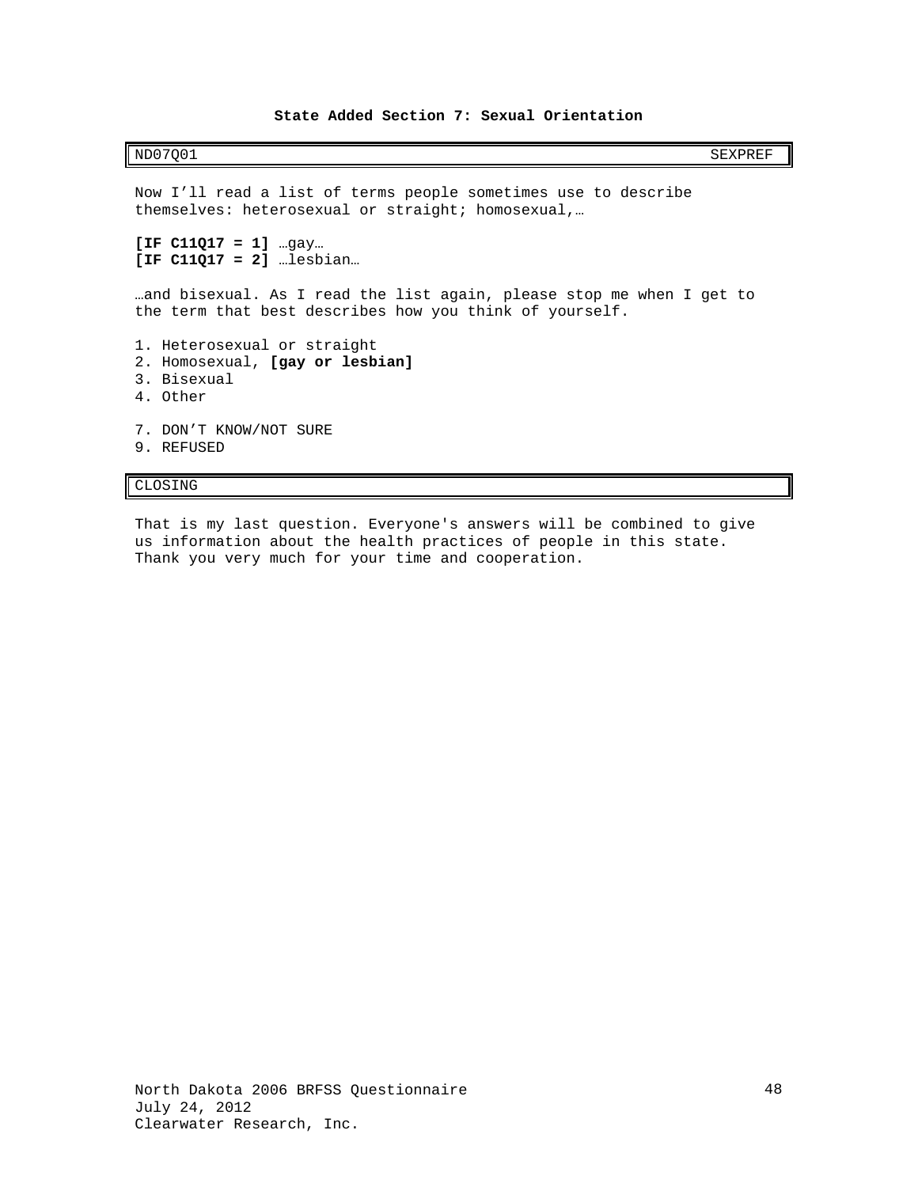## State Added Section 7: Sexual Orientation

| ND07Q01 | SEXPREF |
|---|---|

Now I'll read a list of terms people sometimes use to describe themselves: heterosexual or straight; homosexual,…

**[IF C11Q17 = 1]** …gay…
**[IF C11Q17 = 2]** …lesbian…

…and bisexual. As I read the list again, please stop me when I get to the term that best describes how you think of yourself.

1. Heterosexual or straight
2. Homosexual, **[gay or lesbian]**
3. Bisexual
4. Other

7. DON'T KNOW/NOT SURE
9. REFUSED

| CLOSING |
|---|

That is my last question. Everyone's answers will be combined to give us information about the health practices of people in this state. Thank you very much for your time and cooperation.